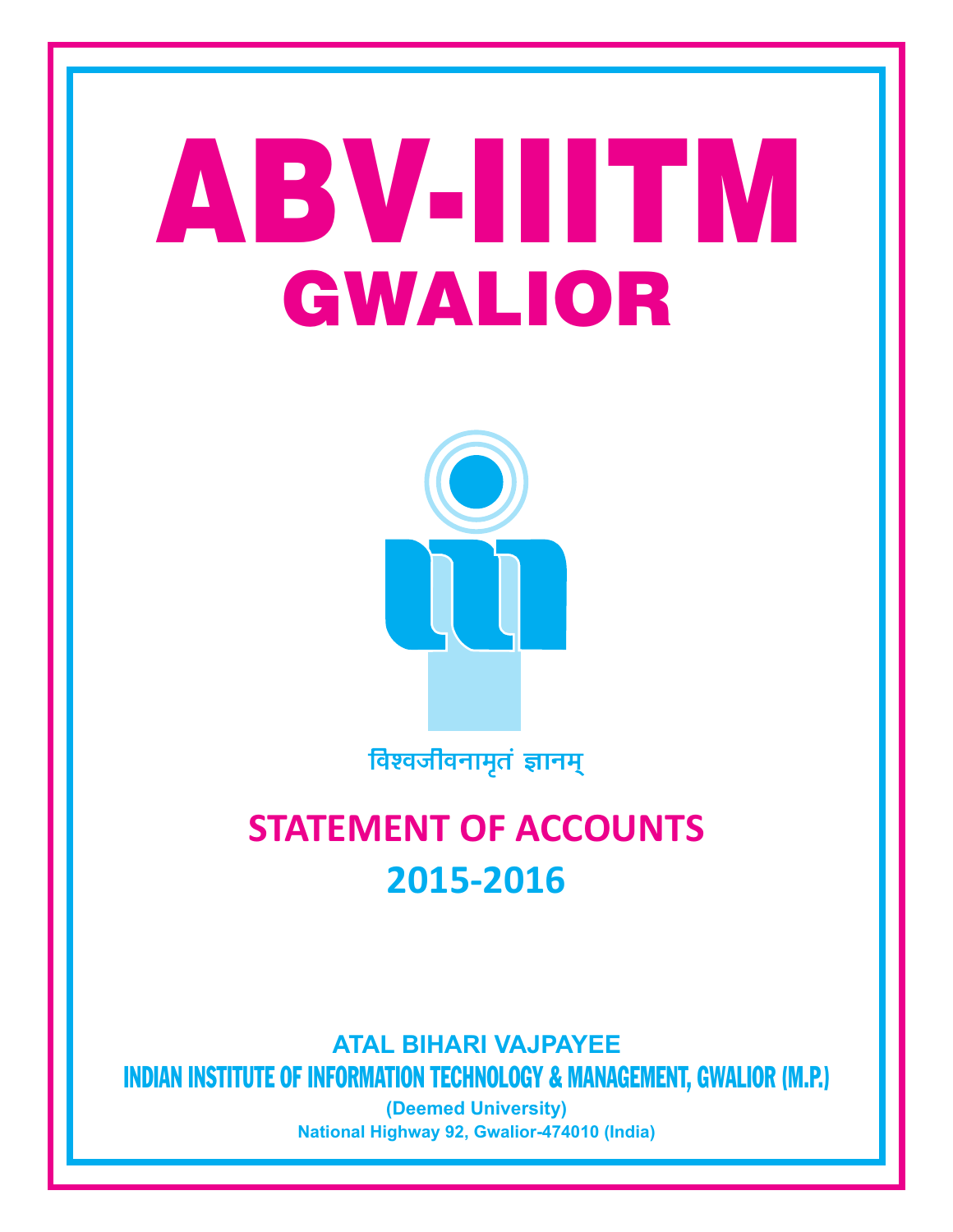# ABV-IIITM

# GWALIOR

विश्वजीवनामृतं ज्ञानम्

## STATEMENT OF ACCOUNTS

## 2015-2016

**ATAL BIHARI VAJPAYEE**

**INDIAN INSTITUTE OF INFORMATION TECHNOLOGY & MANAGEMENT, GWALIOR (M.P.)**

**(Deemed University)**

**National Highway 92, Gwalior-474010 (India)**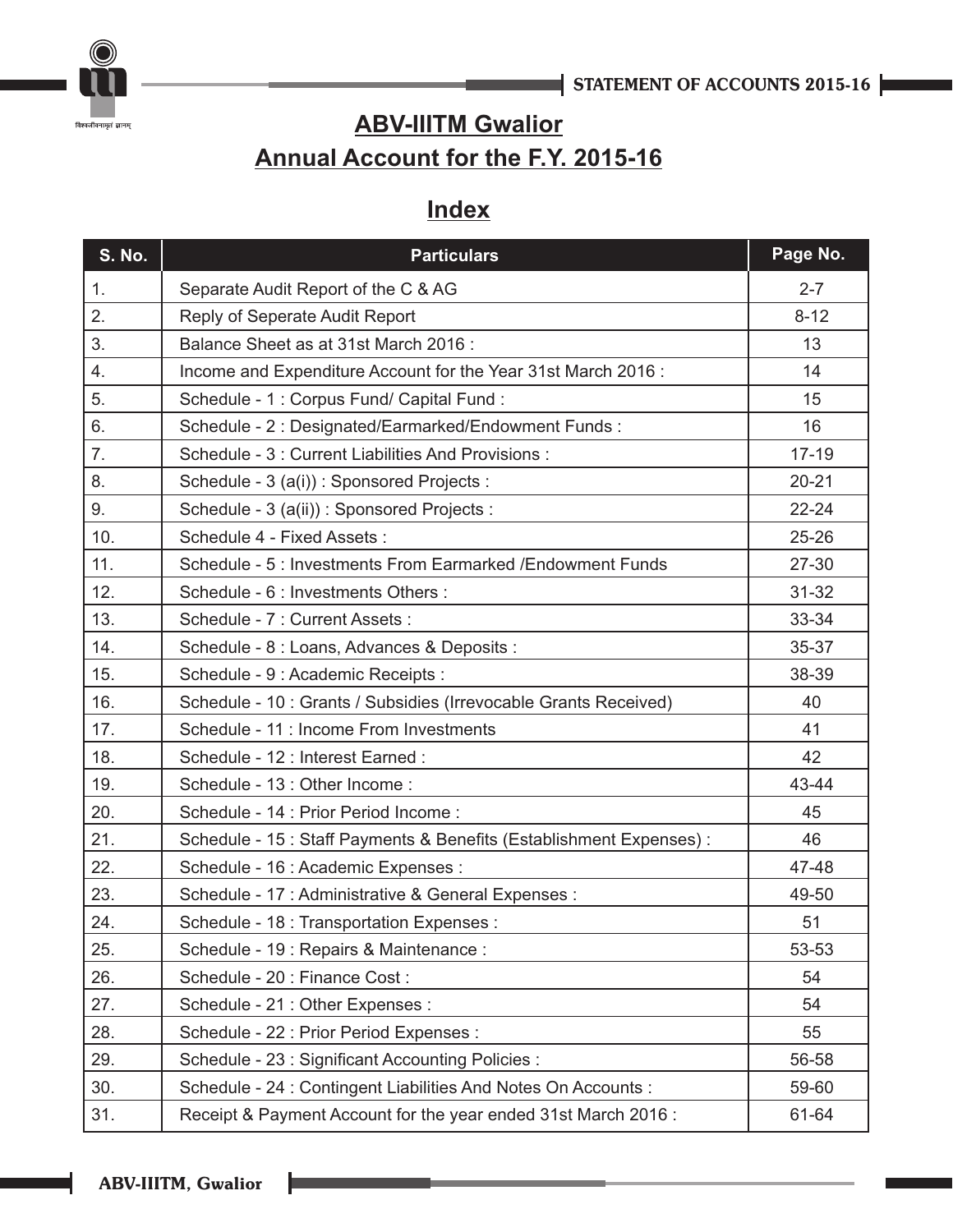# ABV-IIITM Gwalior

## Annual Account for the F.Y. 2015-16

## Index

| S. No. | Particulars | Page No. |
|---|---|---|
| 1. | Separate Audit Report of the C & AG | 2-7 |
| 2. | Reply of Seperate Audit Report | 8-12 |
| 3. | Balance Sheet as at 31st March 2016 : | 13 |
| 4. | Income and Expenditure Account for the Year 31st March 2016 : | 14 |
| 5. | Schedule - 1 : Corpus Fund/ Capital Fund : | 15 |
| 6. | Schedule - 2 : Designated/Earmarked/Endowment Funds : | 16 |
| 7. | Schedule - 3 : Current Liabilities And Provisions : | 17-19 |
| 8. | Schedule - 3 (a(i)) : Sponsored Projects : | 20-21 |
| 9. | Schedule - 3 (a(ii)) : Sponsored Projects : | 22-24 |
| 10. | Schedule 4 - Fixed Assets : | 25-26 |
| 11. | Schedule - 5 : Investments From Earmarked /Endowment Funds | 27-30 |
| 12. | Schedule - 6 : Investments Others : | 31-32 |
| 13. | Schedule - 7 : Current Assets : | 33-34 |
| 14. | Schedule - 8 : Loans, Advances & Deposits : | 35-37 |
| 15. | Schedule - 9 : Academic Receipts : | 38-39 |
| 16. | Schedule - 10 : Grants / Subsidies (Irrevocable Grants Received) | 40 |
| 17. | Schedule - 11 : Income From Investments | 41 |
| 18. | Schedule - 12 : Interest Earned : | 42 |
| 19. | Schedule - 13 : Other Income : | 43-44 |
| 20. | Schedule - 14 : Prior Period Income : | 45 |
| 21. | Schedule - 15 : Staff Payments & Benefits (Establishment Expenses) : | 46 |
| 22. | Schedule - 16 : Academic Expenses : | 47-48 |
| 23. | Schedule - 17 : Administrative & General Expenses : | 49-50 |
| 24. | Schedule - 18 : Transportation Expenses : | 51 |
| 25. | Schedule - 19 : Repairs & Maintenance : | 53-53 |
| 26. | Schedule - 20 : Finance Cost : | 54 |
| 27. | Schedule - 21 : Other Expenses : | 54 |
| 28. | Schedule - 22 : Prior Period Expenses : | 55 |
| 29. | Schedule - 23 : Significant Accounting Policies : | 56-58 |
| 30. | Schedule - 24 : Contingent Liabilities And Notes On Accounts : | 59-60 |
| 31. | Receipt & Payment Account for the year ended 31st March 2016 : | 61-64 |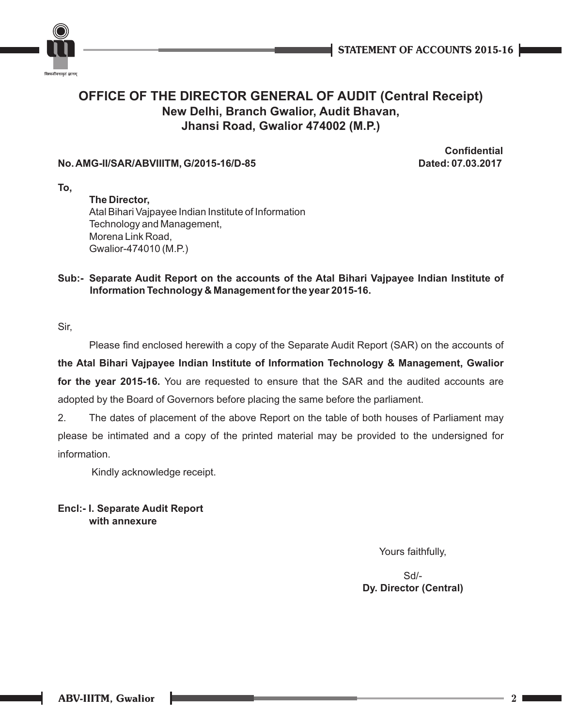# OFFICE OF THE DIRECTOR GENERAL OF AUDIT (Central Receipt)

## New Delhi, Branch Gwalior, Audit Bhavan, Jhansi Road, Gwalior 474002 (M.P.)

**Confidential**

**No. AMG-II/SAR/ABVIIITM, G/2015-16/D-85** **Dated: 07.03.2017**

**To,**

**The Director,**
Atal Bihari Vajpayee Indian Institute of Information Technology and Management,
Morena Link Road,
Gwalior-474010 (M.P.)

**Sub:- Separate Audit Report on the accounts of the Atal Bihari Vajpayee Indian Institute of Information Technology & Management for the year 2015-16.**

Sir,

Please find enclosed herewith a copy of the Separate Audit Report (SAR) on the accounts of **the Atal Bihari Vajpayee Indian Institute of Information Technology & Management, Gwalior for the year 2015-16.** You are requested to ensure that the SAR and the audited accounts are adopted by the Board of Governors before placing the same before the parliament.

2. The dates of placement of the above Report on the table of both houses of Parliament may please be intimated and a copy of the printed material may be provided to the undersigned for information.

Kindly acknowledge receipt.

**Encl:- I. Separate Audit Report with annexure**

Yours faithfully,

Sd/-
**Dy. Director (Central)**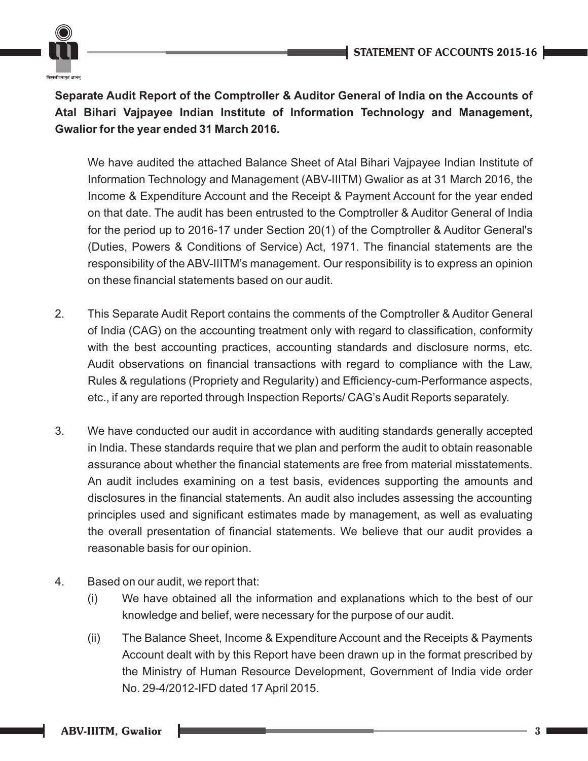**Separate Audit Report of the Comptroller & Auditor General of India on the Accounts of Atal Bihari Vajpayee Indian Institute of Information Technology and Management, Gwalior for the year ended 31 March 2016.**

We have audited the attached Balance Sheet of Atal Bihari Vajpayee Indian Institute of Information Technology and Management (ABV-IIITM) Gwalior as at 31 March 2016, the Income & Expenditure Account and the Receipt & Payment Account for the year ended on that date. The audit has been entrusted to the Comptroller & Auditor General of India for the period up to 2016-17 under Section 20(1) of the Comptroller & Auditor General's (Duties, Powers & Conditions of Service) Act, 1971. The financial statements are the responsibility of the ABV-IIITM's management. Our responsibility is to express an opinion on these financial statements based on our audit.

2. This Separate Audit Report contains the comments of the Comptroller & Auditor General of India (CAG) on the accounting treatment only with regard to classification, conformity with the best accounting practices, accounting standards and disclosure norms, etc. Audit observations on financial transactions with regard to compliance with the Law, Rules & regulations (Propriety and Regularity) and Efficiency-cum-Performance aspects, etc., if any are reported through Inspection Reports/ CAG's Audit Reports separately.

3. We have conducted our audit in accordance with auditing standards generally accepted in India. These standards require that we plan and perform the audit to obtain reasonable assurance about whether the financial statements are free from material misstatements. An audit includes examining on a test basis, evidences supporting the amounts and disclosures in the financial statements. An audit also includes assessing the accounting principles used and significant estimates made by management, as well as evaluating the overall presentation of financial statements. We believe that our audit provides a reasonable basis for our opinion.

4. Based on our audit, we report that:
   - (i) We have obtained all the information and explanations which to the best of our knowledge and belief, were necessary for the purpose of our audit.
   - (ii) The Balance Sheet, Income & Expenditure Account and the Receipts & Payments Account dealt with by this Report have been drawn up in the format prescribed by the Ministry of Human Resource Development, Government of India vide order No. 29-4/2012-IFD dated 17 April 2015.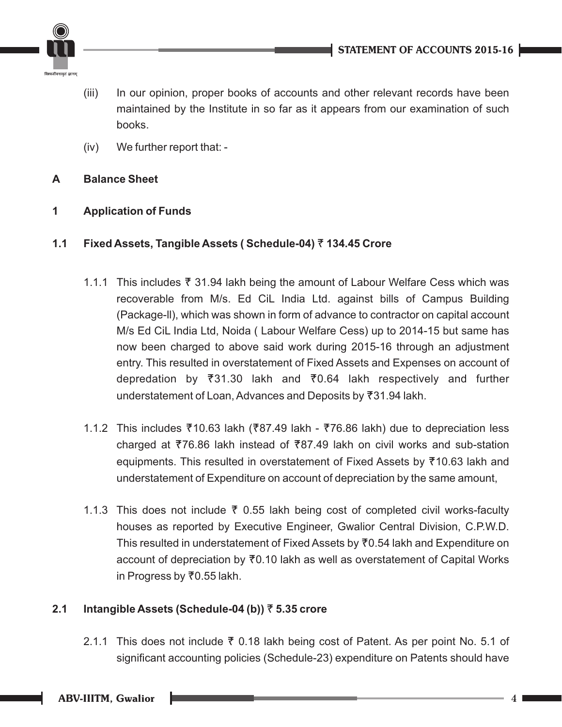(iii) In our opinion, proper books of accounts and other relevant records have been maintained by the Institute in so far as it appears from our examination of such books.

(iv) We further report that: -

**A Balance Sheet**

**1 Application of Funds**

**1.1 Fixed Assets, Tangible Assets ( Schedule-04) ₹ 134.45 Crore**

1.1.1 This includes ₹ 31.94 lakh being the amount of Labour Welfare Cess which was recoverable from M/s. Ed CiL India Ltd. against bills of Campus Building (Package-II), which was shown in form of advance to contractor on capital account M/s Ed CiL India Ltd, Noida ( Labour Welfare Cess) up to 2014-15 but same has now been charged to above said work during 2015-16 through an adjustment entry. This resulted in overstatement of Fixed Assets and Expenses on account of depredation by ₹31.30 lakh and ₹0.64 lakh respectively and further understatement of Loan, Advances and Deposits by ₹31.94 lakh.

1.1.2 This includes ₹10.63 lakh (₹87.49 lakh - ₹76.86 lakh) due to depreciation less charged at ₹76.86 lakh instead of ₹87.49 lakh on civil works and sub-station equipments. This resulted in overstatement of Fixed Assets by ₹10.63 lakh and understatement of Expenditure on account of depreciation by the same amount,

1.1.3 This does not include ₹ 0.55 lakh being cost of completed civil works-faculty houses as reported by Executive Engineer, Gwalior Central Division, C.P.W.D. This resulted in understatement of Fixed Assets by ₹0.54 lakh and Expenditure on account of depreciation by ₹0.10 lakh as well as overstatement of Capital Works in Progress by ₹0.55 lakh.

**2.1 Intangible Assets (Schedule-04 (b)) ₹ 5.35 crore**

2.1.1 This does not include ₹ 0.18 lakh being cost of Patent. As per point No. 5.1 of significant accounting policies (Schedule-23) expenditure on Patents should have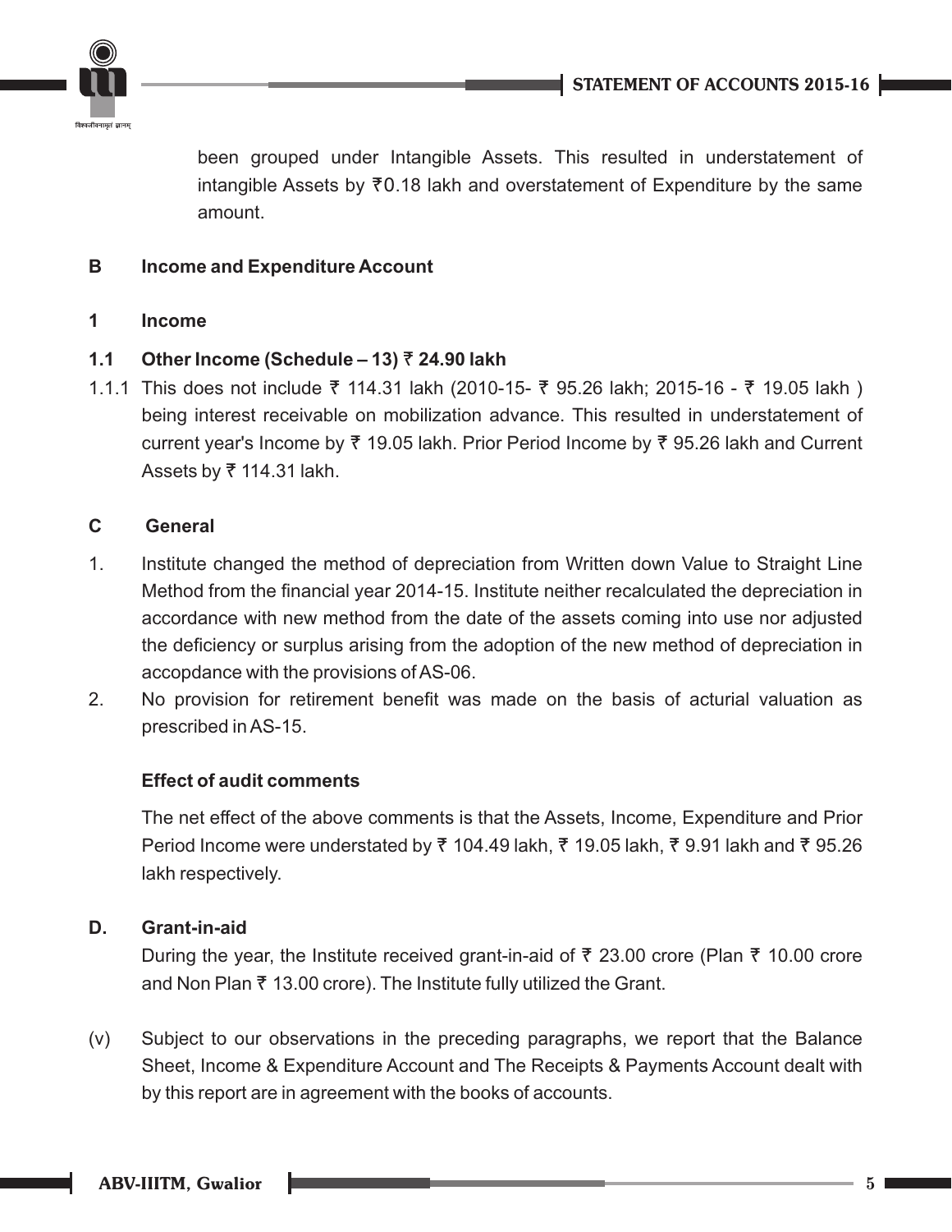been grouped under Intangible Assets. This resulted in understatement of intangible Assets by ₹0.18 lakh and overstatement of Expenditure by the same amount.

**B Income and Expenditure Account**

**1 Income**

**1.1 Other Income (Schedule – 13) ₹ 24.90 lakh**

1.1.1 This does not include ₹ 114.31 lakh (2010-15- ₹ 95.26 lakh; 2015-16 - ₹ 19.05 lakh ) being interest receivable on mobilization advance. This resulted in understatement of current year's Income by ₹ 19.05 lakh. Prior Period Income by ₹ 95.26 lakh and Current Assets by ₹ 114.31 lakh.

**C General**

1. Institute changed the method of depreciation from Written down Value to Straight Line Method from the financial year 2014-15. Institute neither recalculated the depreciation in accordance with new method from the date of the assets coming into use nor adjusted the deficiency or surplus arising from the adoption of the new method of depreciation in accopdance with the provisions of AS-06.
2. No provision for retirement benefit was made on the basis of acturial valuation as prescribed in AS-15.

**Effect of audit comments**

The net effect of the above comments is that the Assets, Income, Expenditure and Prior Period Income were understated by ₹ 104.49 lakh, ₹ 19.05 lakh, ₹ 9.91 lakh and ₹ 95.26 lakh respectively.

**D. Grant-in-aid**

During the year, the Institute received grant-in-aid of ₹ 23.00 crore (Plan ₹ 10.00 crore and Non Plan ₹ 13.00 crore). The Institute fully utilized the Grant.

(v) Subject to our observations in the preceding paragraphs, we report that the Balance Sheet, Income & Expenditure Account and The Receipts & Payments Account dealt with by this report are in agreement with the books of accounts.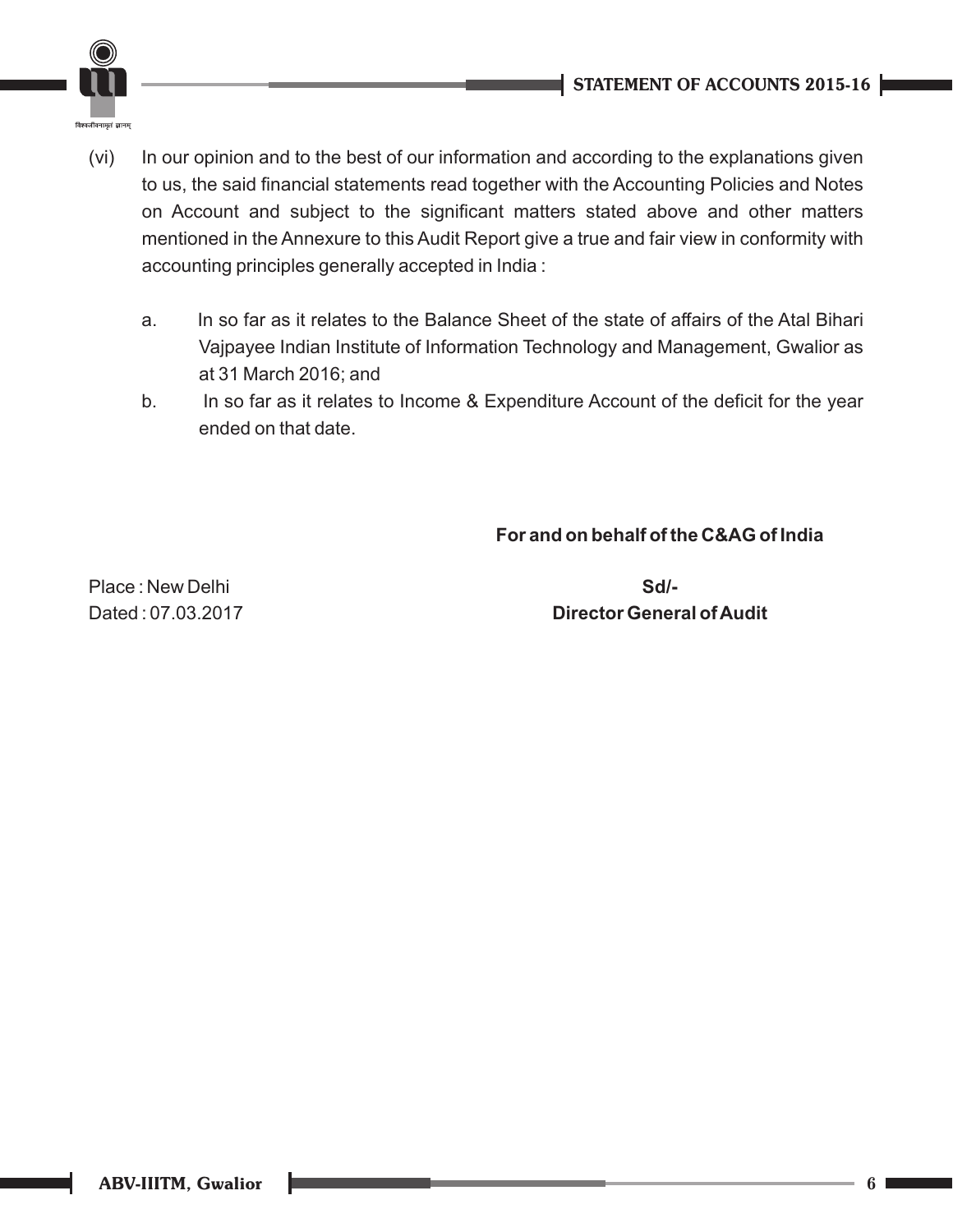(vi) In our opinion and to the best of our information and according to the explanations given to us, the said financial statements read together with the Accounting Policies and Notes on Account and subject to the significant matters stated above and other matters mentioned in the Annexure to this Audit Report give a true and fair view in conformity with accounting principles generally accepted in India :

a. In so far as it relates to the Balance Sheet of the state of affairs of the Atal Bihari Vajpayee Indian Institute of Information Technology and Management, Gwalior as at 31 March 2016; and

b. In so far as it relates to Income & Expenditure Account of the deficit for the year ended on that date.

**For and on behalf of the C&AG of India**

Place : New Delhi

Dated : 07.03.2017

**Sd/-**

**Director General of Audit**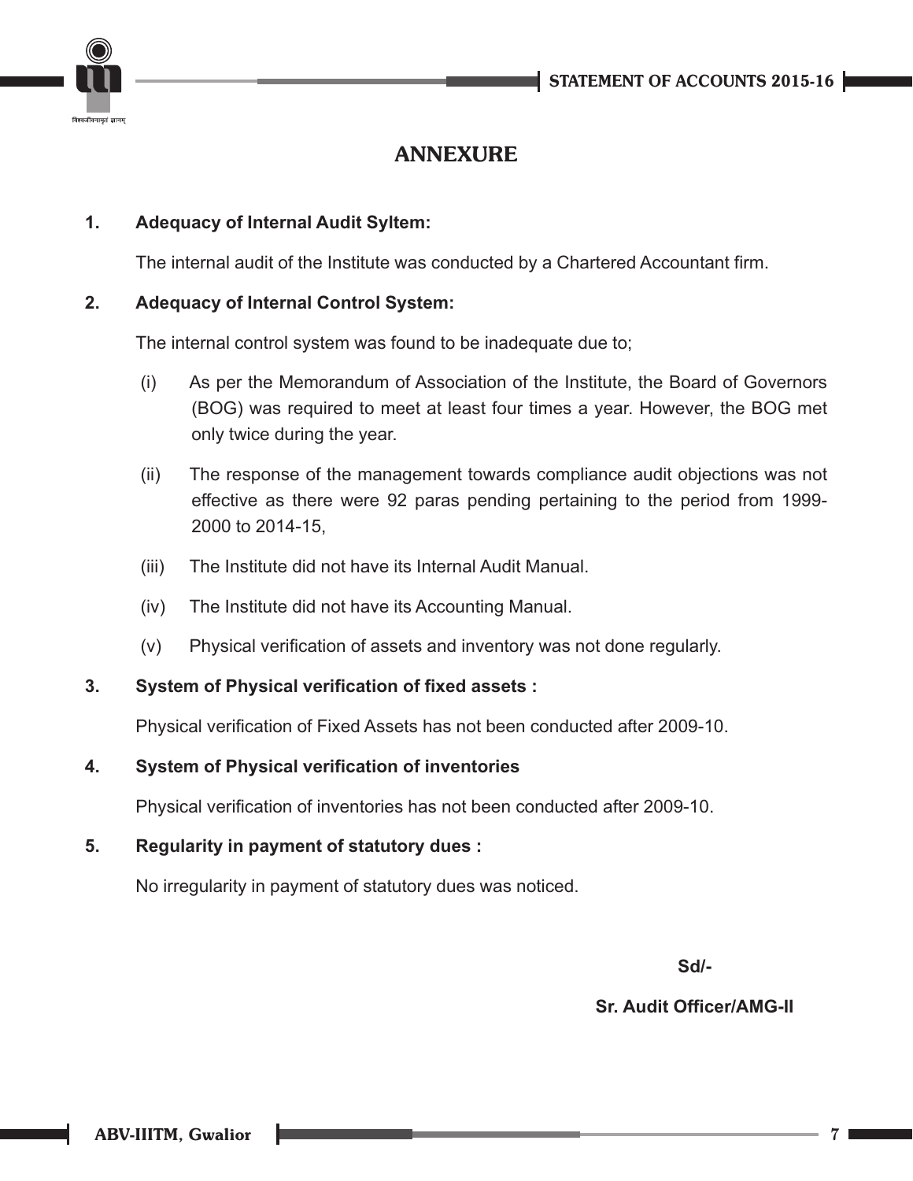## ANNEXURE

**1. Adequacy of Internal Audit Syltem:**

The internal audit of the Institute was conducted by a Chartered Accountant firm.

**2. Adequacy of Internal Control System:**

The internal control system was found to be inadequate due to;

(i) As per the Memorandum of Association of the Institute, the Board of Governors (BOG) was required to meet at least four times a year. However, the BOG met only twice during the year.

(ii) The response of the management towards compliance audit objections was not effective as there were 92 paras pending pertaining to the period from 1999-2000 to 2014-15,

(iii) The Institute did not have its Internal Audit Manual.

(iv) The Institute did not have its Accounting Manual.

(v) Physical verification of assets and inventory was not done regularly.

**3. System of Physical verification of fixed assets :**

Physical verification of Fixed Assets has not been conducted after 2009-10.

**4. System of Physical verification of inventories**

Physical verification of inventories has not been conducted after 2009-10.

**5. Regularity in payment of statutory dues :**

No irregularity in payment of statutory dues was noticed.

**Sd/-**

**Sr. Audit Officer/AMG-II**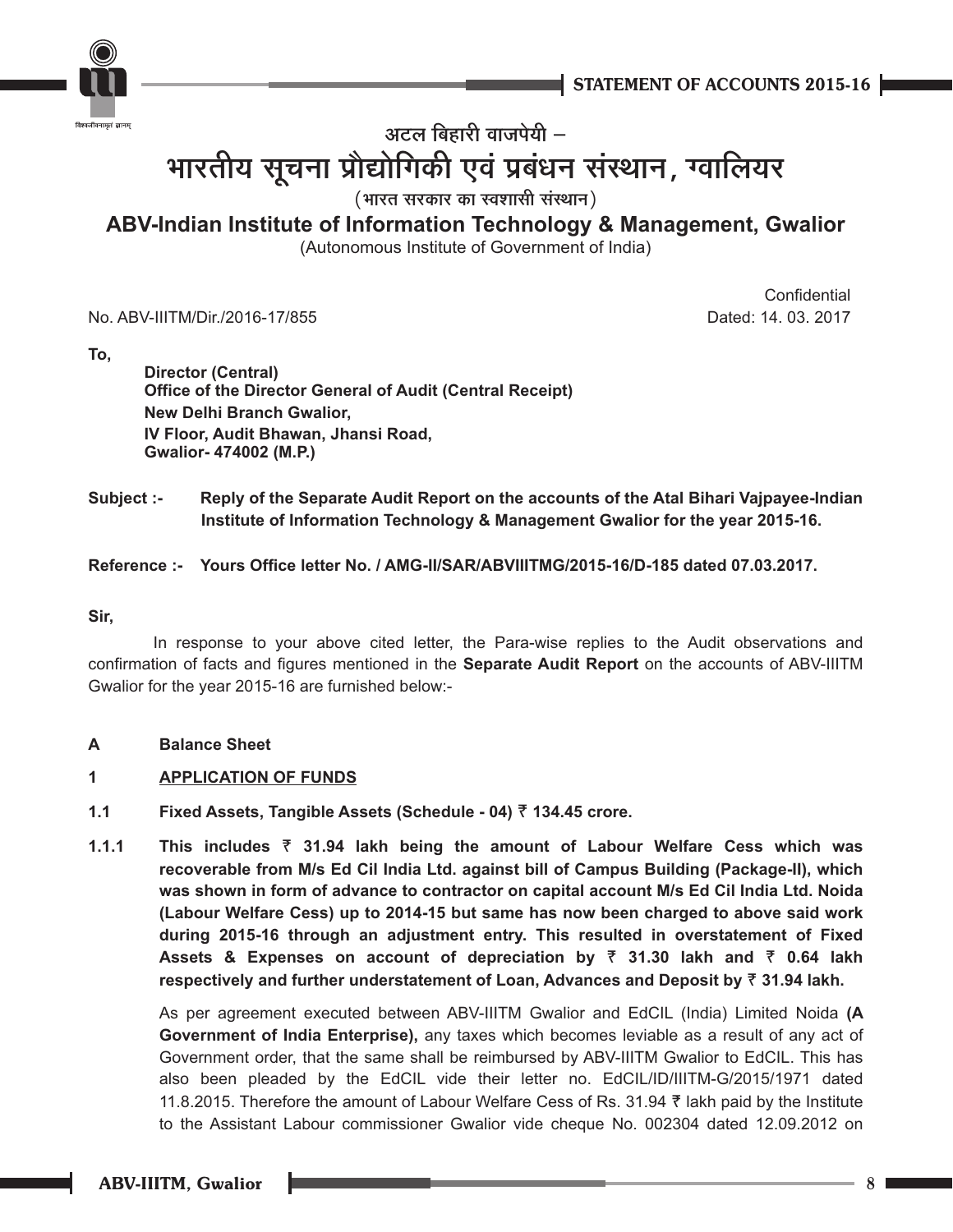अटल बिहारी वाजपेयी –

# भारतीय सूचना प्रौद्योगिकी एवं प्रबंधन संस्थान, ग्वालियर

(भारत सरकार का स्वशासी संस्थान)

## ABV-Indian Institute of Information Technology & Management, Gwalior

(Autonomous Institute of Government of India)

Confidential

No. ABV-IIITM/Dir./2016-17/855 Dated: 14. 03. 2017

**To,**

**Director (Central)**
**Office of the Director General of Audit (Central Receipt)**
**New Delhi Branch Gwalior,**
**IV Floor, Audit Bhawan, Jhansi Road,**
**Gwalior- 474002 (M.P.)**

**Subject :- Reply of the Separate Audit Report on the accounts of the Atal Bihari Vajpayee-Indian Institute of Information Technology & Management Gwalior for the year 2015-16.**

**Reference :- Yours Office letter No. / AMG-II/SAR/ABVIIITMG/2015-16/D-185 dated 07.03.2017.**

**Sir,**

In response to your above cited letter, the Para-wise replies to the Audit observations and confirmation of facts and figures mentioned in the **Separate Audit Report** on the accounts of ABV-IIITM Gwalior for the year 2015-16 are furnished below:-

**A Balance Sheet**

**1 <u>APPLICATION OF FUNDS</u>**

**1.1 Fixed Assets, Tangible Assets (Schedule - 04) ₹ 134.45 crore.**

**1.1.1 This includes ₹ 31.94 lakh being the amount of Labour Welfare Cess which was recoverable from M/s Ed Cil India Ltd. against bill of Campus Building (Package-II), which was shown in form of advance to contractor on capital account M/s Ed Cil India Ltd. Noida (Labour Welfare Cess) up to 2014-15 but same has now been charged to above said work during 2015-16 through an adjustment entry. This resulted in overstatement of Fixed Assets & Expenses on account of depreciation by ₹ 31.30 lakh and ₹ 0.64 lakh respectively and further understatement of Loan, Advances and Deposit by ₹ 31.94 lakh.**

As per agreement executed between ABV-IIITM Gwalior and EdCIL (India) Limited Noida **(A Government of India Enterprise),** any taxes which becomes leviable as a result of any act of Government order, that the same shall be reimbursed by ABV-IIITM Gwalior to EdCIL. This has also been pleaded by the EdCIL vide their letter no. EdCIL/ID/IIITM-G/2015/1971 dated 11.8.2015. Therefore the amount of Labour Welfare Cess of Rs. 31.94 ₹ lakh paid by the Institute to the Assistant Labour commissioner Gwalior vide cheque No. 002304 dated 12.09.2012 on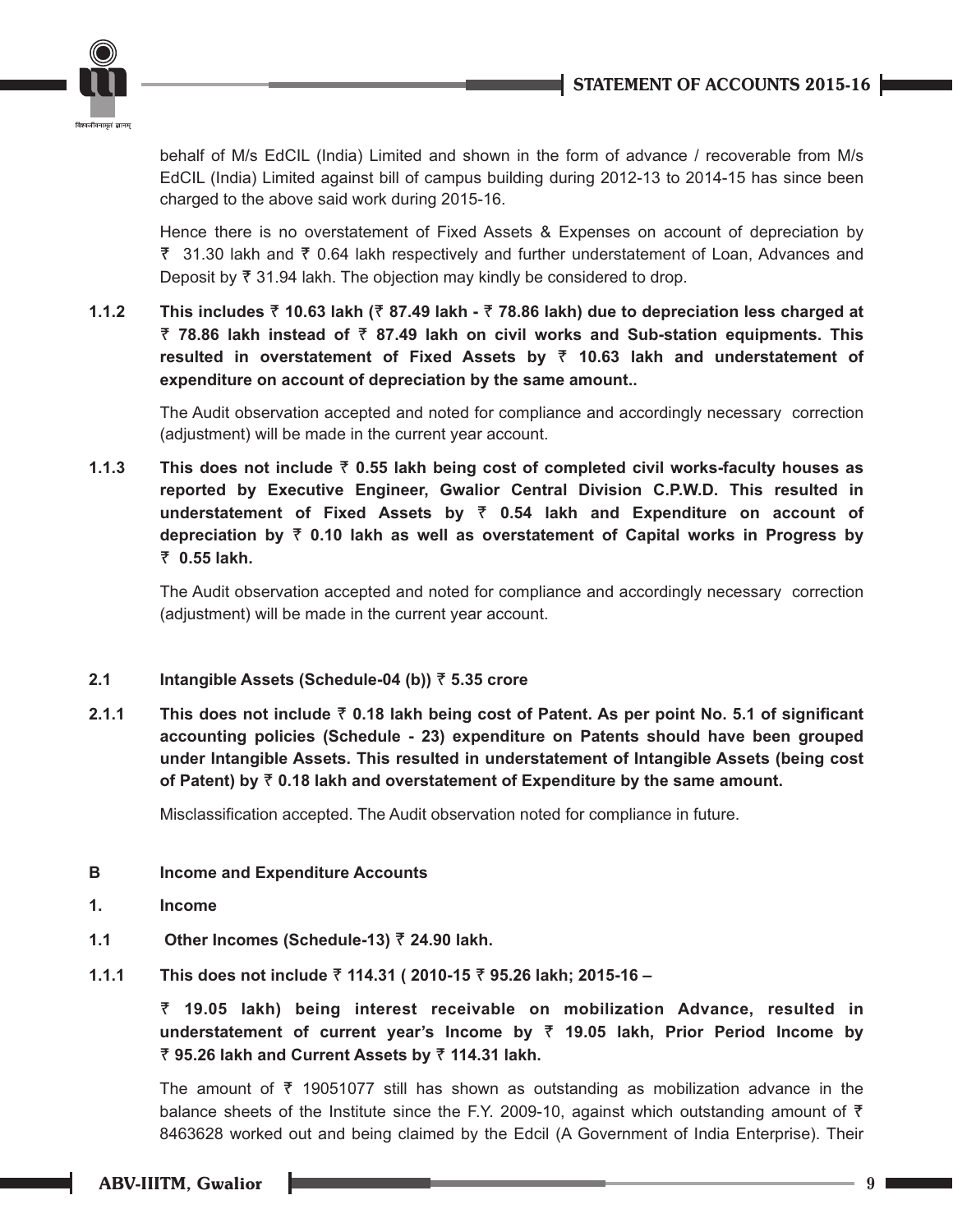behalf of M/s EdCIL (India) Limited and shown in the form of advance / recoverable from M/s EdCIL (India) Limited against bill of campus building during 2012-13 to 2014-15 has since been charged to the above said work during 2015-16.

Hence there is no overstatement of Fixed Assets & Expenses on account of depreciation by ₹ 31.30 lakh and ₹ 0.64 lakh respectively and further understatement of Loan, Advances and Deposit by ₹ 31.94 lakh. The objection may kindly be considered to drop.

**1.1.2 This includes ₹ 10.63 lakh (₹ 87.49 lakh - ₹ 78.86 lakh) due to depreciation less charged at ₹ 78.86 lakh instead of ₹ 87.49 lakh on civil works and Sub-station equipments. This resulted in overstatement of Fixed Assets by ₹ 10.63 lakh and understatement of expenditure on account of depreciation by the same amount..**

The Audit observation accepted and noted for compliance and accordingly necessary correction (adjustment) will be made in the current year account.

**1.1.3 This does not include ₹ 0.55 lakh being cost of completed civil works-faculty houses as reported by Executive Engineer, Gwalior Central Division C.P.W.D. This resulted in understatement of Fixed Assets by ₹ 0.54 lakh and Expenditure on account of depreciation by ₹ 0.10 lakh as well as overstatement of Capital works in Progress by ₹ 0.55 lakh.**

The Audit observation accepted and noted for compliance and accordingly necessary correction (adjustment) will be made in the current year account.

**2.1 Intangible Assets (Schedule-04 (b)) ₹ 5.35 crore**

**2.1.1 This does not include ₹ 0.18 lakh being cost of Patent. As per point No. 5.1 of significant accounting policies (Schedule - 23) expenditure on Patents should have been grouped under Intangible Assets. This resulted in understatement of Intangible Assets (being cost of Patent) by ₹ 0.18 lakh and overstatement of Expenditure by the same amount.**

Misclassification accepted. The Audit observation noted for compliance in future.

**B Income and Expenditure Accounts**

**1. Income**

**1.1 Other Incomes (Schedule-13) ₹ 24.90 lakh.**

**1.1.1 This does not include ₹ 114.31 ( 2010-15 ₹ 95.26 lakh; 2015-16 –**

**₹ 19.05 lakh) being interest receivable on mobilization Advance, resulted in understatement of current year's Income by ₹ 19.05 lakh, Prior Period Income by ₹ 95.26 lakh and Current Assets by ₹ 114.31 lakh.**

The amount of ₹ 19051077 still has shown as outstanding as mobilization advance in the balance sheets of the Institute since the F.Y. 2009-10, against which outstanding amount of ₹ 8463628 worked out and being claimed by the Edcil (A Government of India Enterprise). Their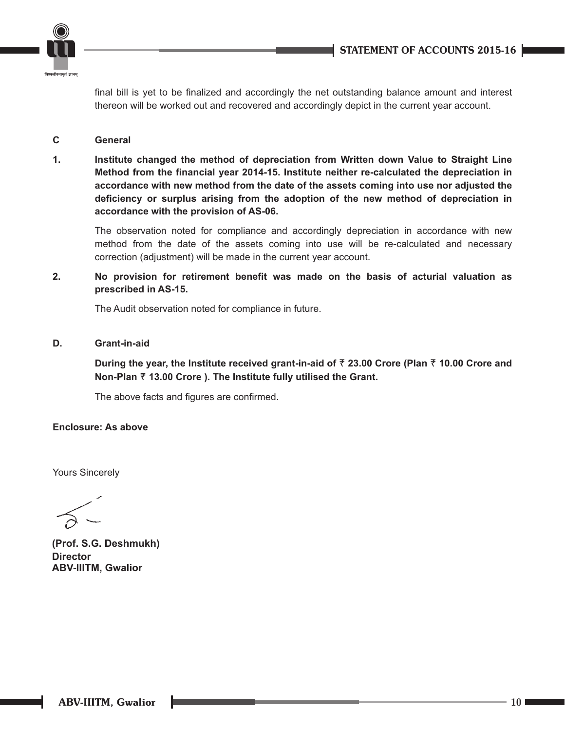final bill is yet to be finalized and accordingly the net outstanding balance amount and interest thereon will be worked out and recovered and accordingly depict in the current year account.

**C General**

**1. Institute changed the method of depreciation from Written down Value to Straight Line Method from the financial year 2014-15. Institute neither re-calculated the depreciation in accordance with new method from the date of the assets coming into use nor adjusted the deficiency or surplus arising from the adoption of the new method of depreciation in accordance with the provision of AS-06.**

The observation noted for compliance and accordingly depreciation in accordance with new method from the date of the assets coming into use will be re-calculated and necessary correction (adjustment) will be made in the current year account.

**2. No provision for retirement benefit was made on the basis of acturial valuation as prescribed in AS-15.**

The Audit observation noted for compliance in future.

**D. Grant-in-aid**

**During the year, the Institute received grant-in-aid of ₹ 23.00 Crore (Plan ₹ 10.00 Crore and Non-Plan ₹ 13.00 Crore ). The Institute fully utilised the Grant.**

The above facts and figures are confirmed.

**Enclosure: As above**

Yours Sincerely

**(Prof. S.G. Deshmukh)**
**Director**
**ABV-IIITM, Gwalior**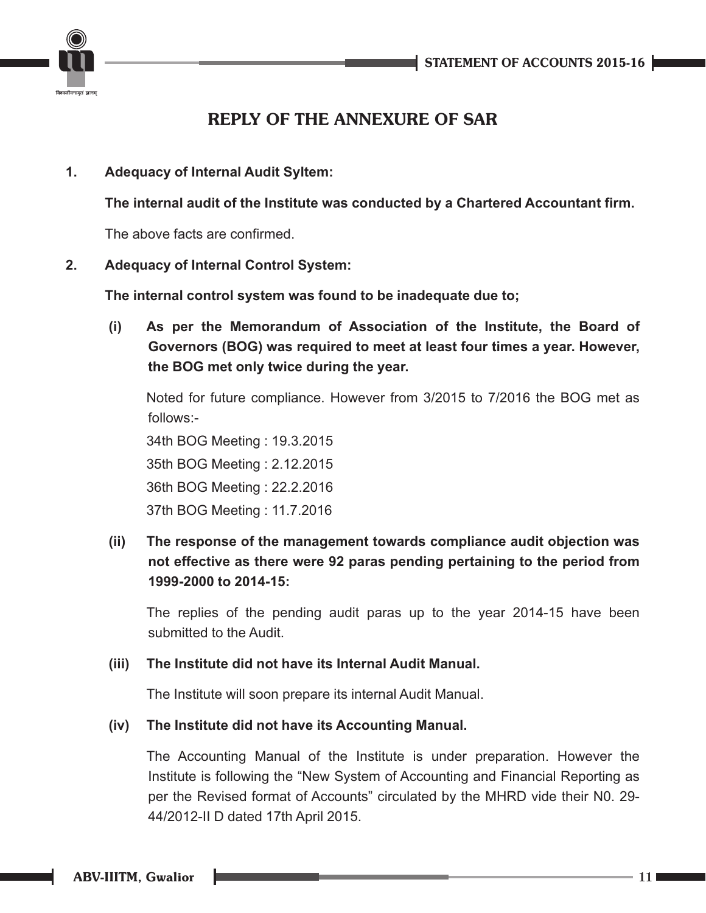# REPLY OF THE ANNEXURE OF SAR

1. **Adequacy of Internal Audit Syltem:**

   **The internal audit of the Institute was conducted by a Chartered Accountant firm.**

   The above facts are confirmed.

2. **Adequacy of Internal Control System:**

   **The internal control system was found to be inadequate due to;**

   **(i) As per the Memorandum of Association of the Institute, the Board of Governors (BOG) was required to meet at least four times a year. However, the BOG met only twice during the year.**

   Noted for future compliance. However from 3/2015 to 7/2016 the BOG met as follows:-

   34th BOG Meeting : 19.3.2015

   35th BOG Meeting : 2.12.2015

   36th BOG Meeting : 22.2.2016

   37th BOG Meeting : 11.7.2016

   **(ii) The response of the management towards compliance audit objection was not effective as there were 92 paras pending pertaining to the period from 1999-2000 to 2014-15:**

   The replies of the pending audit paras up to the year 2014-15 have been submitted to the Audit.

   **(iii) The Institute did not have its Internal Audit Manual.**

   The Institute will soon prepare its internal Audit Manual.

   **(iv) The Institute did not have its Accounting Manual.**

   The Accounting Manual of the Institute is under preparation. However the Institute is following the "New System of Accounting and Financial Reporting as per the Revised format of Accounts" circulated by the MHRD vide their N0. 29-44/2012-II D dated 17th April 2015.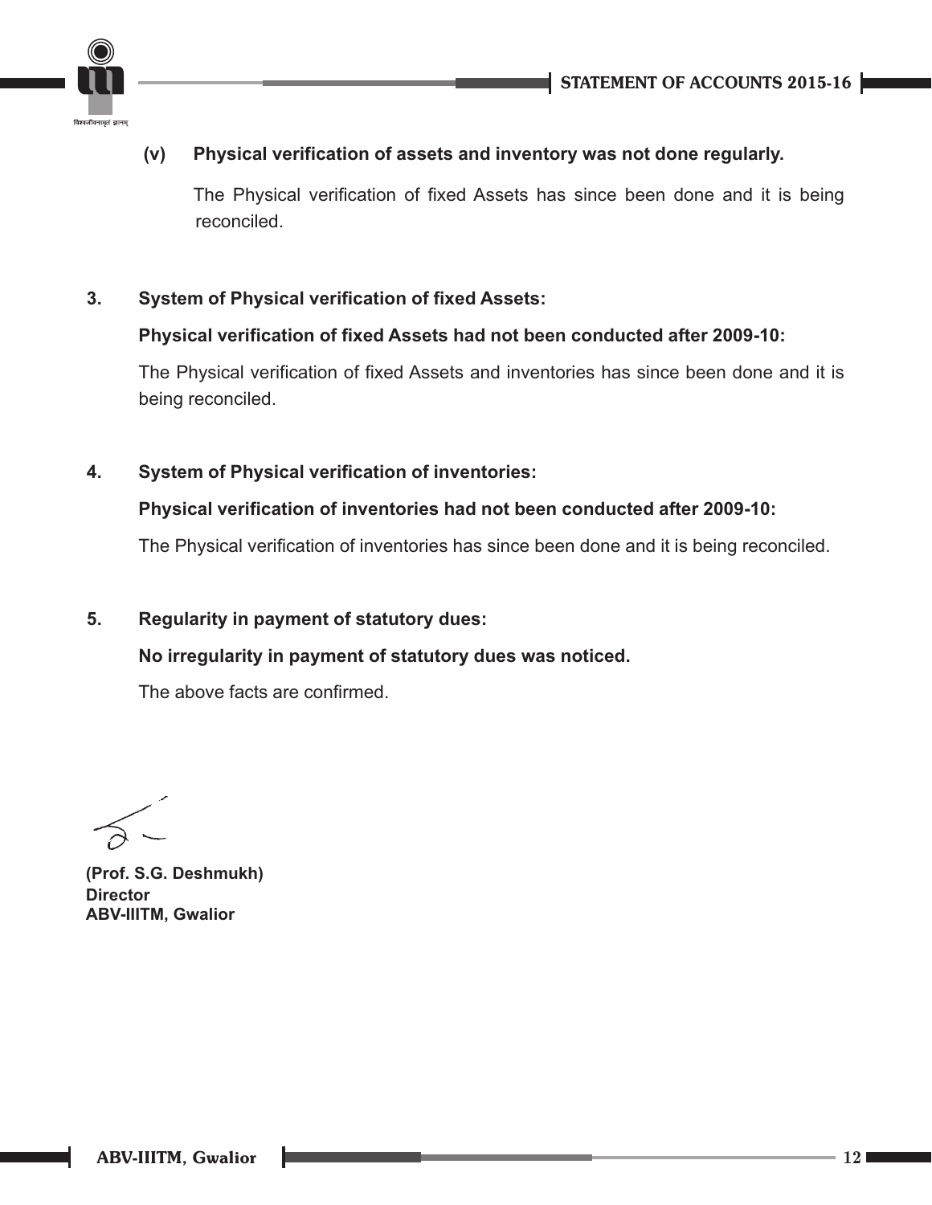**(v) Physical verification of assets and inventory was not done regularly.**

The Physical verification of fixed Assets has since been done and it is being reconciled.

**3. System of Physical verification of fixed Assets:**

**Physical verification of fixed Assets had not been conducted after 2009-10:**

The Physical verification of fixed Assets and inventories has since been done and it is being reconciled.

**4. System of Physical verification of inventories:**

**Physical verification of inventories had not been conducted after 2009-10:**

The Physical verification of inventories has since been done and it is being reconciled.

**5. Regularity in payment of statutory dues:**

**No irregularity in payment of statutory dues was noticed.**

The above facts are confirmed.

**(Prof. S.G. Deshmukh)**
**Director**
**ABV-IIITM, Gwalior**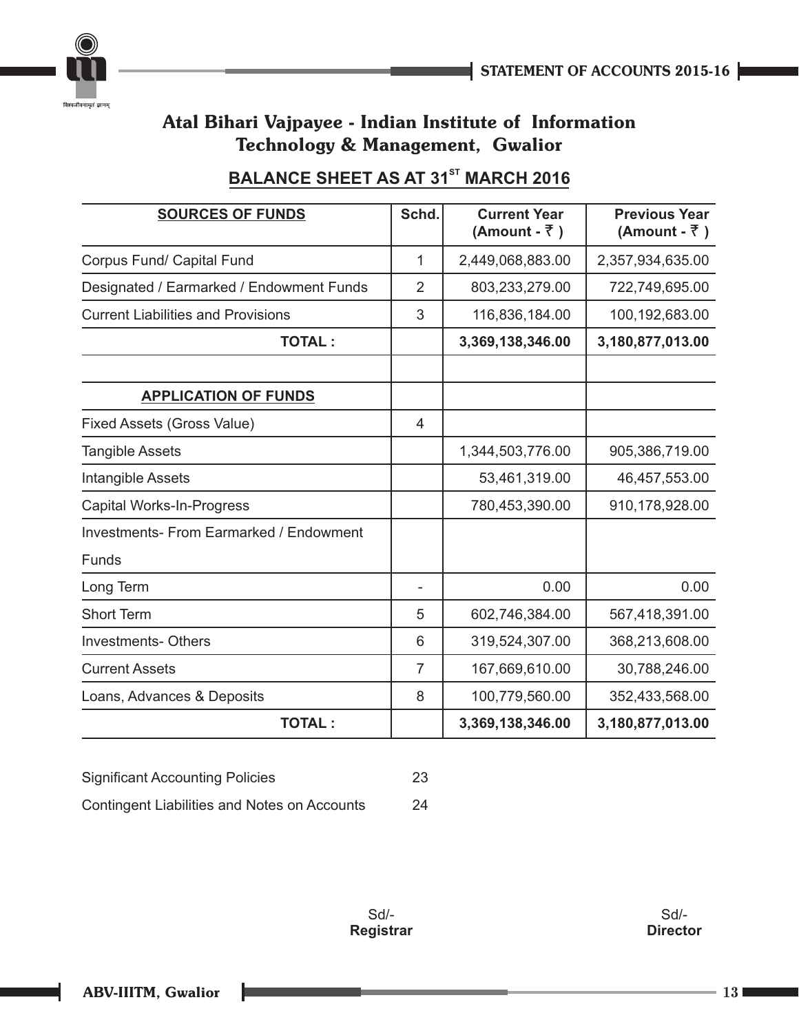## Atal Bihari Vajpayee - Indian Institute of Information Technology & Management, Gwalior

### BALANCE SHEET AS AT 31ST MARCH 2016

| SOURCES OF FUNDS | Schd. | Current Year (Amount - ₹ ) | Previous Year (Amount - ₹ ) |
|---|---|---|---|
| Corpus Fund/ Capital Fund | 1 | 2,449,068,883.00 | 2,357,934,635.00 |
| Designated / Earmarked / Endowment Funds | 2 | 803,233,279.00 | 722,749,695.00 |
| Current Liabilities and Provisions | 3 | 116,836,184.00 | 100,192,683.00 |
| **TOTAL :** | | **3,369,138,346.00** | **3,180,877,013.00** |
| | | | |
| **APPLICATION OF FUNDS** | | | |
| Fixed Assets (Gross Value) | 4 | | |
| Tangible Assets | | 1,344,503,776.00 | 905,386,719.00 |
| Intangible Assets | | 53,461,319.00 | 46,457,553.00 |
| Capital Works-In-Progress | | 780,453,390.00 | 910,178,928.00 |
| Investments- From Earmarked / Endowment Funds | | | |
| Long Term | - | 0.00 | 0.00 |
| Short Term | 5 | 602,746,384.00 | 567,418,391.00 |
| Investments- Others | 6 | 319,524,307.00 | 368,213,608.00 |
| Current Assets | 7 | 167,669,610.00 | 30,788,246.00 |
| Loans, Advances & Deposits | 8 | 100,779,560.00 | 352,433,568.00 |
| **TOTAL :** | | **3,369,138,346.00** | **3,180,877,013.00** |

Significant Accounting Policies 23

Contingent Liabilities and Notes on Accounts 24

Sd/-
**Registrar**

Sd/-
**Director**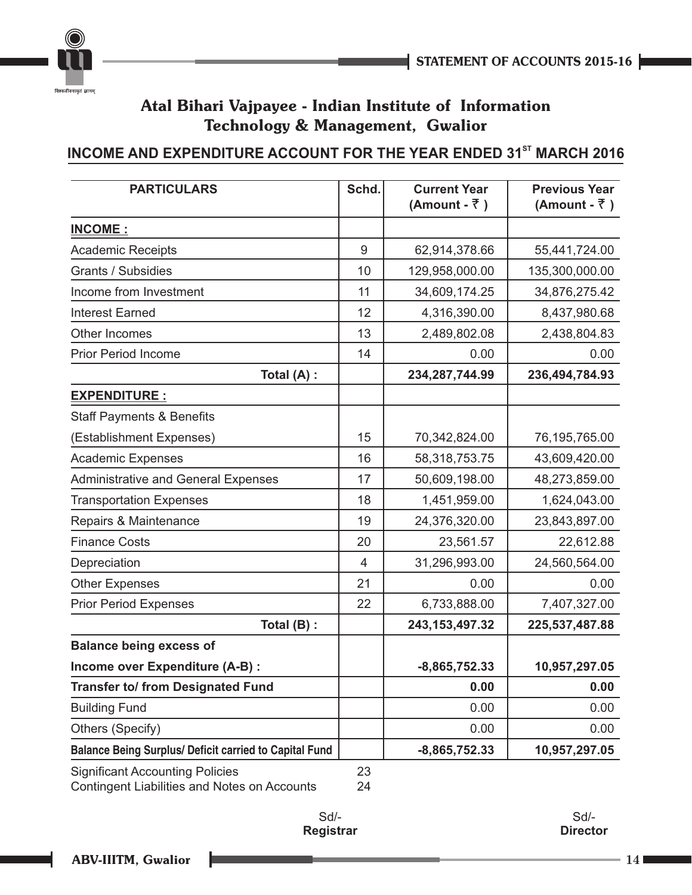# Atal Bihari Vajpayee - Indian Institute of Information Technology & Management, Gwalior

## INCOME AND EXPENDITURE ACCOUNT FOR THE YEAR ENDED 31[ST] MARCH 2016

| PARTICULARS | Schd. | Current Year (Amount - ₹ ) | Previous Year (Amount - ₹ ) |
|---|---|---|---|
| **INCOME :** | | | |
| Academic Receipts | 9 | 62,914,378.66 | 55,441,724.00 |
| Grants / Subsidies | 10 | 129,958,000.00 | 135,300,000.00 |
| Income from Investment | 11 | 34,609,174.25 | 34,876,275.42 |
| Interest Earned | 12 | 4,316,390.00 | 8,437,980.68 |
| Other Incomes | 13 | 2,489,802.08 | 2,438,804.83 |
| Prior Period Income | 14 | 0.00 | 0.00 |
| **Total (A) :** | | **234,287,744.99** | **236,494,784.93** |
| **EXPENDITURE :** | | | |
| Staff Payments & Benefits (Establishment Expenses) | 15 | 70,342,824.00 | 76,195,765.00 |
| Academic Expenses | 16 | 58,318,753.75 | 43,609,420.00 |
| Administrative and General Expenses | 17 | 50,609,198.00 | 48,273,859.00 |
| Transportation Expenses | 18 | 1,451,959.00 | 1,624,043.00 |
| Repairs & Maintenance | 19 | 24,376,320.00 | 23,843,897.00 |
| Finance Costs | 20 | 23,561.57 | 22,612.88 |
| Depreciation | 4 | 31,296,993.00 | 24,560,564.00 |
| Other Expenses | 21 | 0.00 | 0.00 |
| Prior Period Expenses | 22 | 6,733,888.00 | 7,407,327.00 |
| **Total (B) :** | | **243,153,497.32** | **225,537,487.88** |
| **Balance being excess of Income over Expenditure (A-B) :** | | **-8,865,752.33** | **10,957,297.05** |
| **Transfer to/ from Designated Fund** | | **0.00** | **0.00** |
| Building Fund | | 0.00 | 0.00 |
| Others (Specify) | | 0.00 | 0.00 |
| **Balance Being Surplus/ Deficit carried to Capital Fund** | | **-8,865,752.33** | **10,957,297.05** |

Significant Accounting Policies — 23
Contingent Liabilities and Notes on Accounts — 24

Sd/-
**Registrar**

Sd/-
**Director**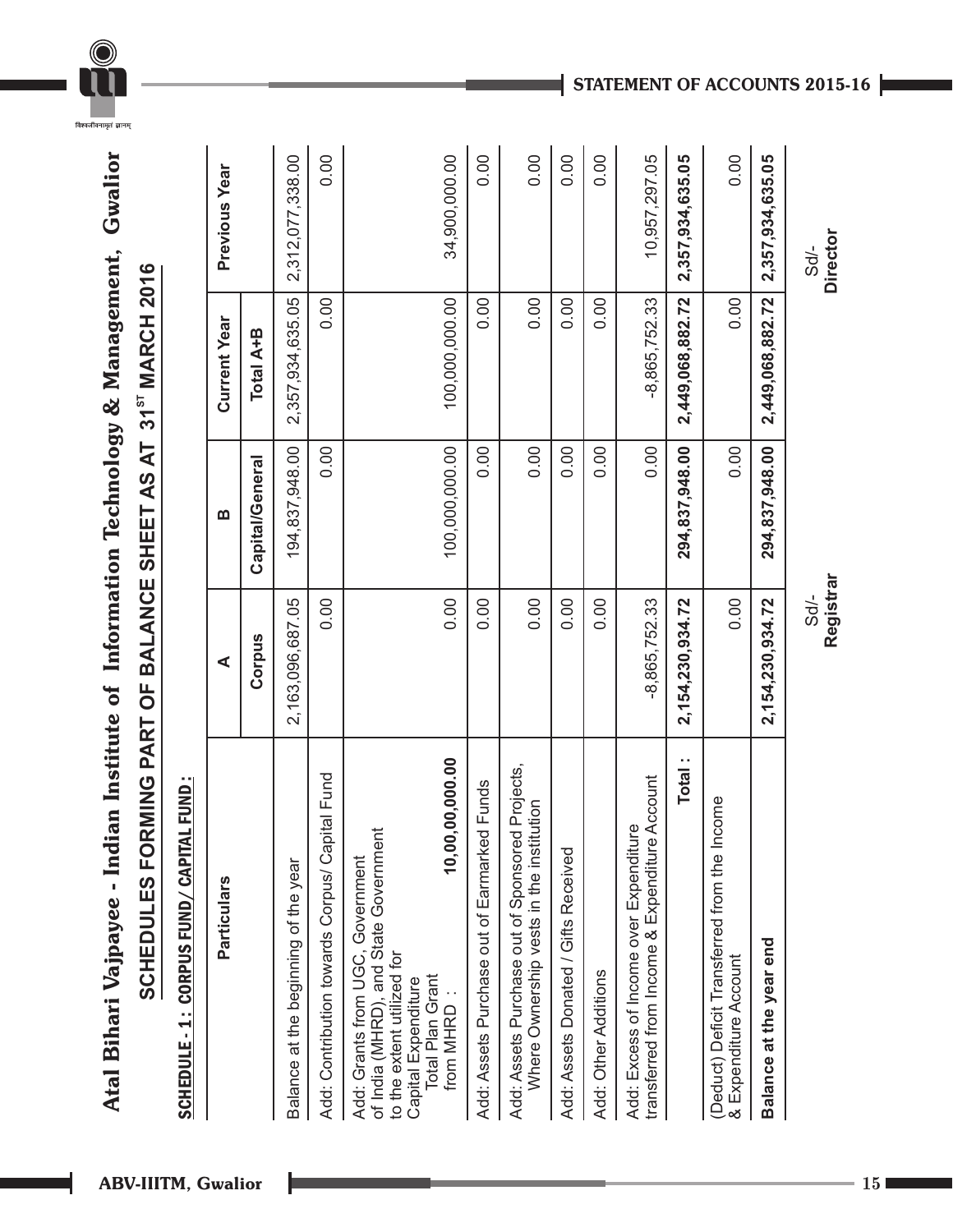# Atal Bihari Vajpayee - Indian Institute of Information Technology & Management, Gwalior

## SCHEDULES FORMING PART OF BALANCE SHEET AS AT 31[ST] MARCH 2016

### SCHEDULE - 1: CORPUS FUND / CAPITAL FUND :

| Particulars | A | B | Current Year | Previous Year |
|---|---|---|---|---|
| | Corpus | Capital/General | Total A+B | |
| Balance at the beginning of the year | 2,163,096,687.05 | 194,837,948.00 | 2,357,934,635.05 | 2,312,077,338.00 |
| Add: Contribution towards Corpus/ Capital Fund | 0.00 | 0.00 | 0.00 | 0.00 |
| Add: Grants from UGC, Government of India (MHRD), and State Government to the extent utilized for Capital Expenditure Total Plan Grant from MHRD : **10,00,00,000.00** | 0.00 | 100,000,000.00 | 100,000,000.00 | 34,900,000.00 |
| Add: Assets Purchase out of Earmarked Funds | 0.00 | 0.00 | 0.00 | 0.00 |
| Add: Assets Purchase out of Sponsored Projects, Where Ownership vests in the institution | 0.00 | 0.00 | 0.00 | 0.00 |
| Add: Assets Donated / Gifts Received | 0.00 | 0.00 | 0.00 | 0.00 |
| Add: Other Additions | 0.00 | 0.00 | 0.00 | 0.00 |
| Add: Excess of Income over Expenditure transferred from Income & Expenditure Account | -8,865,752.33 | 0.00 | -8,865,752.33 | 10,957,297.05 |
| **Total :** | **2,154,230,934.72** | **294,837,948.00** | **2,449,068,882.72** | **2,357,934,635.05** |
| (Deduct) Deficit Transferred from the Income & Expenditure Account | 0.00 | 0.00 | 0.00 | 0.00 |
| **Balance at the year end** | **2,154,230,934.72** | **294,837,948.00** | **2,449,068,882.72** | **2,357,934,635.05** |

Sd/-
**Registrar**

Sd/-
**Director**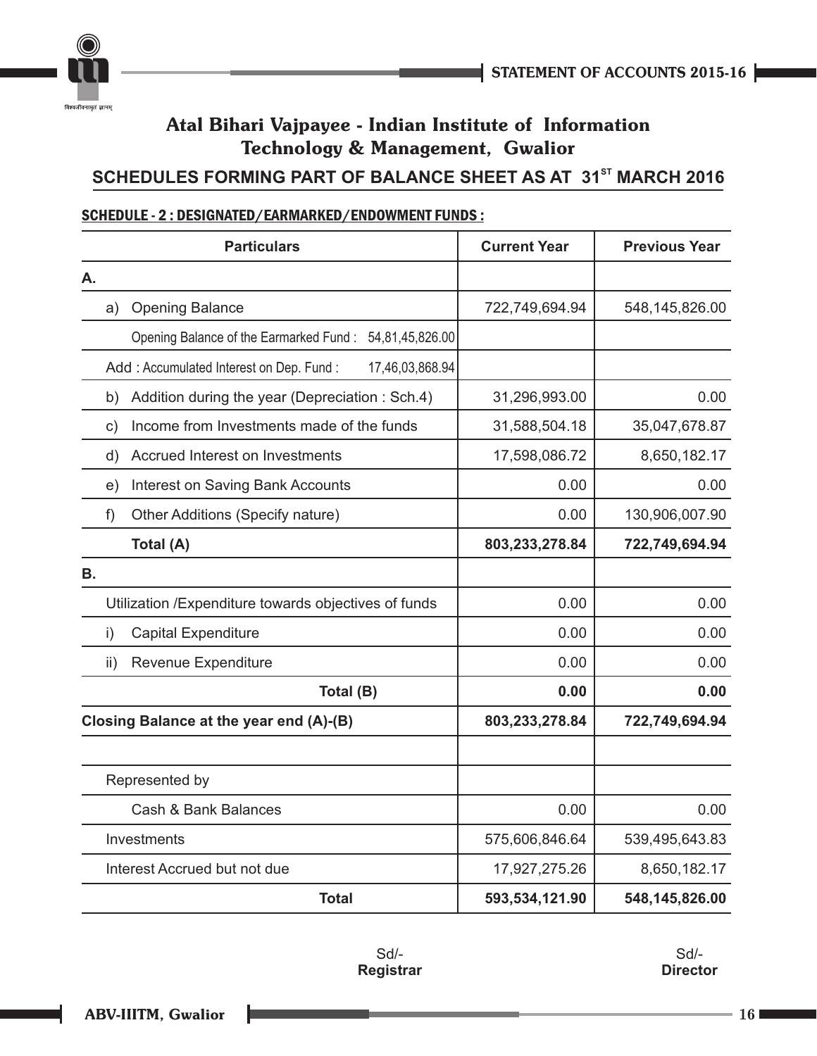# Atal Bihari Vajpayee - Indian Institute of Information Technology & Management, Gwalior

## SCHEDULES FORMING PART OF BALANCE SHEET AS AT 31ST MARCH 2016

### SCHEDULE - 2 : DESIGNATED/EARMARKED/ENDOWMENT FUNDS :

| Particulars | Current Year | Previous Year |
|---|---|---|
| **A.** | | |
| a) Opening Balance | 722,749,694.94 | 548,145,826.00 |
| Opening Balance of the Earmarked Fund : 54,81,45,826.00 | | |
| Add : Accumulated Interest on Dep. Fund : 17,46,03,868.94 | | |
| b) Addition during the year (Depreciation : Sch.4) | 31,296,993.00 | 0.00 |
| c) Income from Investments made of the funds | 31,588,504.18 | 35,047,678.87 |
| d) Accrued Interest on Investments | 17,598,086.72 | 8,650,182.17 |
| e) Interest on Saving Bank Accounts | 0.00 | 0.00 |
| f) Other Additions (Specify nature) | 0.00 | 130,906,007.90 |
| **Total (A)** | **803,233,278.84** | **722,749,694.94** |
| **B.** | | |
| Utilization /Expenditure towards objectives of funds | 0.00 | 0.00 |
| i) Capital Expenditure | 0.00 | 0.00 |
| ii) Revenue Expenditure | 0.00 | 0.00 |
| **Total (B)** | **0.00** | **0.00** |
| **Closing Balance at the year end (A)-(B)** | **803,233,278.84** | **722,749,694.94** |
| | | |
| Represented by | | |
| Cash & Bank Balances | 0.00 | 0.00 |
| Investments | 575,606,846.64 | 539,495,643.83 |
| Interest Accrued but not due | 17,927,275.26 | 8,650,182.17 |
| **Total** | **593,534,121.90** | **548,145,826.00** |

Sd/-
**Registrar**

Sd/-
**Director**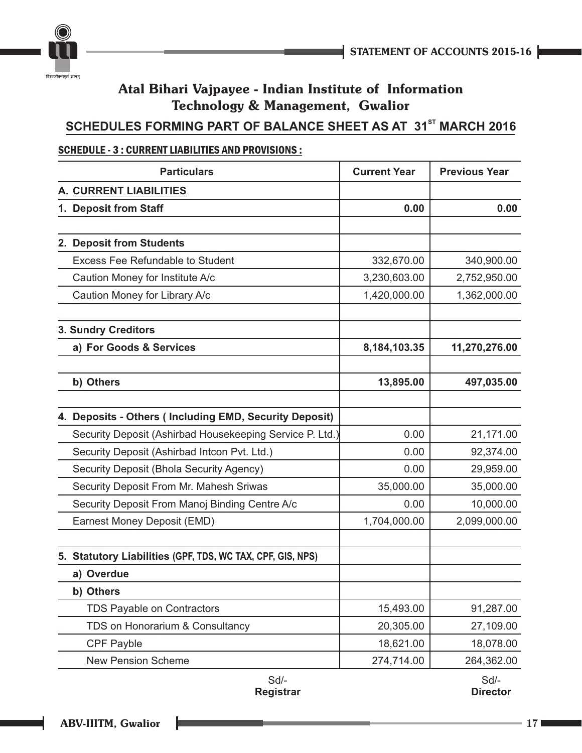## Atal Bihari Vajpayee - Indian Institute of Information Technology & Management, Gwalior

## SCHEDULES FORMING PART OF BALANCE SHEET AS AT 31ST MARCH 2016

**SCHEDULE - 3 : CURRENT LIABILITIES AND PROVISIONS :**

| Particulars | Current Year | Previous Year |
|---|---|---|
| **A. CURRENT LIABILITIES** | | |
| **1. Deposit from Staff** | **0.00** | **0.00** |
| | | |
| **2. Deposit from Students** | | |
| Excess Fee Refundable to Student | 332,670.00 | 340,900.00 |
| Caution Money for Institute A/c | 3,230,603.00 | 2,752,950.00 |
| Caution Money for Library A/c | 1,420,000.00 | 1,362,000.00 |
| | | |
| **3. Sundry Creditors** | | |
| **a) For Goods & Services** | **8,184,103.35** | **11,270,276.00** |
| | | |
| **b) Others** | **13,895.00** | **497,035.00** |
| | | |
| **4. Deposits - Others ( Including EMD, Security Deposit)** | | |
| Security Deposit (Ashirbad Housekeeping Service P. Ltd.) | 0.00 | 21,171.00 |
| Security Deposit (Ashirbad Intcon Pvt. Ltd.) | 0.00 | 92,374.00 |
| Security Deposit (Bhola Security Agency) | 0.00 | 29,959.00 |
| Security Deposit From Mr. Mahesh Sriwas | 35,000.00 | 35,000.00 |
| Security Deposit From Manoj Binding Centre A/c | 0.00 | 10,000.00 |
| Earnest Money Deposit (EMD) | 1,704,000.00 | 2,099,000.00 |
| | | |
| **5. Statutory Liabilities (GPF, TDS, WC TAX, CPF, GIS, NPS)** | | |
| **a) Overdue** | | |
| **b) Others** | | |
| TDS Payable on Contractors | 15,493.00 | 91,287.00 |
| TDS on Honorarium & Consultancy | 20,305.00 | 27,109.00 |
| CPF Payble | 18,621.00 | 18,078.00 |
| New Pension Scheme | 274,714.00 | 264,362.00 |

Sd/-
**Registrar**

Sd/-
**Director**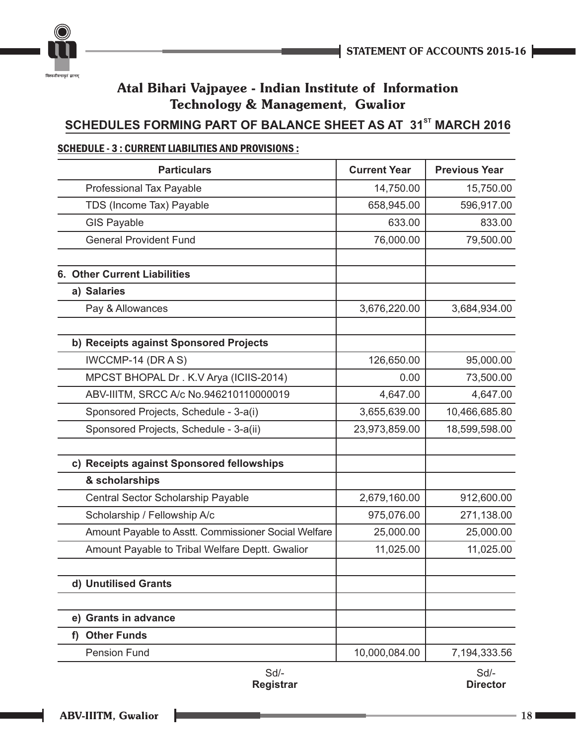# Atal Bihari Vajpayee - Indian Institute of Information Technology & Management, Gwalior

## SCHEDULES FORMING PART OF BALANCE SHEET AS AT 31ST MARCH 2016

### SCHEDULE - 3 : CURRENT LIABILITIES AND PROVISIONS :

| Particulars | Current Year | Previous Year |
|---|---|---|
| Professional Tax Payable | 14,750.00 | 15,750.00 |
| TDS (Income Tax) Payable | 658,945.00 | 596,917.00 |
| GIS Payable | 633.00 | 833.00 |
| General Provident Fund | 76,000.00 | 79,500.00 |
| | | |
| **6. Other Current Liabilities** | | |
| **a) Salaries** | | |
| Pay & Allowances | 3,676,220.00 | 3,684,934.00 |
| | | |
| **b) Receipts against Sponsored Projects** | | |
| IWCCMP-14 (DR A S) | 126,650.00 | 95,000.00 |
| MPCST BHOPAL Dr . K.V Arya (ICIIS-2014) | 0.00 | 73,500.00 |
| ABV-IIITM, SRCC A/c No.946210110000019 | 4,647.00 | 4,647.00 |
| Sponsored Projects, Schedule - 3-a(i) | 3,655,639.00 | 10,466,685.80 |
| Sponsored Projects, Schedule - 3-a(ii) | 23,973,859.00 | 18,599,598.00 |
| | | |
| **c) Receipts against Sponsored fellowships** | | |
| **& scholarships** | | |
| Central Sector Scholarship Payable | 2,679,160.00 | 912,600.00 |
| Scholarship / Fellowship A/c | 975,076.00 | 271,138.00 |
| Amount Payable to Asstt. Commissioner Social Welfare | 25,000.00 | 25,000.00 |
| Amount Payable to Tribal Welfare Deptt. Gwalior | 11,025.00 | 11,025.00 |
| | | |
| **d) Unutilised Grants** | | |
| | | |
| **e) Grants in advance** | | |
| **f) Other Funds** | | |
| Pension Fund | 10,000,084.00 | 7,194,333.56 |

Sd/-
**Registrar**

Sd/-
**Director**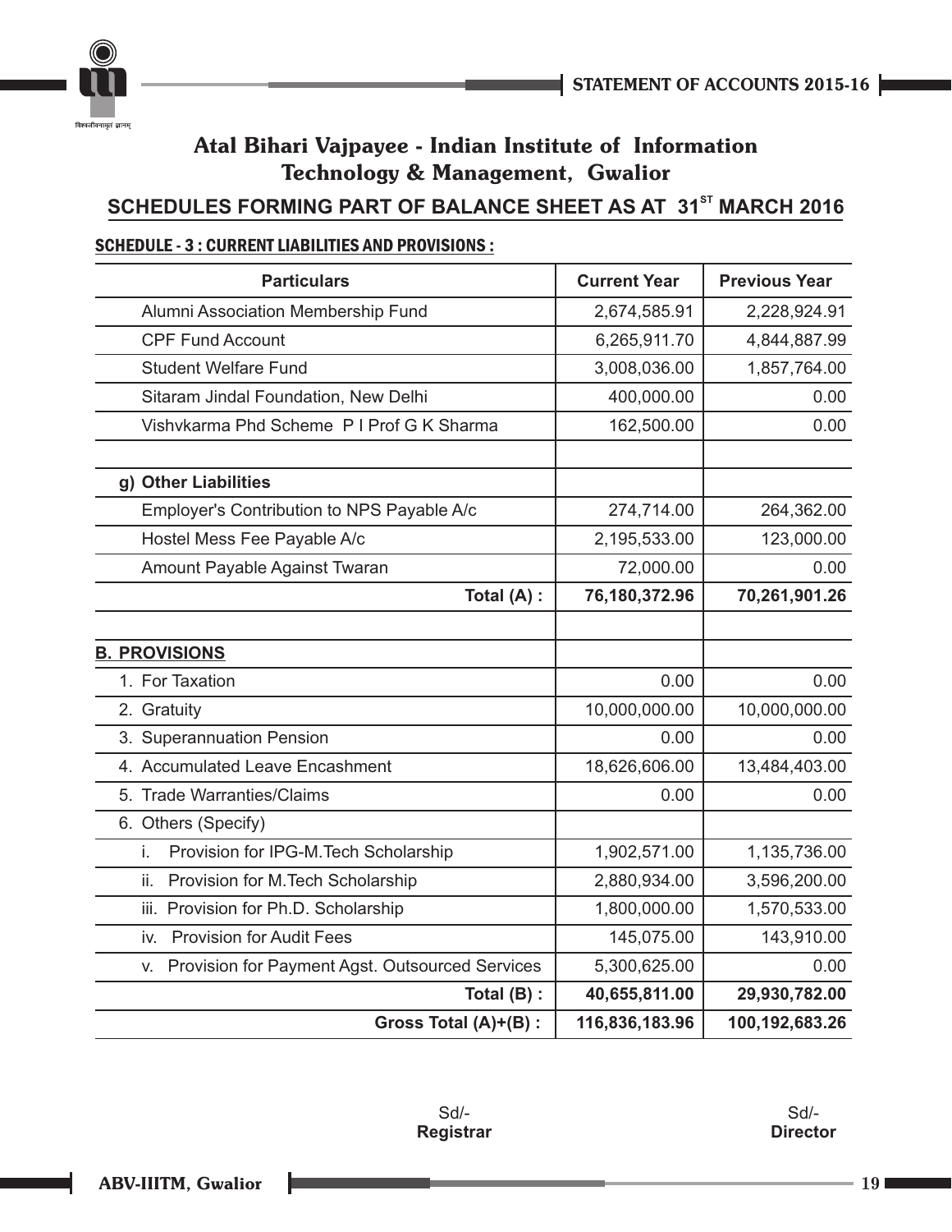# Atal Bihari Vajpayee - Indian Institute of Information Technology & Management, Gwalior

## SCHEDULES FORMING PART OF BALANCE SHEET AS AT 31ST MARCH 2016

**SCHEDULE - 3 : CURRENT LIABILITIES AND PROVISIONS :**

| Particulars | Current Year | Previous Year |
|---|---|---|
| Alumni Association Membership Fund | 2,674,585.91 | 2,228,924.91 |
| CPF Fund Account | 6,265,911.70 | 4,844,887.99 |
| Student Welfare Fund | 3,008,036.00 | 1,857,764.00 |
| Sitaram Jindal Foundation, New Delhi | 400,000.00 | 0.00 |
| Vishvkarma Phd Scheme P I Prof G K Sharma | 162,500.00 | 0.00 |
| | | |
| **g) Other Liabilities** | | |
| Employer's Contribution to NPS Payable A/c | 274,714.00 | 264,362.00 |
| Hostel Mess Fee Payable A/c | 2,195,533.00 | 123,000.00 |
| Amount Payable Against Twaran | 72,000.00 | 0.00 |
| **Total (A) :** | **76,180,372.96** | **70,261,901.26** |
| | | |
| **B. PROVISIONS** | | |
| 1. For Taxation | 0.00 | 0.00 |
| 2. Gratuity | 10,000,000.00 | 10,000,000.00 |
| 3. Superannuation Pension | 0.00 | 0.00 |
| 4. Accumulated Leave Encashment | 18,626,606.00 | 13,484,403.00 |
| 5. Trade Warranties/Claims | 0.00 | 0.00 |
| 6. Others (Specify) | | |
| i. Provision for IPG-M.Tech Scholarship | 1,902,571.00 | 1,135,736.00 |
| ii. Provision for M.Tech Scholarship | 2,880,934.00 | 3,596,200.00 |
| iii. Provision for Ph.D. Scholarship | 1,800,000.00 | 1,570,533.00 |
| iv. Provision for Audit Fees | 145,075.00 | 143,910.00 |
| v. Provision for Payment Agst. Outsourced Services | 5,300,625.00 | 0.00 |
| **Total (B) :** | **40,655,811.00** | **29,930,782.00** |
| **Gross Total (A)+(B) :** | **116,836,183.96** | **100,192,683.26** |

Sd/-
**Registrar**

Sd/-
**Director**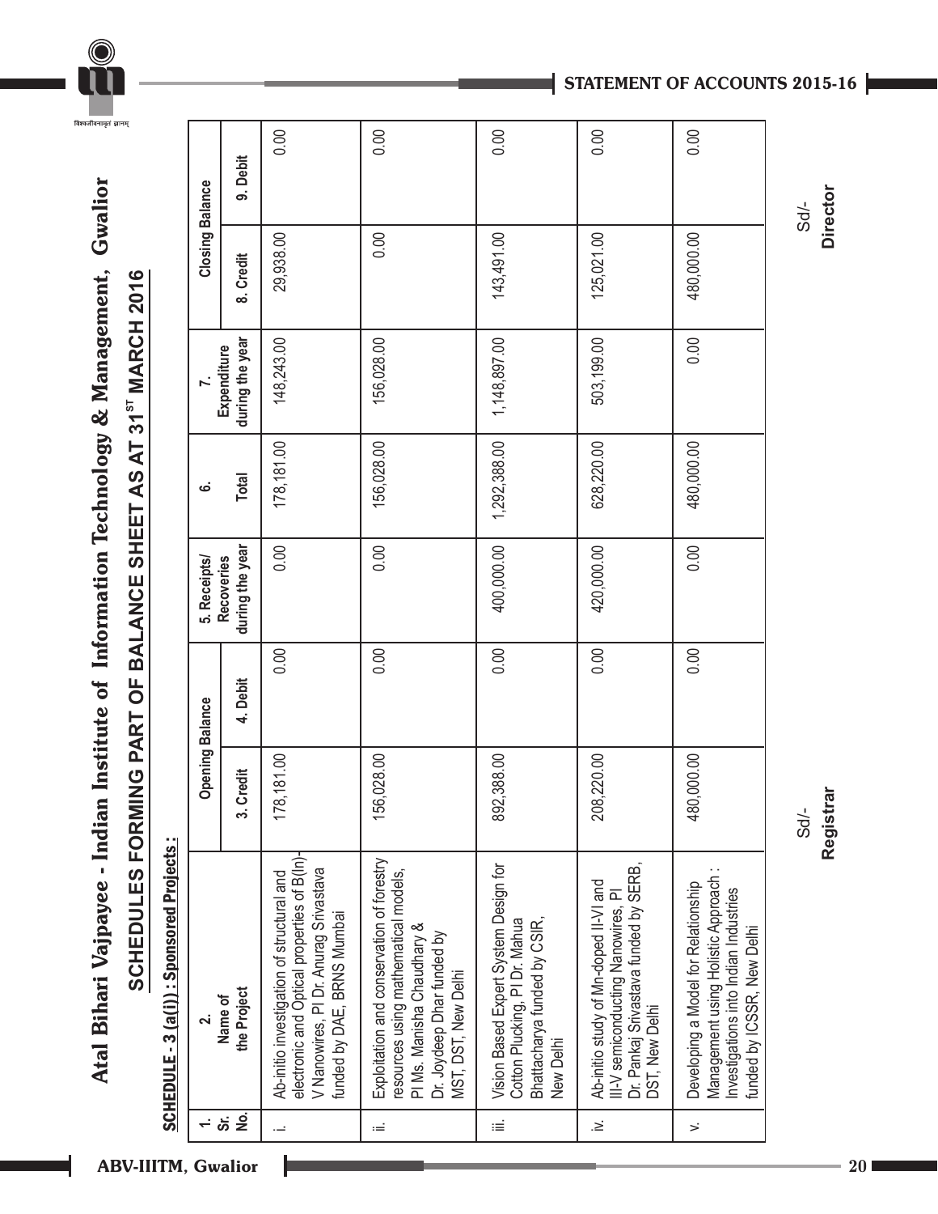# Atal Bihari Vajpayee - Indian Institute of Information Technology & Management, Gwalior

## SCHEDULES FORMING PART OF BALANCE SHEET AS AT 31ST MARCH 2016

**SCHEDULE - 3 (a(i)) : Sponsored Projects :**

| 1. Sr. No. | 2. Name of the Project | Opening Balance | | 5. Receipts/ Recoveries during the year | 6. Total | 7. Expenditure during the year | Closing Balance | |
|---|---|---|---|---|---|---|---|---|
| | | 3. Credit | 4. Debit | | | | 8. Credit | 9. Debit |
| i. | Ab-initio investigation of structural and electronic and Optical properties of B(In)-V Nanowires, PI Dr. Anurag Srivastava funded by DAE, BRNS Mumbai | 178,181.00 | 0.00 | 0.00 | 178,181.00 | 148,243.00 | 29,938.00 | 0.00 |
| ii. | Exploitation and conservation of forestry resources using mathematical models, PI Ms. Manisha Chaudhary & Dr. Joydeep Dhar funded by MST, DST, New Delhi | 156,028.00 | 0.00 | 0.00 | 156,028.00 | 156,028.00 | 0.00 | 0.00 |
| iii. | Vision Based Expert System Design for Cotton Plucking, PI Dr. Mahua Bhattacharya funded by CSIR, New Delhi | 892,388.00 | 0.00 | 400,000.00 | 1,292,388.00 | 1,148,897.00 | 143,491.00 | 0.00 |
| iv. | Ab-initio study of Mn-doped II-VI and III-V semiconducting Nanowires, PI Dr. Pankaj Srivastava funded by SERB, DST, New Delhi | 208,220.00 | 0.00 | 420,000.00 | 628,220.00 | 503,199.00 | 125,021.00 | 0.00 |
| v. | Developing a Model for Relationship Management using Holistic Approach : Investigations into Indian Industries funded by ICSSR, New Delhi | 480,000.00 | 0.00 | 0.00 | 480,000.00 | 0.00 | 480,000.00 | 0.00 |

Sd/-
**Registrar**

Sd/-
**Director**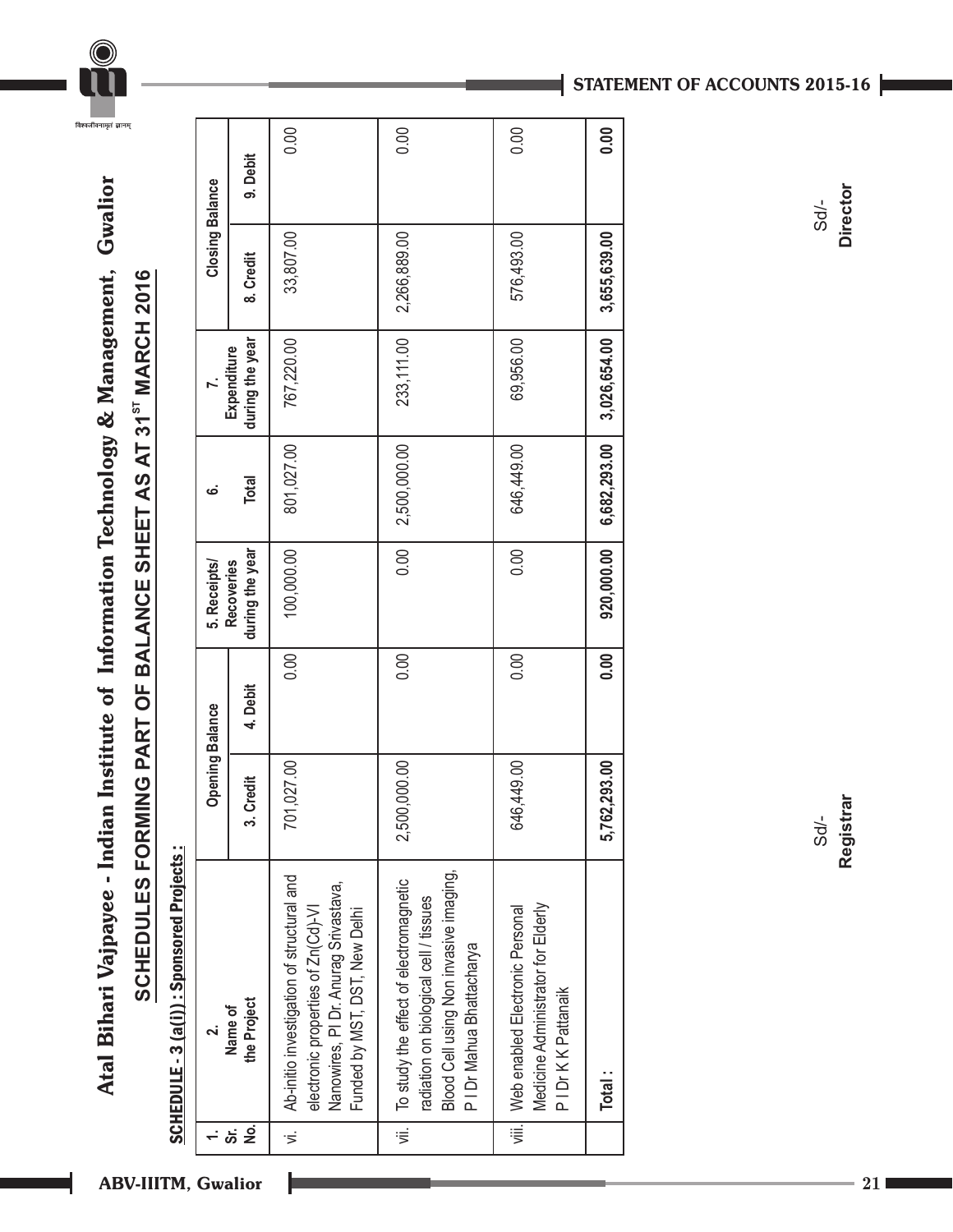# Atal Bihari Vajpayee - Indian Institute of Information Technology & Management, Gwalior

## SCHEDULES FORMING PART OF BALANCE SHEET AS AT 31ST MARCH 2016

**SCHEDULE - 3 (a(i)) : Sponsored Projects :**

| 1. Sr. No. | 2. Name of the Project | Opening Balance | | 5. Receipts/ Recoveries during the year | 6. Total | 7. Expenditure during the year | Closing Balance | |
|---|---|---|---|---|---|---|---|---|
| | | 3. Credit | 4. Debit | | | | 8. Credit | 9. Debit |
| vi. | Ab-initio investigation of structural and electronic properties of Zn(Cd)-VI Nanowires, PI Dr. Anurag Srivastava, Funded by MST, DST, New Delhi | 701,027.00 | 0.00 | 100,000.00 | 801,027.00 | 767,220.00 | 33,807.00 | 0.00 |
| vii. | To study the effect of electromagnetic radiation on biological cell / tissues Blood Cell using Non invasive imaging, P I Dr Mahua Bhattacharya | 2,500,000.00 | 0.00 | 0.00 | 2,500,000.00 | 233,111.00 | 2,266,889.00 | 0.00 |
| viii. | Web enabled Electronic Personal Medicine Administrator for Elderly P I Dr K K Pattanaik | 646,449.00 | 0.00 | 0.00 | 646,449.00 | 69,956.00 | 576,493.00 | 0.00 |
| | **Total :** | **5,762,293.00** | **0.00** | **920,000.00** | **6,682,293.00** | **3,026,654.00** | **3,655,639.00** | **0.00** |

Sd/-
**Registrar**

Sd/-
**Director**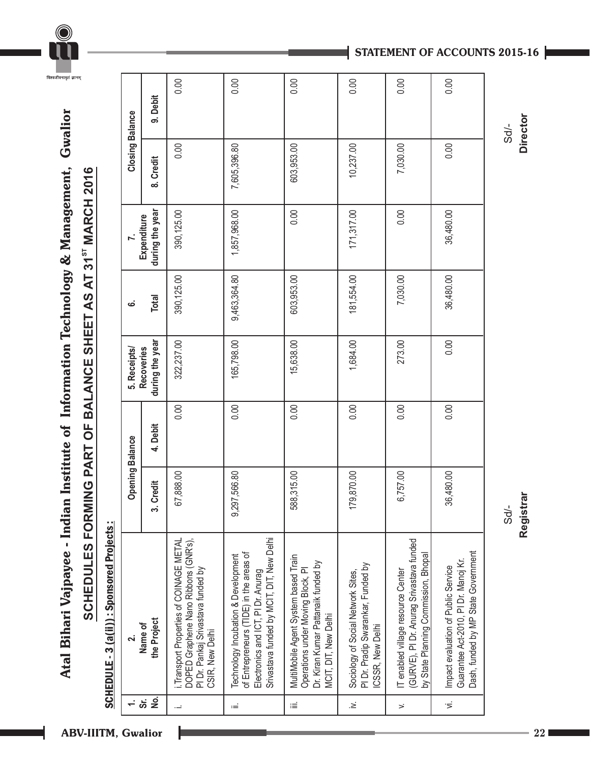# Atal Bihari Vajpayee - Indian Institute of Information Technology & Management, Gwalior

## SCHEDULES FORMING PART OF BALANCE SHEET AS AT 31$^{ST}$ MARCH 2016

**SCHEDULE - 3 (a(ii)) : Sponsored Projects :**

| 1. Sr. No. | 2. Name of the Project | Opening Balance | | 5. Receipts/ Recoveries during the year | 6. Total | 7. Expenditure during the year | Closing Balance | |
|---|---|---|---|---|---|---|---|---|
| | | 3. Credit | 4. Debit | | | | 8. Credit | 9. Debit |
| i. | i.Transport Properties of COINAGE METAL DOPED Graphene Nano Ribbons (GNR's), PI Dr. Pankaj Srivastava funded by CSIR, New Delhi | 67,888.00 | 0.00 | 322,237.00 | 390,125.00 | 390,125.00 | 0.00 | 0.00 |
| ii. | Technology Incubation & Development of Entrepreneurs (TIDE) in the areas of Electronics and ICT, PI Dr. Anurag Srivastava funded by MCIT, DIT, New Delhi | 9,297,566.80 | 0.00 | 165,798.00 | 9,463,364.80 | 1,857,968.00 | 7,605,396.80 | 0.00 |
| iii. | MultiMobile Agent System based Train Operations under Moving Block, PI Dr. Kiran Kumar Pattanaik funded by MCIT, DIT, New Delhi | 588,315.00 | 0.00 | 15,638.00 | 603,953.00 | 0.00 | 603,953.00 | 0.00 |
| iv. | Sociology of Social Network Sites, PI Dr. Pradip Swarankar, Funded by ICSSR, New Delhi | 179,870.00 | 0.00 | 1,684.00 | 181,554.00 | 171,317.00 | 10,237.00 | 0.00 |
| v. | IT enabled village resource Center (GURVE), PI Dr. Anurag Srivastava funded by State Planning Commission, Bhopal | 6,757.00 | 0.00 | 273.00 | 7,030.00 | 0.00 | 7,030.00 | 0.00 |
| vi. | Impact evaluation of Public Service Guarantee Act-2010, PI Dr. Manoj Kr. Dash, funded by MP State Government | 36,480.00 | 0.00 | 0.00 | 36,480.00 | 36,480.00 | 0.00 | 0.00 |

Sd/-
**Registrar**

Sd/-
**Director**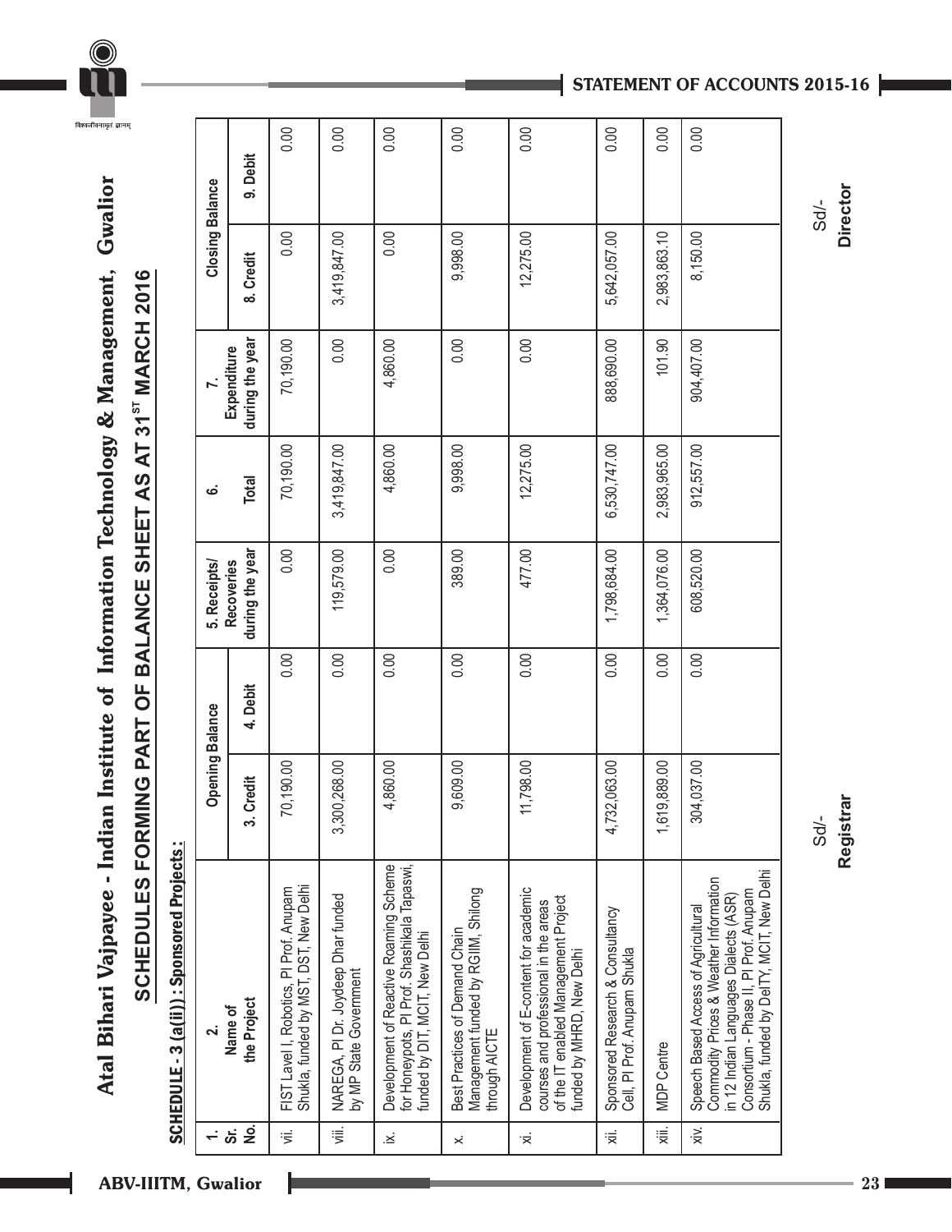# Atal Bihari Vajpayee - Indian Institute of Information Technology & Management, Gwalior

## SCHEDULES FORMING PART OF BALANCE SHEET AS AT 31ST MARCH 2016

**SCHEDULE - 3 (a(ii)) : Sponsored Projects :**

| 1. Sr. No. | 2. Name of the Project | Opening Balance | | 5. Receipts/ Recoveries during the year | 6. Total | 7. Expenditure during the year | Closing Balance | |
|---|---|---|---|---|---|---|---|---|
| | | 3. Credit | 4. Debit | | | | 8. Credit | 9. Debit |
| vii. | FIST Lavel I, Robotics, PI Prof. Anupam Shukla, funded by MST, DST, New Delhi | 70,190.00 | 0.00 | 0.00 | 70,190.00 | 70,190.00 | 0.00 | 0.00 |
| viii. | NAREGA, PI Dr. Joydeep Dhar funded by MP State Government | 3,300,268.00 | 0.00 | 119,579.00 | 3,419,847.00 | 0.00 | 3,419,847.00 | 0.00 |
| ix. | Development of Reactive Roaming Scheme for Honeypots, PI Prof. Shashikala Tapaswi, funded by DIT, MCIT, New Delhi | 4,860.00 | 0.00 | 0.00 | 4,860.00 | 4,860.00 | 0.00 | 0.00 |
| x. | Best Practices of Demand Chain Management funded by RGIIM, Shilong through AICTE | 9,609.00 | 0.00 | 389.00 | 9,998.00 | 0.00 | 9,998.00 | 0.00 |
| xi. | Development of E-content for academic courses and professional in the areas of the IT enabled Management Project funded by MHRD, New Delhi | 11,798.00 | 0.00 | 477.00 | 12,275.00 | 0.00 | 12,275.00 | 0.00 |
| xii. | Sponsored Research & Consultancy Cell, PI Prof. Anupam Shukla | 4,732,063.00 | 0.00 | 1,798,684.00 | 6,530,747.00 | 888,690.00 | 5,642,057.00 | 0.00 |
| xiii. | MDP Centre | 1,619,889.00 | 0.00 | 1,364,076.00 | 2,983,965.00 | 101.90 | 2,983,863.10 | 0.00 |
| xiv. | Speech Based Access of Agricultural Commodity Prices & Weather Information in 12 Indian Languages Dialects (ASR) Consortium - Phase II, PI Prof. Anupam Shukla, funded by DeITY, MCIT, New Delhi | 304,037.00 | 0.00 | 608,520.00 | 912,557.00 | 904,407.00 | 8,150.00 | 0.00 |

Sd/-
**Registrar**

Sd/-
**Director**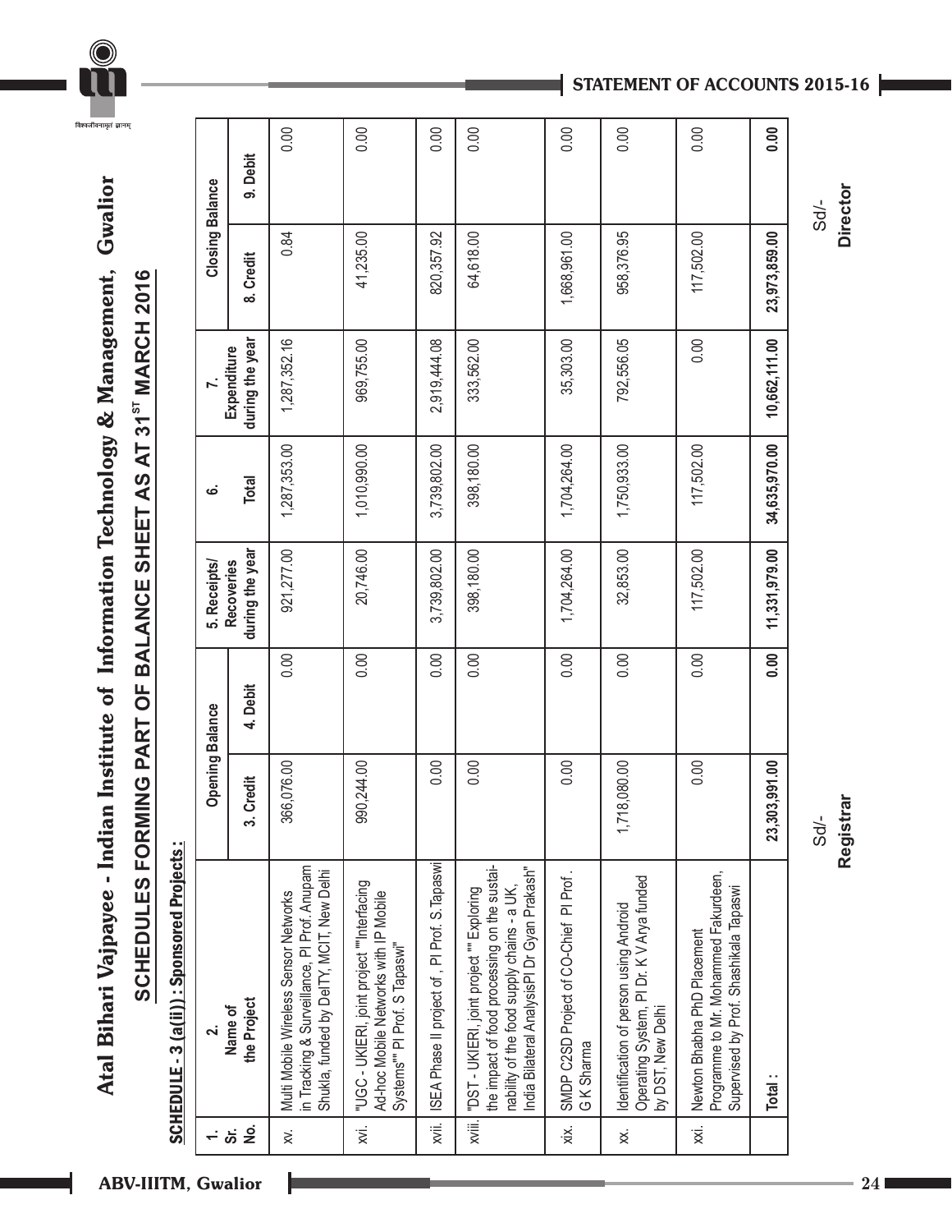# Atal Bihari Vajpayee - Indian Institute of Information Technology & Management, Gwalior

## SCHEDULES FORMING PART OF BALANCE SHEET AS AT 31ST MARCH 2016

**SCHEDULE - 3 (a(ii)) : Sponsored Projects :**

| 1. Sr. No. | 2. Name of the Project | Opening Balance | | 5. Receipts/ Recoveries during the year | 6. Total | 7. Expenditure during the year | Closing Balance | |
|---|---|---|---|---|---|---|---|---|
| | | 3. Credit | 4. Debit | | | | 8. Credit | 9. Debit |
| xv. | Multi Mobile Wireless Sensor Networks in Tracking & Surveillance, PI Prof. Anupam Shukla, funded by DeITY, MCIT, New Delhi | 366,076.00 | 0.00 | 921,277.00 | 1,287,353.00 | 1,287,352.16 | 0.84 | 0.00 |
| xvi. | "UGC - UKIERI, joint project ""Interfacing Ad-hoc Mobile Networks with IP Mobile Systems"" PI Prof. S Tapaswi" | 990,244.00 | 0.00 | 20,746.00 | 1,010,990.00 | 969,755.00 | 41,235.00 | 0.00 |
| xvii. | ISEA Phase II project of , PI Prof. S. Tapaswi | 0.00 | 0.00 | 3,739,802.00 | 3,739,802.00 | 2,919,444.08 | 820,357.92 | 0.00 |
| xviii. | "DST - UKIERI, joint project "" Exploring the impact of food processing on the sustainability of the food supply chains - a UK, India Bilateral AnalysisPI Dr Gyan Prakash" | 0.00 | 0.00 | 398,180.00 | 398,180.00 | 333,562.00 | 64,618.00 | 0.00 |
| xix. | SMDP C2SD Project of CO-Chief PI Prof. G K Sharma | 0.00 | 0.00 | 1,704,264.00 | 1,704,264.00 | 35,303.00 | 1,668,961.00 | 0.00 |
| xx. | Identification of person using Android Operating System, PI Dr. K V Arya funded by DST, New Delhi | 1,718,080.00 | 0.00 | 32,853.00 | 1,750,933.00 | 792,556.05 | 958,376.95 | 0.00 |
| xxi. | Newton Bhabha PhD Placement Programme to Mr. Mohammed Fakurdeen, Supervised by Prof. Shashikala Tapaswi | 0.00 | 0.00 | 117,502.00 | 117,502.00 | 0.00 | 117,502.00 | 0.00 |
| | **Total :** | **23,303,991.00** | **0.00** | **11,331,979.00** | **34,635,970.00** | **10,662,111.00** | **23,973,859.00** | **0.00** |

Sd/-
**Registrar**

Sd/-
**Director**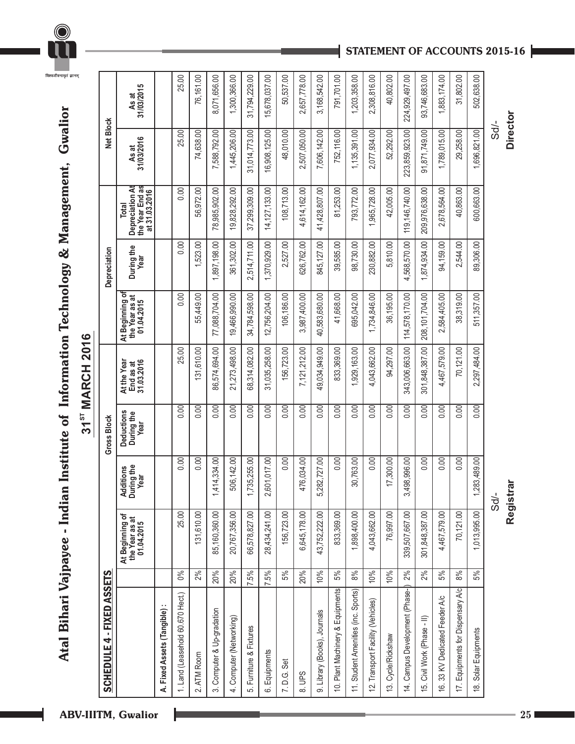# Atal Bihari Vajpayee - Indian Institute of Information Technology & Management, Gwalior

## 31ST MARCH 2016

### SCHEDULE 4 - FIXED ASSETS

| | | Gross Block | | | | Depreciation | | | Net Block | |
|---|---|---|---|---|---|---|---|---|---|---|
| | | At Beginning of the Year as at 01.04.2015 | Additions During the Year | Deductions During the Year | At the Year End as at 31.03.2016 | At Beginning of the Year as at 01.04.2015 | During the Year | Total Depreciation At the Year End as at 31.03.2016 | As at 31/03/2016 | As at 31/03/2015 |
| A. Fixed Assets (Tangible) : | | | | | | | | | | |
| 1. Land (Leasehold 60.670 Hect.) | 0% | 25.00 | 0.00 | 0.00 | 25.00 | 0.00 | 0.00 | 0.00 | 25.00 | 25.00 |
| 2. ATM Room | 2% | 131,610.00 | 0.00 | 0.00 | 131,610.00 | 55,449.00 | 1,523.00 | 56,972.00 | 74,638.00 | 76,161.00 |
| 3. Computer & Up-gradation | 20% | 85,160,360.00 | 1,414,334.00 | 0.00 | 86,574,694.00 | 77,088,704.00 | 1,897,198.00 | 78,985,902.00 | 7,588,792.00 | 8,071,656.00 |
| 4. Computer (Networking) | 20% | 20,767,356.00 | 506,142.00 | 0.00 | 21,273,498.00 | 19,466,990.00 | 361,302.00 | 19,828,292.00 | 1,445,206.00 | 1,300,366.00 |
| 5. Furniture & Fixtures | 7.5% | 66,578,827.00 | 1,735,255.00 | 0.00 | 68,314,082.00 | 34,784,598.00 | 2,514,711.00 | 37,299,309.00 | 31,014,773.00 | 31,794,229.00 |
| 6. Equipments | 7.5% | 28,434,241.00 | 2,601,017.00 | 0.00 | 31,035,258.00 | 12,756,204.00 | 1,370,929.00 | 14,127,133.00 | 16,908,125.00 | 15,678,037.00 |
| 7. D.G. Set | 5% | 156,723.00 | 0.00 | 0.00 | 156,723.00 | 106,186.00 | 2,527.00 | 108,713.00 | 48,010.00 | 50,537.00 |
| 8. UPS | 20% | 6,645,178.00 | 476,034.00 | 0.00 | 7,121,212.00 | 3,987,400.00 | 626,762.00 | 4,614,162.00 | 2,507,050.00 | 2,657,778.00 |
| 9. Library (Books), Journals | 10% | 43,752,222.00 | 5,282,727.00 | 0.00 | 49,034,949.00 | 40,583,680.00 | 845,127.00 | 41,428,807.00 | 7,606,142.00 | 3,168,542.00 |
| 10. Plant Machinery & Equipments | 5% | 833,369.00 | 0.00 | 0.00 | 833,369.00 | 41,668.00 | 39,585.00 | 81,253.00 | 752,116.00 | 791,701.00 |
| 11. Student Amenities (inc. Sports) | 8% | 1,898,400.00 | 30,763.00 | 0.00 | 1,929,163.00 | 695,042.00 | 98,730.00 | 793,772.00 | 1,135,391.00 | 1,203,358.00 |
| 12. Transport Facility (Vehicles) | 10% | 4,043,662.00 | 0.00 | 0.00 | 4,043,662.00 | 1,734,846.00 | 230,882.00 | 1,965,728.00 | 2,077,934.00 | 2,308,816.00 |
| 13. Cycle/Rickshaw | 10% | 76,997.00 | 17,300.00 | 0.00 | 94,297.00 | 36,195.00 | 5,810.00 | 42,005.00 | 52,292.00 | 40,802.00 |
| 14. Campus Development (Phase-I) | 2% | 339,507,667.00 | 3,498,996.00 | 0.00 | 343,006,663.00 | 114,578,170.00 | 4,568,570.00 | 119,146,740.00 | 223,859,923.00 | 224,929,497.00 |
| 15. Civil Work (Phase - II) | 2% | 301,848,387.00 | 0.00 | 0.00 | 301,848,387.00 | 208,101,704.00 | 1,874,934.00 | 209,976,638.00 | 91,871,749.00 | 93,746,683.00 |
| 16. 33 KV Dedicated Feeder A/c | 5% | 4,467,579.00 | 0.00 | 0.00 | 4,467,579.00 | 2,584,405.00 | 94,159.00 | 2,678,564.00 | 1,789,015.00 | 1,883,174.00 |
| 17. Equipments for Dispensary A/c | 8% | 70,121.00 | 0.00 | 0.00 | 70,121.00 | 38,319.00 | 2,544.00 | 40,863.00 | 29,258.00 | 31,802.00 |
| 18. Solar Equipments | 5% | 1,013,995.00 | 1,283,489.00 | 0.00 | 2,297,484.00 | 511,357.00 | 89,306.00 | 600,663.00 | 1,696,821.00 | 502,638.00 |

Sd/-
**Registrar**

Sd/-
**Director**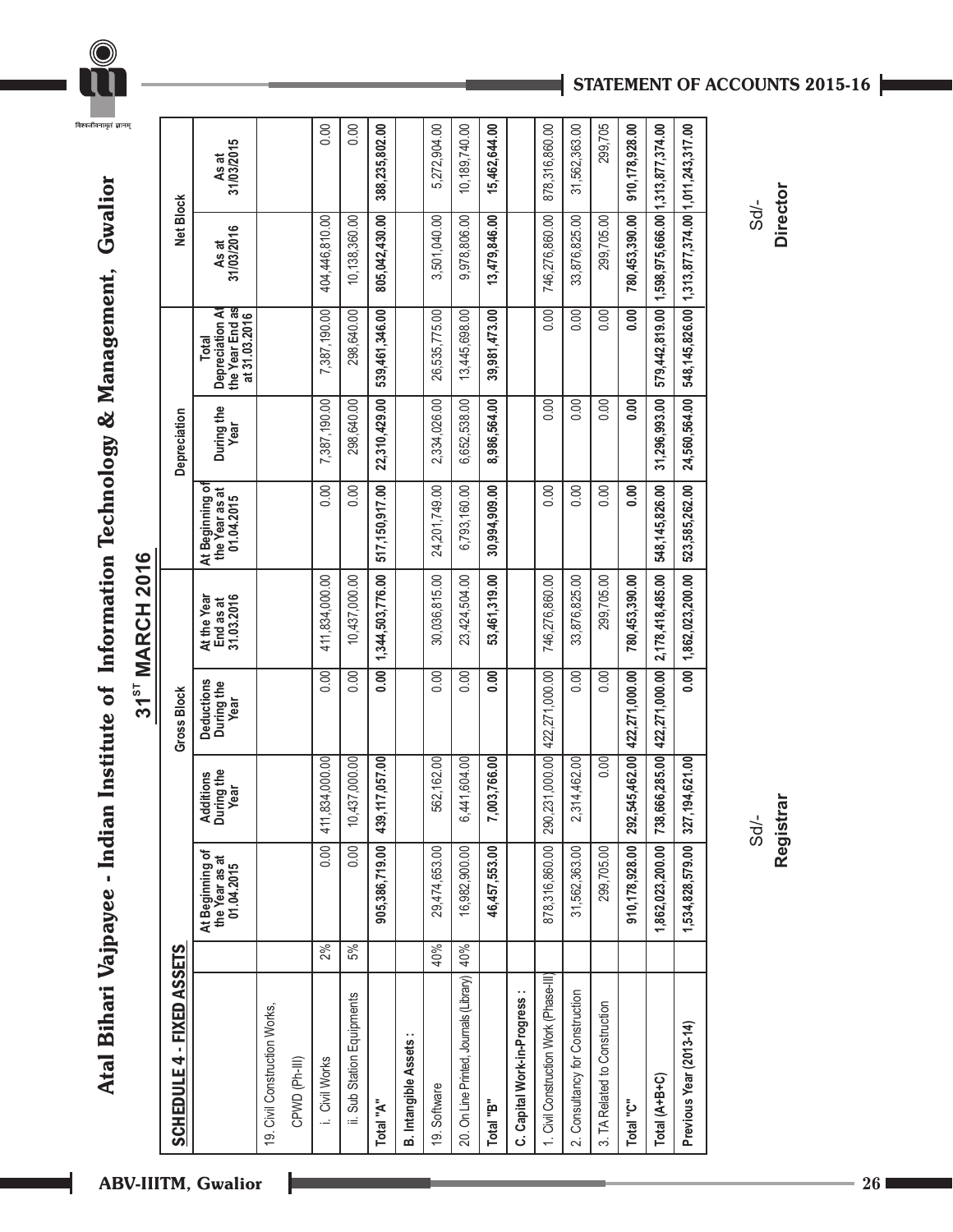# Atal Bihari Vajpayee - Indian Institute of Information Technology & Management, Gwalior

## 31[ST] MARCH 2016

### SCHEDULE 4 - FIXED ASSETS

| | | Gross Block | | | | Depreciation | | | Net Block | |
|---|---|---|---|---|---|---|---|---|---|---|
| | | At Beginning of the Year as at 01.04.2015 | Additions During the Year | Deductions During the Year | At the Year End as at 31.03.2016 | At Beginning of the Year as at 01.04.2015 | During the Year | Total Depreciation At the Year End as at 31.03.2016 | As at 31/03/2016 | As at 31/03/2015 |
| 19. Civil Construction Works, | | | | | | | | | | |
| CPWD (Ph-III) | | | | | | | | | | |
| i. Civil Works | 2% | 0.00 | 411,834,000.00 | 0.00 | 411,834,000.00 | 0.00 | 7,387,190.00 | 7,387,190.00 | 404,446,810.00 | 0.00 |
| ii. Sub Station Equipments | 5% | 0.00 | 10,437,000.00 | 0.00 | 10,437,000.00 | 0.00 | 298,640.00 | 298,640.00 | 10,138,360.00 | 0.00 |
| **Total "A"** | | **905,386,719.00** | **439,117,057.00** | **0.00** | **1,344,503,776.00** | **517,150,917.00** | **22,310,429.00** | **539,461,346.00** | **805,042,430.00** | **388,235,802.00** |
| **B. Intangible Assets :** | | | | | | | | | | |
| 19. Software | 40% | 29,474,653.00 | 562,162.00 | 0.00 | 30,036,815.00 | 24,201,749.00 | 2,334,026.00 | 26,535,775.00 | 3,501,040.00 | 5,272,904.00 |
| 20. On Line Printed, Journals (Library) | 40% | 16,982,900.00 | 6,441,604.00 | 0.00 | 23,424,504.00 | 6,793,160.00 | 6,652,538.00 | 13,445,698.00 | 9,978,806.00 | 10,189,740.00 |
| **Total "B"** | | **46,457,553.00** | **7,003,766.00** | **0.00** | **53,461,319.00** | **30,994,909.00** | **8,986,564.00** | **39,981,473.00** | **13,479,846.00** | **15,462,644.00** |
| **C. Capital Work-in-Progress :** | | | | | | | | | | |
| 1. Civil Construction Work (Phase-III) | | 878,316,860.00 | 290,231,000.00 | 422,271,000.00 | 746,276,860.00 | 0.00 | 0.00 | 0.00 | 746,276,860.00 | 878,316,860.00 |
| 2. Consultancy for Construction | | 31,562,363.00 | 2,314,462.00 | 0.00 | 33,876,825.00 | 0.00 | 0.00 | 0.00 | 33,876,825.00 | 31,562,363.00 |
| 3. TA Related to Construction | | 299,705.00 | 0.00 | 0.00 | 299,705.00 | 0.00 | 0.00 | 0.00 | 299,705.00 | 299,705 |
| **Total "C"** | | **910,178,928.00** | **292,545,462.00** | **422,271,000.00** | **780,453,390.00** | **0.00** | **0.00** | **0.00** | **780,453,390.00** | **910,178,928.00** |
| **Total (A+B+C)** | | **1,862,023,200.00** | **738,666,285.00** | **422,271,000.00** | **2,178,418,485.00** | **548,145,826.00** | **31,296,993.00** | **579,442,819.00** | **1,598,975,666.00** | **1,313,877,374.00** |
| **Previous Year (2013-14)** | | **1,534,828,579.00** | **327,194,621.00** | **0.00** | **1,862,023,200.00** | **523,585,262.00** | **24,560,564.00** | **548,145,826.00** | **1,313,877,374.00** | **1,011,243,317.00** |

Sd/-
**Registrar**

Sd/-
**Director**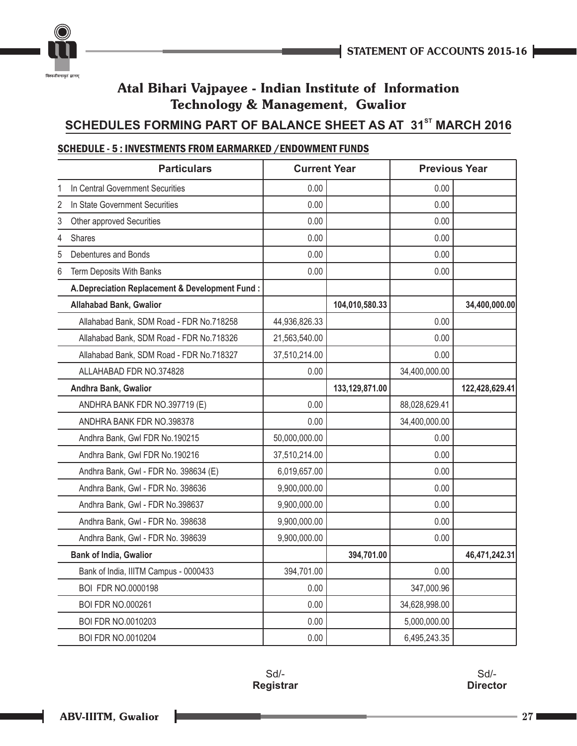# Atal Bihari Vajpayee - Indian Institute of Information Technology & Management, Gwalior

## SCHEDULES FORMING PART OF BALANCE SHEET AS AT 31ST MARCH 2016

### SCHEDULE - 5 : INVESTMENTS FROM EARMARKED / ENDOWMENT FUNDS

| Particulars | Current Year | | Previous Year | |
|---|---|---|---|---|
| 1 In Central Government Securities | 0.00 | | 0.00 | |
| 2 In State Government Securities | 0.00 | | 0.00 | |
| 3 Other approved Securities | 0.00 | | 0.00 | |
| 4 Shares | 0.00 | | 0.00 | |
| 5 Debentures and Bonds | 0.00 | | 0.00 | |
| 6 Term Deposits With Banks | 0.00 | | 0.00 | |
| **A.Depreciation Replacement & Development Fund :** | | | | |
| **Allahabad Bank, Gwalior** | | **104,010,580.33** | | **34,400,000.00** |
| Allahabad Bank, SDM Road - FDR No.718258 | 44,936,826.33 | | 0.00 | |
| Allahabad Bank, SDM Road - FDR No.718326 | 21,563,540.00 | | 0.00 | |
| Allahabad Bank, SDM Road - FDR No.718327 | 37,510,214.00 | | 0.00 | |
| ALLAHABAD FDR NO.374828 | 0.00 | | 34,400,000.00 | |
| **Andhra Bank, Gwalior** | | **133,129,871.00** | | **122,428,629.41** |
| ANDHRA BANK FDR NO.397719 (E) | 0.00 | | 88,028,629.41 | |
| ANDHRA BANK FDR NO.398378 | 0.00 | | 34,400,000.00 | |
| Andhra Bank, Gwl FDR No.190215 | 50,000,000.00 | | 0.00 | |
| Andhra Bank, Gwl FDR No.190216 | 37,510,214.00 | | 0.00 | |
| Andhra Bank, Gwl - FDR No. 398634 (E) | 6,019,657.00 | | 0.00 | |
| Andhra Bank, Gwl - FDR No. 398636 | 9,900,000.00 | | 0.00 | |
| Andhra Bank, Gwl - FDR No.398637 | 9,900,000.00 | | 0.00 | |
| Andhra Bank, Gwl - FDR No. 398638 | 9,900,000.00 | | 0.00 | |
| Andhra Bank, Gwl - FDR No. 398639 | 9,900,000.00 | | 0.00 | |
| **Bank of India, Gwalior** | | **394,701.00** | | **46,471,242.31** |
| Bank of India, IIITM Campus - 0000433 | 394,701.00 | | 0.00 | |
| BOI FDR NO.0000198 | 0.00 | | 347,000.96 | |
| BOI FDR NO.000261 | 0.00 | | 34,628,998.00 | |
| BOI FDR NO.0010203 | 0.00 | | 5,000,000.00 | |
| BOI FDR NO.0010204 | 0.00 | | 6,495,243.35 | |

Sd/-
**Registrar**

Sd/-
**Director**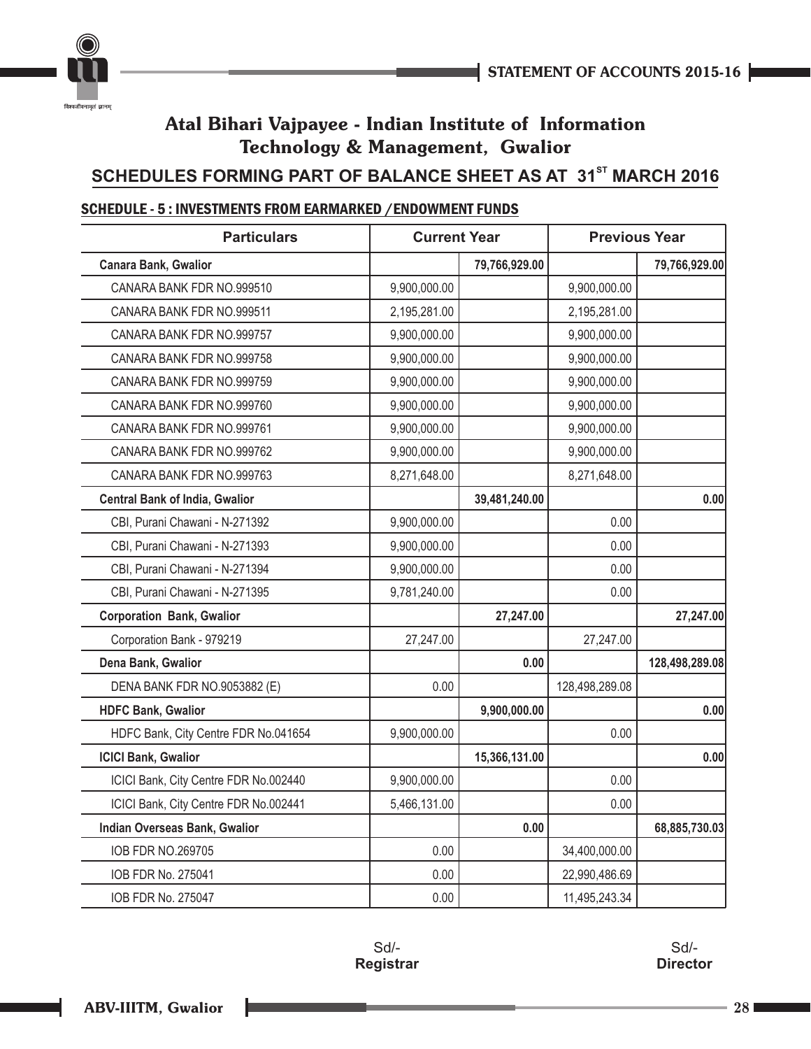# Atal Bihari Vajpayee - Indian Institute of Information Technology & Management, Gwalior

## SCHEDULES FORMING PART OF BALANCE SHEET AS AT 31ST MARCH 2016

### SCHEDULE - 5 : INVESTMENTS FROM EARMARKED /ENDOWMENT FUNDS

| Particulars | Current Year | | Previous Year | |
|---|---|---|---|---|
| **Canara Bank, Gwalior** | | **79,766,929.00** | | **79,766,929.00** |
| CANARA BANK FDR NO.999510 | 9,900,000.00 | | 9,900,000.00 | |
| CANARA BANK FDR NO.999511 | 2,195,281.00 | | 2,195,281.00 | |
| CANARA BANK FDR NO.999757 | 9,900,000.00 | | 9,900,000.00 | |
| CANARA BANK FDR NO.999758 | 9,900,000.00 | | 9,900,000.00 | |
| CANARA BANK FDR NO.999759 | 9,900,000.00 | | 9,900,000.00 | |
| CANARA BANK FDR NO.999760 | 9,900,000.00 | | 9,900,000.00 | |
| CANARA BANK FDR NO.999761 | 9,900,000.00 | | 9,900,000.00 | |
| CANARA BANK FDR NO.999762 | 9,900,000.00 | | 9,900,000.00 | |
| CANARA BANK FDR NO.999763 | 8,271,648.00 | | 8,271,648.00 | |
| **Central Bank of India, Gwalior** | | **39,481,240.00** | | **0.00** |
| CBI, Purani Chawani - N-271392 | 9,900,000.00 | | 0.00 | |
| CBI, Purani Chawani - N-271393 | 9,900,000.00 | | 0.00 | |
| CBI, Purani Chawani - N-271394 | 9,900,000.00 | | 0.00 | |
| CBI, Purani Chawani - N-271395 | 9,781,240.00 | | 0.00 | |
| **Corporation Bank, Gwalior** | | **27,247.00** | | **27,247.00** |
| Corporation Bank - 979219 | 27,247.00 | | 27,247.00 | |
| **Dena Bank, Gwalior** | | **0.00** | | **128,498,289.08** |
| DENA BANK FDR NO.9053882 (E) | 0.00 | | 128,498,289.08 | |
| **HDFC Bank, Gwalior** | | **9,900,000.00** | | **0.00** |
| HDFC Bank, City Centre FDR No.041654 | 9,900,000.00 | | 0.00 | |
| **ICICI Bank, Gwalior** | | **15,366,131.00** | | **0.00** |
| ICICI Bank, City Centre FDR No.002440 | 9,900,000.00 | | 0.00 | |
| ICICI Bank, City Centre FDR No.002441 | 5,466,131.00 | | 0.00 | |
| **Indian Overseas Bank, Gwalior** | | **0.00** | | **68,885,730.03** |
| IOB FDR NO.269705 | 0.00 | | 34,400,000.00 | |
| IOB FDR No. 275041 | 0.00 | | 22,990,486.69 | |
| IOB FDR No. 275047 | 0.00 | | 11,495,243.34 | |

Sd/-
**Registrar**

Sd/-
**Director**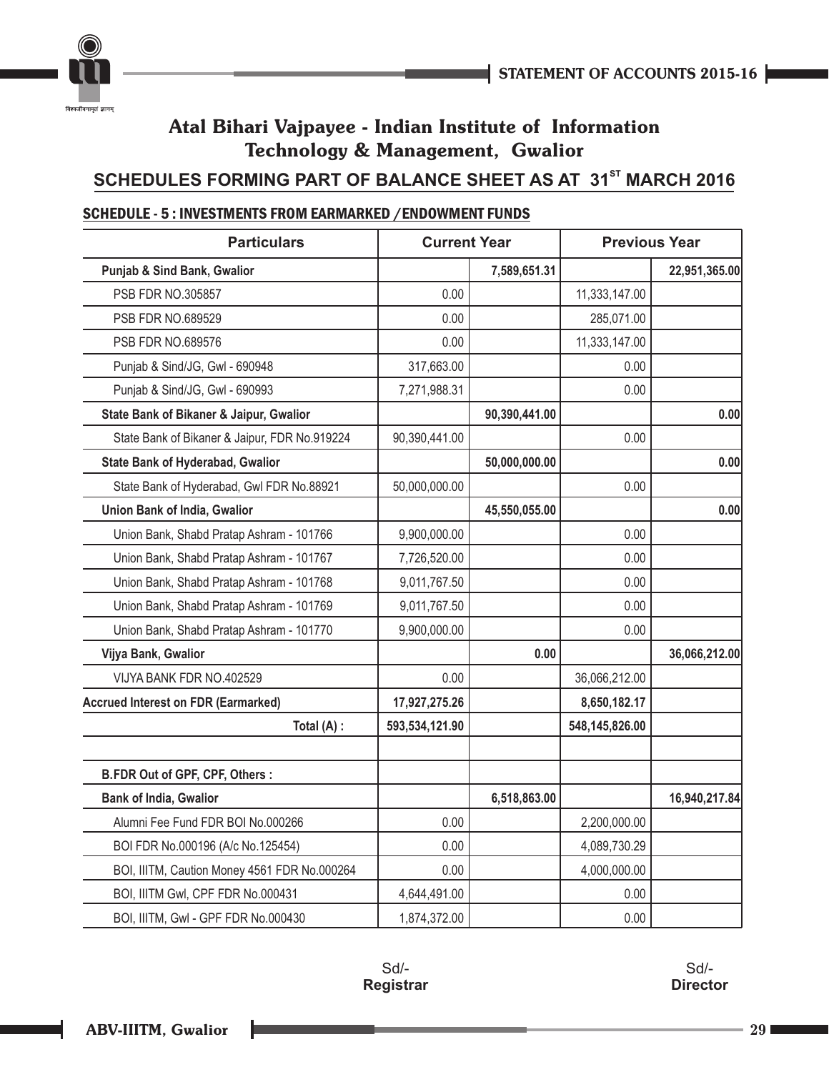## Atal Bihari Vajpayee - Indian Institute of Information Technology & Management, Gwalior

## SCHEDULES FORMING PART OF BALANCE SHEET AS AT 31[ST] MARCH 2016

### SCHEDULE - 5 : INVESTMENTS FROM EARMARKED /ENDOWMENT FUNDS

| Particulars | Current Year | | Previous Year | |
|---|---|---|---|---|
| **Punjab & Sind Bank, Gwalior** | | **7,589,651.31** | | **22,951,365.00** |
| PSB FDR NO.305857 | 0.00 | | 11,333,147.00 | |
| PSB FDR NO.689529 | 0.00 | | 285,071.00 | |
| PSB FDR NO.689576 | 0.00 | | 11,333,147.00 | |
| Punjab & Sind/JG, Gwl - 690948 | 317,663.00 | | 0.00 | |
| Punjab & Sind/JG, Gwl - 690993 | 7,271,988.31 | | 0.00 | |
| **State Bank of Bikaner & Jaipur, Gwalior** | | **90,390,441.00** | | **0.00** |
| State Bank of Bikaner & Jaipur, FDR No.919224 | 90,390,441.00 | | 0.00 | |
| **State Bank of Hyderabad, Gwalior** | | **50,000,000.00** | | **0.00** |
| State Bank of Hyderabad, Gwl FDR No.88921 | 50,000,000.00 | | 0.00 | |
| **Union Bank of India, Gwalior** | | **45,550,055.00** | | **0.00** |
| Union Bank, Shabd Pratap Ashram - 101766 | 9,900,000.00 | | 0.00 | |
| Union Bank, Shabd Pratap Ashram - 101767 | 7,726,520.00 | | 0.00 | |
| Union Bank, Shabd Pratap Ashram - 101768 | 9,011,767.50 | | 0.00 | |
| Union Bank, Shabd Pratap Ashram - 101769 | 9,011,767.50 | | 0.00 | |
| Union Bank, Shabd Pratap Ashram - 101770 | 9,900,000.00 | | 0.00 | |
| **Vijya Bank, Gwalior** | | **0.00** | | **36,066,212.00** |
| VIJYA BANK FDR NO.402529 | 0.00 | | 36,066,212.00 | |
| **Accrued Interest on FDR (Earmarked)** | **17,927,275.26** | | **8,650,182.17** | |
| **Total (A) :** | **593,534,121.90** | | **548,145,826.00** | |
| | | | | |
| **B.FDR Out of GPF, CPF, Others :** | | | | |
| **Bank of India, Gwalior** | | **6,518,863.00** | | **16,940,217.84** |
| Alumni Fee Fund FDR BOI No.000266 | 0.00 | | 2,200,000.00 | |
| BOI FDR No.000196 (A/c No.125454) | 0.00 | | 4,089,730.29 | |
| BOI, IIITM, Caution Money 4561 FDR No.000264 | 0.00 | | 4,000,000.00 | |
| BOI, IIITM Gwl, CPF FDR No.000431 | 4,644,491.00 | | 0.00 | |
| BOI, IIITM, Gwl - GPF FDR No.000430 | 1,874,372.00 | | 0.00 | |

Sd/-
**Registrar**

Sd/-
**Director**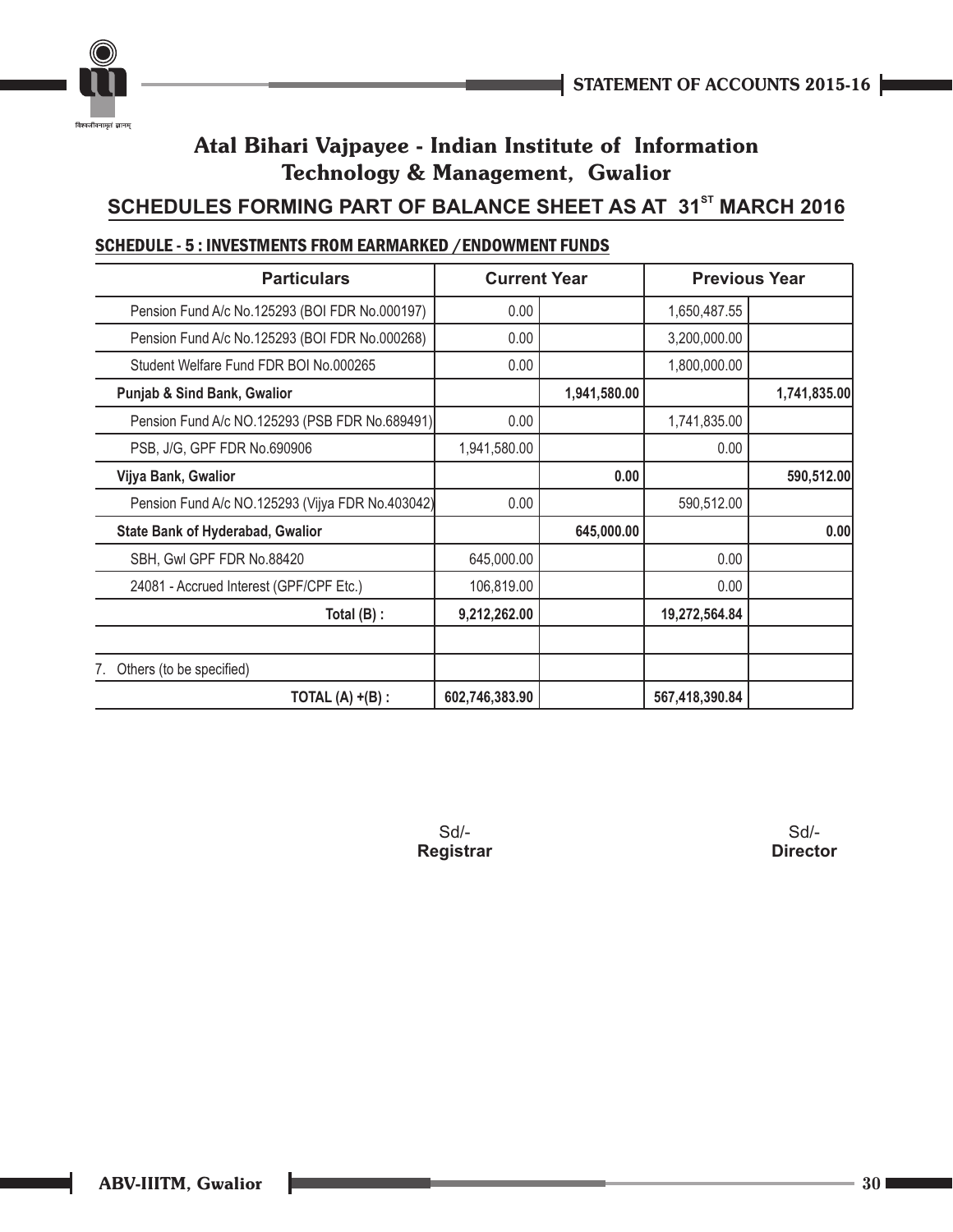# Atal Bihari Vajpayee - Indian Institute of Information Technology & Management, Gwalior

## SCHEDULES FORMING PART OF BALANCE SHEET AS AT 31[ST] MARCH 2016

### SCHEDULE - 5 : INVESTMENTS FROM EARMARKED / ENDOWMENT FUNDS

| Particulars | Current Year | | Previous Year | |
|---|---|---|---|---|
| Pension Fund A/c No.125293 (BOI FDR No.000197) | 0.00 | | 1,650,487.55 | |
| Pension Fund A/c No.125293 (BOI FDR No.000268) | 0.00 | | 3,200,000.00 | |
| Student Welfare Fund FDR BOI No.000265 | 0.00 | | 1,800,000.00 | |
| **Punjab & Sind Bank, Gwalior** | | **1,941,580.00** | | **1,741,835.00** |
| Pension Fund A/c NO.125293 (PSB FDR No.689491) | 0.00 | | 1,741,835.00 | |
| PSB, J/G, GPF FDR No.690906 | 1,941,580.00 | | 0.00 | |
| **Vijya Bank, Gwalior** | | **0.00** | | **590,512.00** |
| Pension Fund A/c NO.125293 (Vijya FDR No.403042) | 0.00 | | 590,512.00 | |
| **State Bank of Hyderabad, Gwalior** | | **645,000.00** | | **0.00** |
| SBH, Gwl GPF FDR No.88420 | 645,000.00 | | 0.00 | |
| 24081 - Accrued Interest (GPF/CPF Etc.) | 106,819.00 | | 0.00 | |
| **Total (B) :** | **9,212,262.00** | | **19,272,564.84** | |
| | | | | |
| 7. Others (to be specified) | | | | |
| **TOTAL (A) +(B) :** | **602,746,383.90** | | **567,418,390.84** | |

Sd/-
**Registrar**

Sd/-
**Director**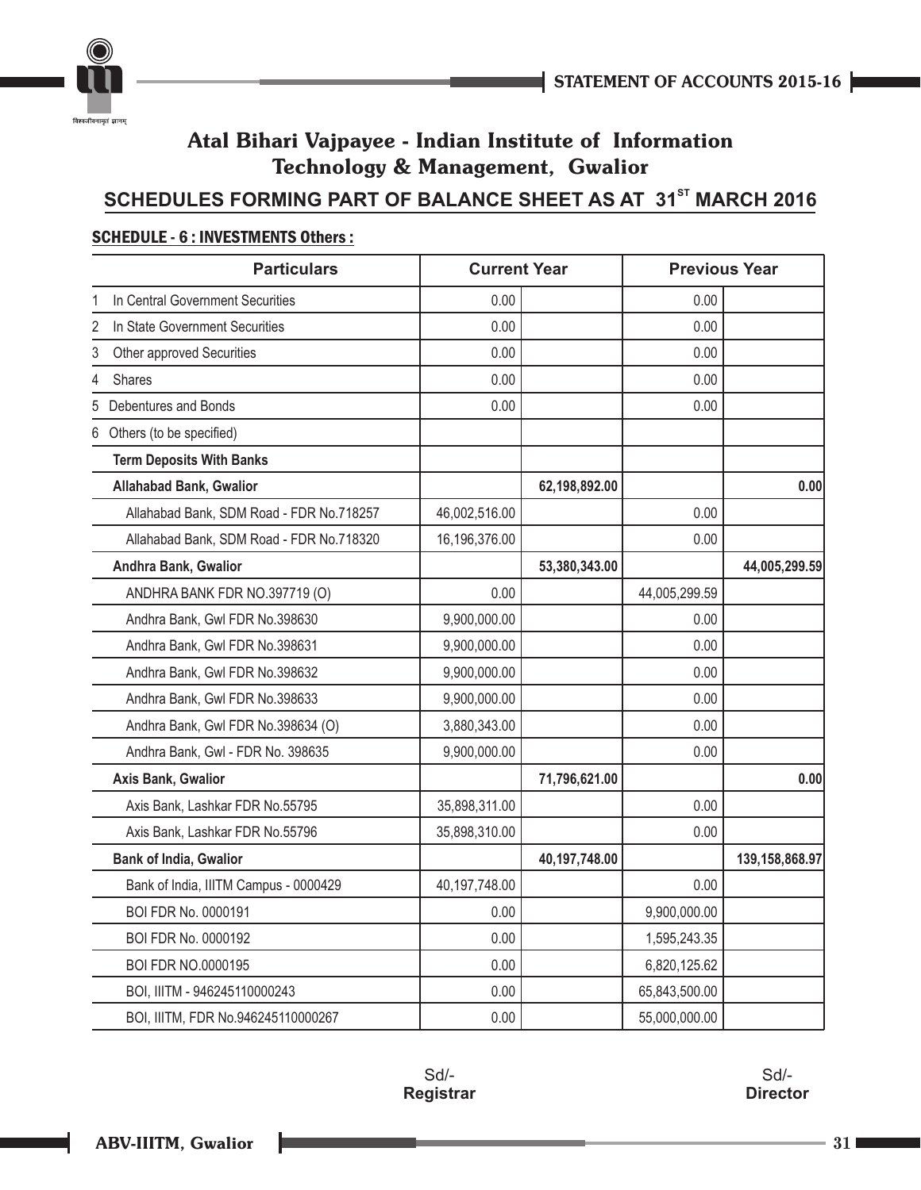# Atal Bihari Vajpayee - Indian Institute of Information Technology & Management, Gwalior

## SCHEDULES FORMING PART OF BALANCE SHEET AS AT 31[ST] MARCH 2016

### SCHEDULE - 6 : INVESTMENTS Others :

| Particulars | Current Year | | Previous Year | |
|---|---|---|---|---|
| 1 In Central Government Securities | 0.00 | | 0.00 | |
| 2 In State Government Securities | 0.00 | | 0.00 | |
| 3 Other approved Securities | 0.00 | | 0.00 | |
| 4 Shares | 0.00 | | 0.00 | |
| 5 Debentures and Bonds | 0.00 | | 0.00 | |
| 6 Others (to be specified) | | | | |
| **Term Deposits With Banks** | | | | |
| **Allahabad Bank, Gwalior** | | **62,198,892.00** | | **0.00** |
| Allahabad Bank, SDM Road - FDR No.718257 | 46,002,516.00 | | 0.00 | |
| Allahabad Bank, SDM Road - FDR No.718320 | 16,196,376.00 | | 0.00 | |
| **Andhra Bank, Gwalior** | | **53,380,343.00** | | **44,005,299.59** |
| ANDHRA BANK FDR NO.397719 (O) | 0.00 | | 44,005,299.59 | |
| Andhra Bank, Gwl FDR No.398630 | 9,900,000.00 | | 0.00 | |
| Andhra Bank, Gwl FDR No.398631 | 9,900,000.00 | | 0.00 | |
| Andhra Bank, Gwl FDR No.398632 | 9,900,000.00 | | 0.00 | |
| Andhra Bank, Gwl FDR No.398633 | 9,900,000.00 | | 0.00 | |
| Andhra Bank, Gwl FDR No.398634 (O) | 3,880,343.00 | | 0.00 | |
| Andhra Bank, Gwl - FDR No. 398635 | 9,900,000.00 | | 0.00 | |
| **Axis Bank, Gwalior** | | **71,796,621.00** | | **0.00** |
| Axis Bank, Lashkar FDR No.55795 | 35,898,311.00 | | 0.00 | |
| Axis Bank, Lashkar FDR No.55796 | 35,898,310.00 | | 0.00 | |
| **Bank of India, Gwalior** | | **40,197,748.00** | | **139,158,868.97** |
| Bank of India, IIITM Campus - 0000429 | 40,197,748.00 | | 0.00 | |
| BOI FDR No. 0000191 | 0.00 | | 9,900,000.00 | |
| BOI FDR No. 0000192 | 0.00 | | 1,595,243.35 | |
| BOI FDR NO.0000195 | 0.00 | | 6,820,125.62 | |
| BOI, IIITM - 946245110000243 | 0.00 | | 65,843,500.00 | |
| BOI, IIITM, FDR No.946245110000267 | 0.00 | | 55,000,000.00 | |

Sd/-
**Registrar**

Sd/-
**Director**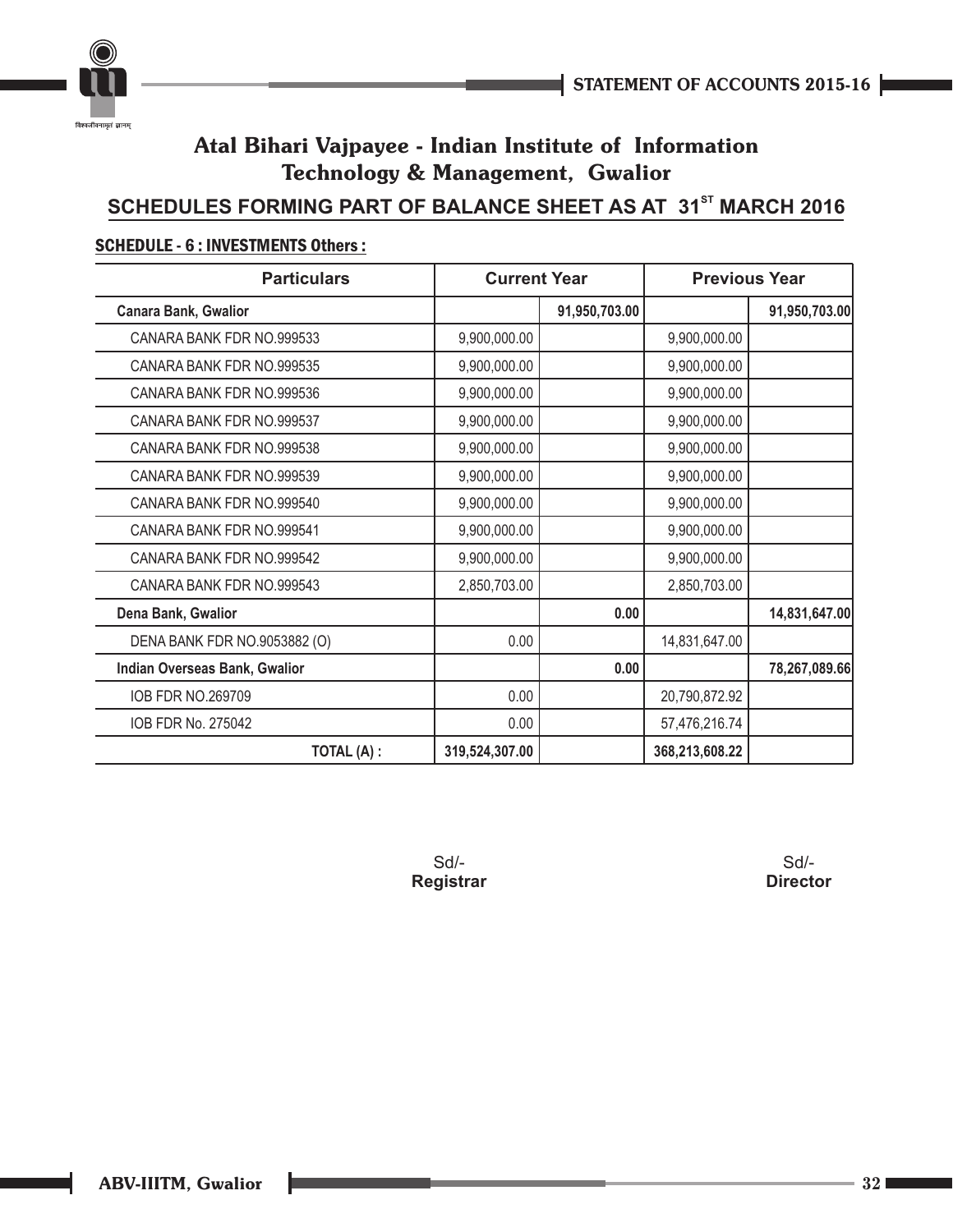# Atal Bihari Vajpayee - Indian Institute of Information Technology & Management, Gwalior

## SCHEDULES FORMING PART OF BALANCE SHEET AS AT 31ST MARCH 2016

**SCHEDULE - 6 : INVESTMENTS Others :**

| Particulars | Current Year | | Previous Year | |
|---|---|---|---|---|
| **Canara Bank, Gwalior** | | **91,950,703.00** | | **91,950,703.00** |
| CANARA BANK FDR NO.999533 | 9,900,000.00 | | 9,900,000.00 | |
| CANARA BANK FDR NO.999535 | 9,900,000.00 | | 9,900,000.00 | |
| CANARA BANK FDR NO.999536 | 9,900,000.00 | | 9,900,000.00 | |
| CANARA BANK FDR NO.999537 | 9,900,000.00 | | 9,900,000.00 | |
| CANARA BANK FDR NO.999538 | 9,900,000.00 | | 9,900,000.00 | |
| CANARA BANK FDR NO.999539 | 9,900,000.00 | | 9,900,000.00 | |
| CANARA BANK FDR NO.999540 | 9,900,000.00 | | 9,900,000.00 | |
| CANARA BANK FDR NO.999541 | 9,900,000.00 | | 9,900,000.00 | |
| CANARA BANK FDR NO.999542 | 9,900,000.00 | | 9,900,000.00 | |
| CANARA BANK FDR NO.999543 | 2,850,703.00 | | 2,850,703.00 | |
| **Dena Bank, Gwalior** | | **0.00** | | **14,831,647.00** |
| DENA BANK FDR NO.9053882 (O) | 0.00 | | 14,831,647.00 | |
| **Indian Overseas Bank, Gwalior** | | **0.00** | | **78,267,089.66** |
| IOB FDR NO.269709 | 0.00 | | 20,790,872.92 | |
| IOB FDR No. 275042 | 0.00 | | 57,476,216.74 | |
| **TOTAL (A) :** | **319,524,307.00** | | **368,213,608.22** | |

Sd/-
**Registrar**

Sd/-
**Director**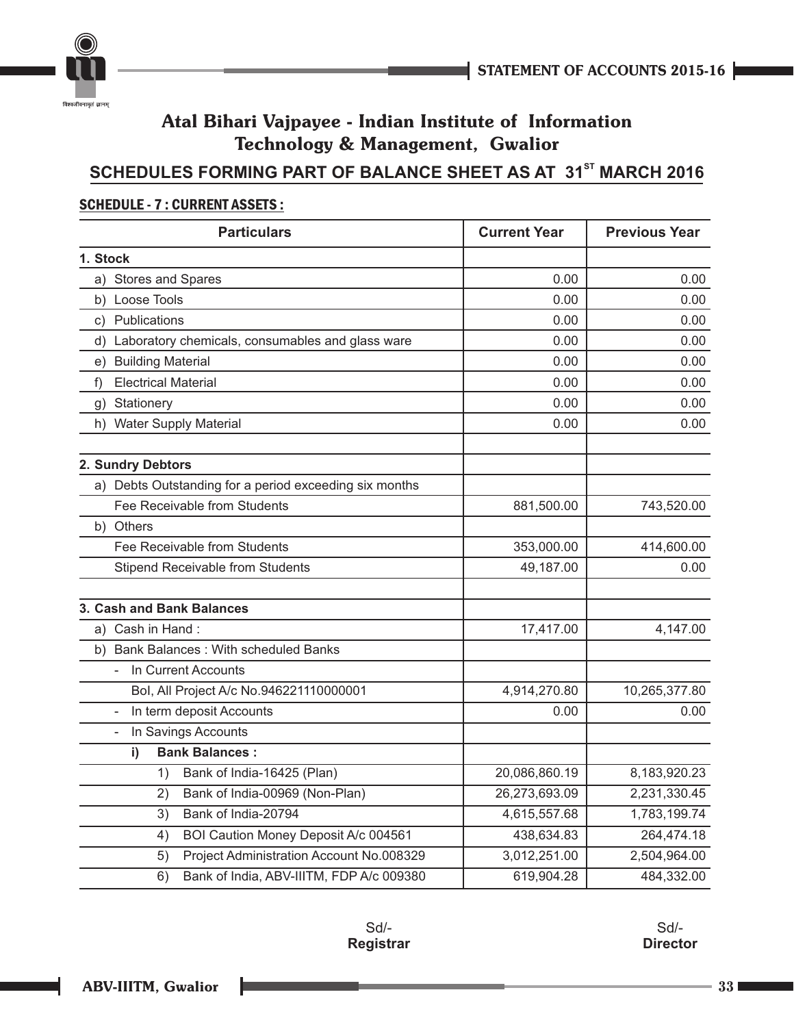# Atal Bihari Vajpayee - Indian Institute of Information Technology & Management, Gwalior

## SCHEDULES FORMING PART OF BALANCE SHEET AS AT 31<sup>ST</sup> MARCH 2016

### SCHEDULE - 7 : CURRENT ASSETS :

| Particulars | Current Year | Previous Year |
|---|---|---|
| **1. Stock** | | |
| a) Stores and Spares | 0.00 | 0.00 |
| b) Loose Tools | 0.00 | 0.00 |
| c) Publications | 0.00 | 0.00 |
| d) Laboratory chemicals, consumables and glass ware | 0.00 | 0.00 |
| e) Building Material | 0.00 | 0.00 |
| f) Electrical Material | 0.00 | 0.00 |
| g) Stationery | 0.00 | 0.00 |
| h) Water Supply Material | 0.00 | 0.00 |
| | | |
| **2. Sundry Debtors** | | |
| a) Debts Outstanding for a period exceeding six months | | |
| Fee Receivable from Students | 881,500.00 | 743,520.00 |
| b) Others | | |
| Fee Receivable from Students | 353,000.00 | 414,600.00 |
| Stipend Receivable from Students | 49,187.00 | 0.00 |
| | | |
| **3. Cash and Bank Balances** | | |
| a) Cash in Hand : | 17,417.00 | 4,147.00 |
| b) Bank Balances : With scheduled Banks | | |
| - In Current Accounts | | |
| BoI, All Project A/c No.946221110000001 | 4,914,270.80 | 10,265,377.80 |
| - In term deposit Accounts | 0.00 | 0.00 |
| - In Savings Accounts | | |
| **i) Bank Balances :** | | |
| 1) Bank of India-16425 (Plan) | 20,086,860.19 | 8,183,920.23 |
| 2) Bank of India-00969 (Non-Plan) | 26,273,693.09 | 2,231,330.45 |
| 3) Bank of India-20794 | 4,615,557.68 | 1,783,199.74 |
| 4) BOI Caution Money Deposit A/c 004561 | 438,634.83 | 264,474.18 |
| 5) Project Administration Account No.008329 | 3,012,251.00 | 2,504,964.00 |
| 6) Bank of India, ABV-IIITM, FDP A/c 009380 | 619,904.28 | 484,332.00 |

Sd/-
**Registrar**

Sd/-
**Director**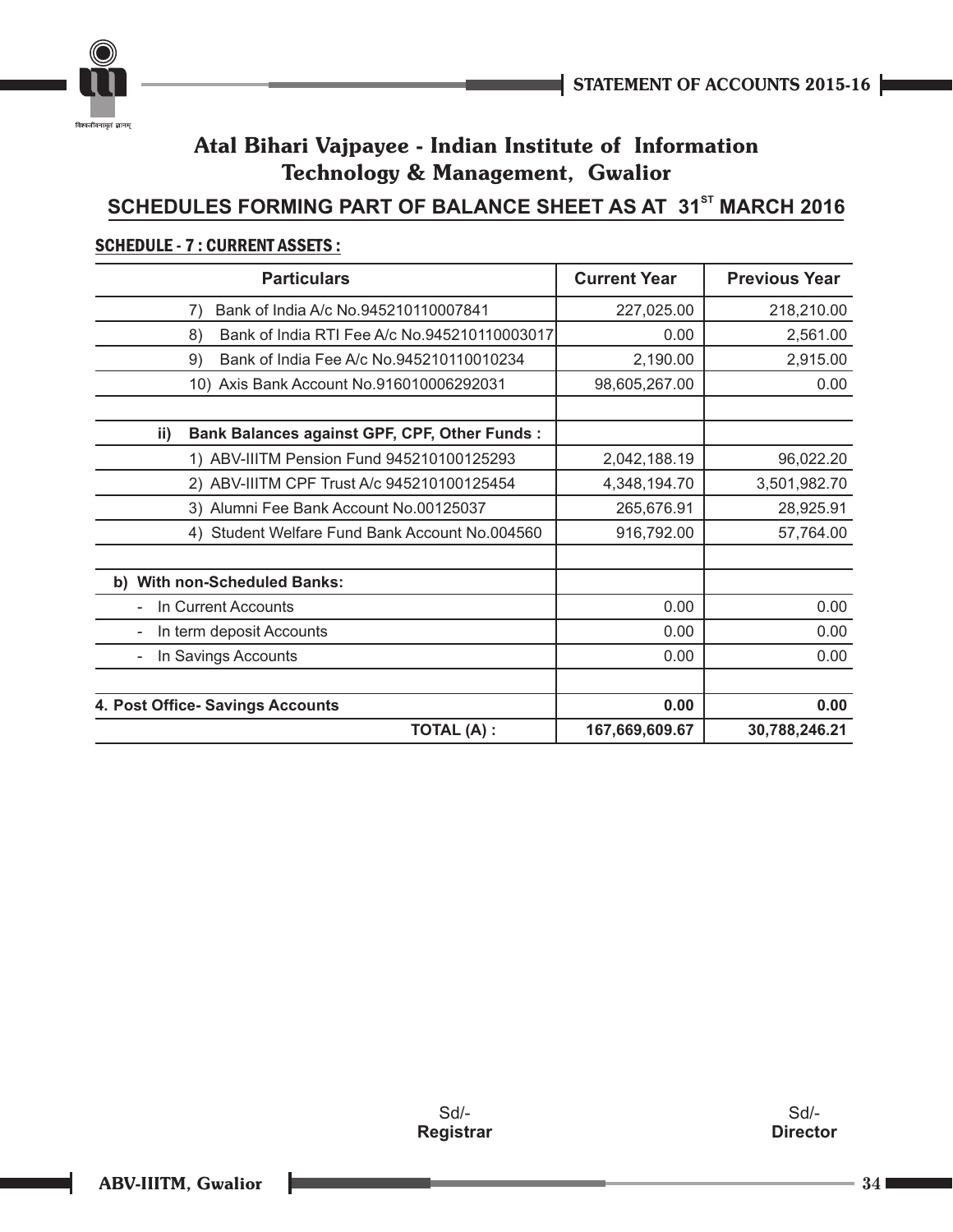# Atal Bihari Vajpayee - Indian Institute of Information Technology & Management, Gwalior

## SCHEDULES FORMING PART OF BALANCE SHEET AS AT 31ST MARCH 2016

**SCHEDULE - 7 : CURRENT ASSETS :**

| Particulars | Current Year | Previous Year |
|---|---|---|
| 7) Bank of India A/c No.945210110007841 | 227,025.00 | 218,210.00 |
| 8) Bank of India RTI Fee A/c No.945210110003017 | 0.00 | 2,561.00 |
| 9) Bank of India Fee A/c No.945210110010234 | 2,190.00 | 2,915.00 |
| 10) Axis Bank Account No.916010006292031 | 98,605,267.00 | 0.00 |
| | | |
| **ii) Bank Balances against GPF, CPF, Other Funds :** | | |
| 1) ABV-IIITM Pension Fund 945210100125293 | 2,042,188.19 | 96,022.20 |
| 2) ABV-IIITM CPF Trust A/c 945210100125454 | 4,348,194.70 | 3,501,982.70 |
| 3) Alumni Fee Bank Account No.00125037 | 265,676.91 | 28,925.91 |
| 4) Student Welfare Fund Bank Account No.004560 | 916,792.00 | 57,764.00 |
| | | |
| **b) With non-Scheduled Banks:** | | |
| - In Current Accounts | 0.00 | 0.00 |
| - In term deposit Accounts | 0.00 | 0.00 |
| - In Savings Accounts | 0.00 | 0.00 |
| | | |
| **4. Post Office- Savings Accounts** | **0.00** | **0.00** |
| **TOTAL (A) :** | **167,669,609.67** | **30,788,246.21** |

Sd/-
**Registrar**

Sd/-
**Director**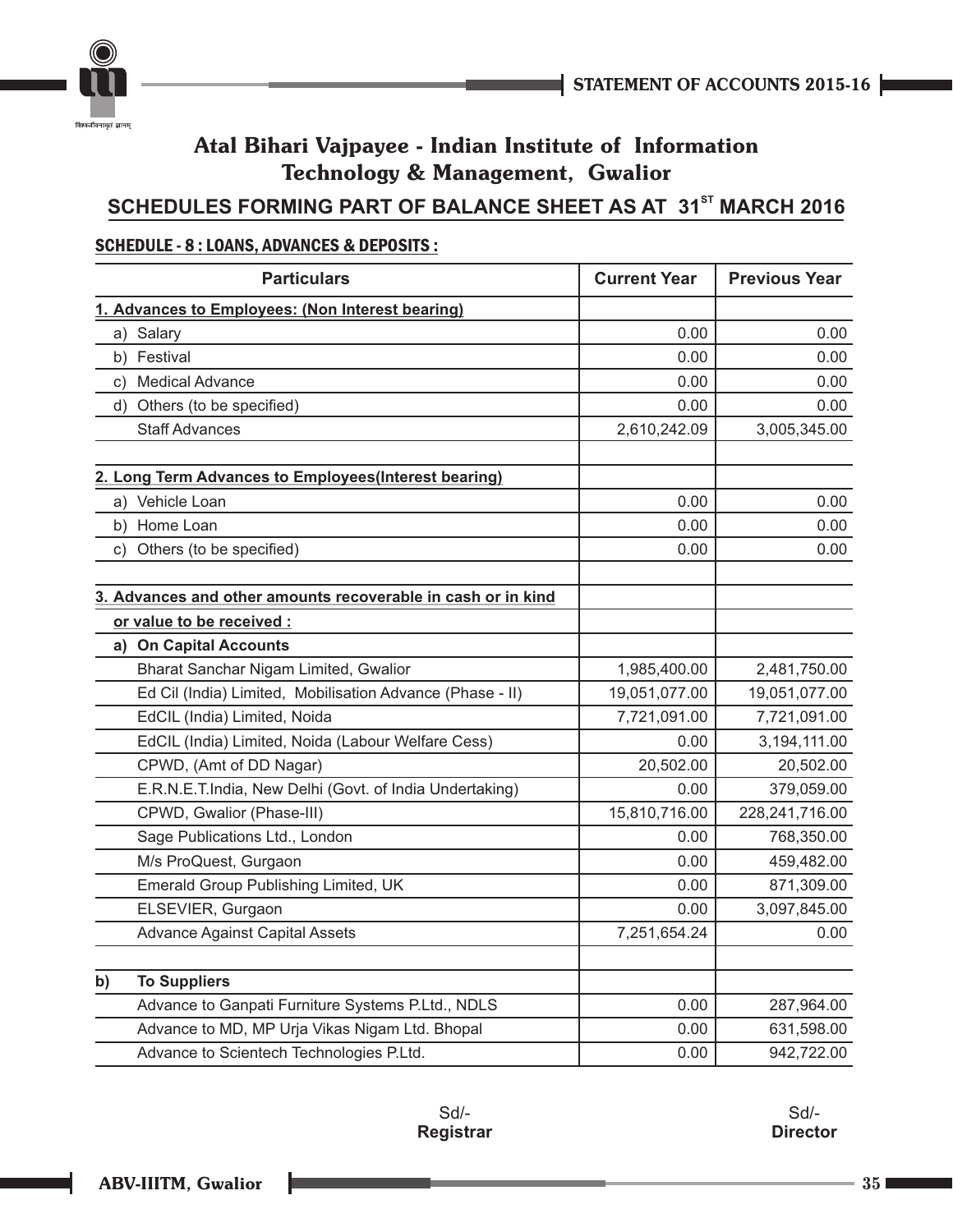# Atal Bihari Vajpayee - Indian Institute of Information Technology & Management, Gwalior

## SCHEDULES FORMING PART OF BALANCE SHEET AS AT 31[ST] MARCH 2016

### SCHEDULE - 8 : LOANS, ADVANCES & DEPOSITS :

| Particulars | Current Year | Previous Year |
|---|---|---|
| **1. Advances to Employees: (Non Interest bearing)** | | |
| a) Salary | 0.00 | 0.00 |
| b) Festival | 0.00 | 0.00 |
| c) Medical Advance | 0.00 | 0.00 |
| d) Others (to be specified) | 0.00 | 0.00 |
| Staff Advances | 2,610,242.09 | 3,005,345.00 |
| | | |
| **2. Long Term Advances to Employees(Interest bearing)** | | |
| a) Vehicle Loan | 0.00 | 0.00 |
| b) Home Loan | 0.00 | 0.00 |
| c) Others (to be specified) | 0.00 | 0.00 |
| | | |
| **3. Advances and other amounts recoverable in cash or in kind** | | |
| **or value to be received :** | | |
| **a) On Capital Accounts** | | |
| Bharat Sanchar Nigam Limited, Gwalior | 1,985,400.00 | 2,481,750.00 |
| Ed Cil (India) Limited, Mobilisation Advance (Phase - II) | 19,051,077.00 | 19,051,077.00 |
| EdCIL (India) Limited, Noida | 7,721,091.00 | 7,721,091.00 |
| EdCIL (India) Limited, Noida (Labour Welfare Cess) | 0.00 | 3,194,111.00 |
| CPWD, (Amt of DD Nagar) | 20,502.00 | 20,502.00 |
| E.R.N.E.T.India, New Delhi (Govt. of India Undertaking) | 0.00 | 379,059.00 |
| CPWD, Gwalior (Phase-III) | 15,810,716.00 | 228,241,716.00 |
| Sage Publications Ltd., London | 0.00 | 768,350.00 |
| M/s ProQuest, Gurgaon | 0.00 | 459,482.00 |
| Emerald Group Publishing Limited, UK | 0.00 | 871,309.00 |
| ELSEVIER, Gurgaon | 0.00 | 3,097,845.00 |
| Advance Against Capital Assets | 7,251,654.24 | 0.00 |
| | | |
| **b) To Suppliers** | | |
| Advance to Ganpati Furniture Systems P.Ltd., NDLS | 0.00 | 287,964.00 |
| Advance to MD, MP Urja Vikas Nigam Ltd. Bhopal | 0.00 | 631,598.00 |
| Advance to Scientech Technologies P.Ltd. | 0.00 | 942,722.00 |

Sd/-
**Registrar**

Sd/-
**Director**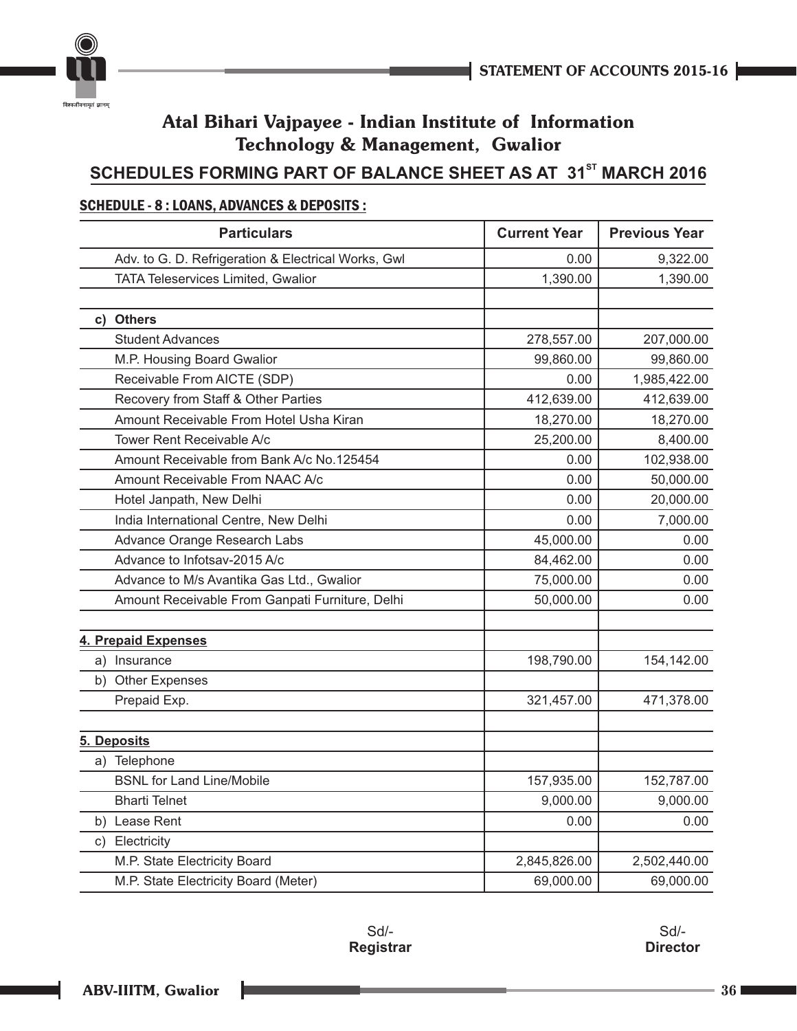## Atal Bihari Vajpayee - Indian Institute of Information Technology & Management, Gwalior

### SCHEDULES FORMING PART OF BALANCE SHEET AS AT 31ST MARCH 2016

**SCHEDULE - 8 : LOANS, ADVANCES & DEPOSITS :**

| Particulars | Current Year | Previous Year |
|---|---|---|
| Adv. to G. D. Refrigeration & Electrical Works, Gwl | 0.00 | 9,322.00 |
| TATA Teleservices Limited, Gwalior | 1,390.00 | 1,390.00 |
| | | |
| **c) Others** | | |
| Student Advances | 278,557.00 | 207,000.00 |
| M.P. Housing Board Gwalior | 99,860.00 | 99,860.00 |
| Receivable From AICTE (SDP) | 0.00 | 1,985,422.00 |
| Recovery from Staff & Other Parties | 412,639.00 | 412,639.00 |
| Amount Receivable From Hotel Usha Kiran | 18,270.00 | 18,270.00 |
| Tower Rent Receivable A/c | 25,200.00 | 8,400.00 |
| Amount Receivable from Bank A/c No.125454 | 0.00 | 102,938.00 |
| Amount Receivable From NAAC A/c | 0.00 | 50,000.00 |
| Hotel Janpath, New Delhi | 0.00 | 20,000.00 |
| India International Centre, New Delhi | 0.00 | 7,000.00 |
| Advance Orange Research Labs | 45,000.00 | 0.00 |
| Advance to Infotsav-2015 A/c | 84,462.00 | 0.00 |
| Advance to M/s Avantika Gas Ltd., Gwalior | 75,000.00 | 0.00 |
| Amount Receivable From Ganpati Furniture, Delhi | 50,000.00 | 0.00 |
| | | |
| **4. Prepaid Expenses** | | |
| a) Insurance | 198,790.00 | 154,142.00 |
| b) Other Expenses | | |
| Prepaid Exp. | 321,457.00 | 471,378.00 |
| | | |
| **5. Deposits** | | |
| a) Telephone | | |
| BSNL for Land Line/Mobile | 157,935.00 | 152,787.00 |
| Bharti Telnet | 9,000.00 | 9,000.00 |
| b) Lease Rent | 0.00 | 0.00 |
| c) Electricity | | |
| M.P. State Electricity Board | 2,845,826.00 | 2,502,440.00 |
| M.P. State Electricity Board (Meter) | 69,000.00 | 69,000.00 |

Sd/-
**Registrar**

Sd/-
**Director**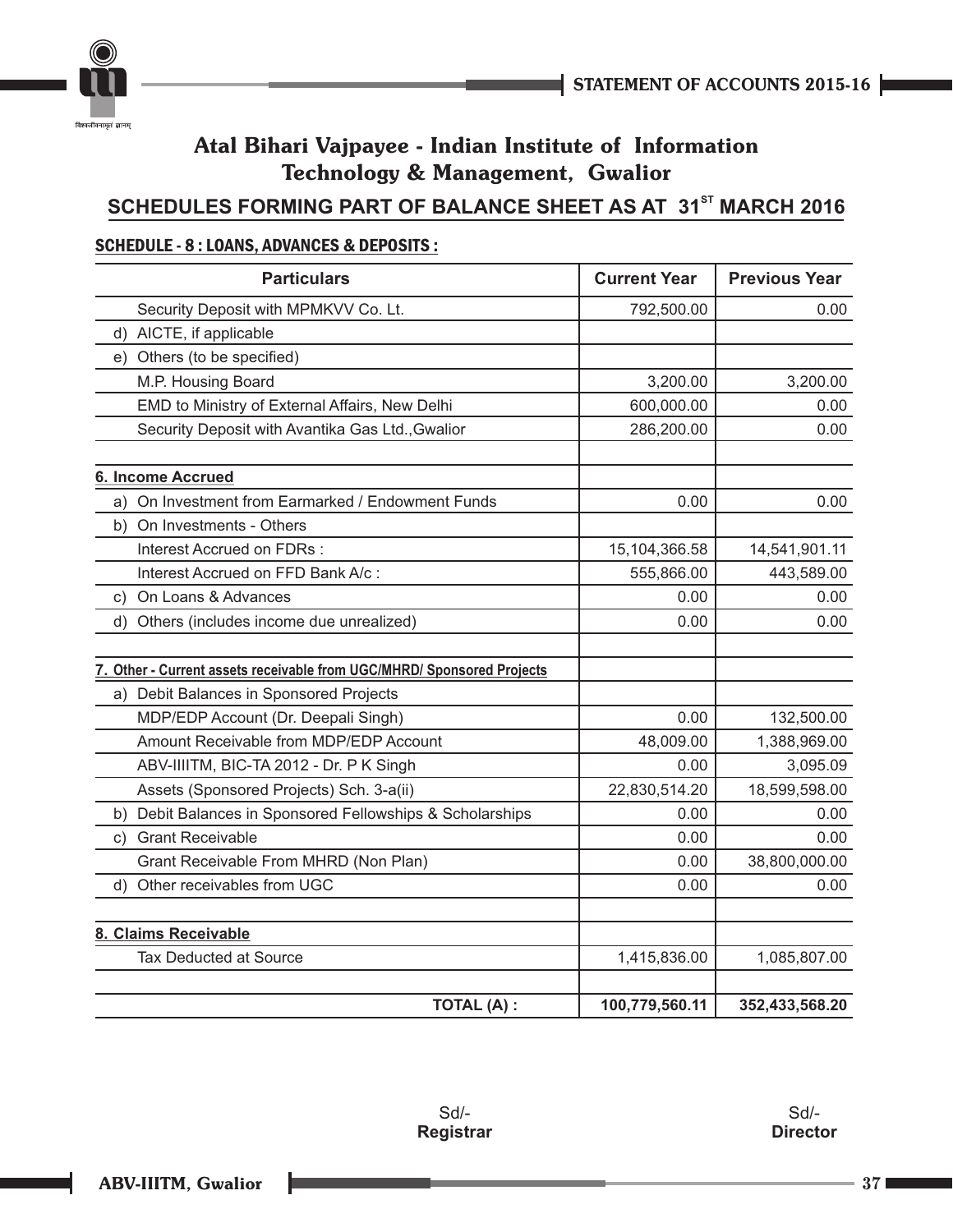# Atal Bihari Vajpayee - Indian Institute of Information Technology & Management, Gwalior

## SCHEDULES FORMING PART OF BALANCE SHEET AS AT 31ST MARCH 2016

### SCHEDULE - 8 : LOANS, ADVANCES & DEPOSITS :

| Particulars | Current Year | Previous Year |
|---|---|---|
| Security Deposit with MPMKVV Co. Lt. | 792,500.00 | 0.00 |
| d) AICTE, if applicable | | |
| e) Others (to be specified) | | |
| M.P. Housing Board | 3,200.00 | 3,200.00 |
| EMD to Ministry of External Affairs, New Delhi | 600,000.00 | 0.00 |
| Security Deposit with Avantika Gas Ltd.,Gwalior | 286,200.00 | 0.00 |
| | | |
| **6. Income Accrued** | | |
| a) On Investment from Earmarked / Endowment Funds | 0.00 | 0.00 |
| b) On Investments - Others | | |
| Interest Accrued on FDRs : | 15,104,366.58 | 14,541,901.11 |
| Interest Accrued on FFD Bank A/c : | 555,866.00 | 443,589.00 |
| c) On Loans & Advances | 0.00 | 0.00 |
| d) Others (includes income due unrealized) | 0.00 | 0.00 |
| | | |
| **7. Other - Current assets receivable from UGC/MHRD/ Sponsored Projects** | | |
| a) Debit Balances in Sponsored Projects | | |
| MDP/EDP Account (Dr. Deepali Singh) | 0.00 | 132,500.00 |
| Amount Receivable from MDP/EDP Account | 48,009.00 | 1,388,969.00 |
| ABV-IIITM, BIC-TA 2012 - Dr. P K Singh | 0.00 | 3,095.09 |
| Assets (Sponsored Projects) Sch. 3-a(ii) | 22,830,514.20 | 18,599,598.00 |
| b) Debit Balances in Sponsored Fellowships & Scholarships | 0.00 | 0.00 |
| c) Grant Receivable | 0.00 | 0.00 |
| Grant Receivable From MHRD (Non Plan) | 0.00 | 38,800,000.00 |
| d) Other receivables from UGC | 0.00 | 0.00 |
| | | |
| **8. Claims Receivable** | | |
| Tax Deducted at Source | 1,415,836.00 | 1,085,807.00 |
| | | |
| **TOTAL (A) :** | **100,779,560.11** | **352,433,568.20** |

Sd/-
**Registrar**

Sd/-
**Director**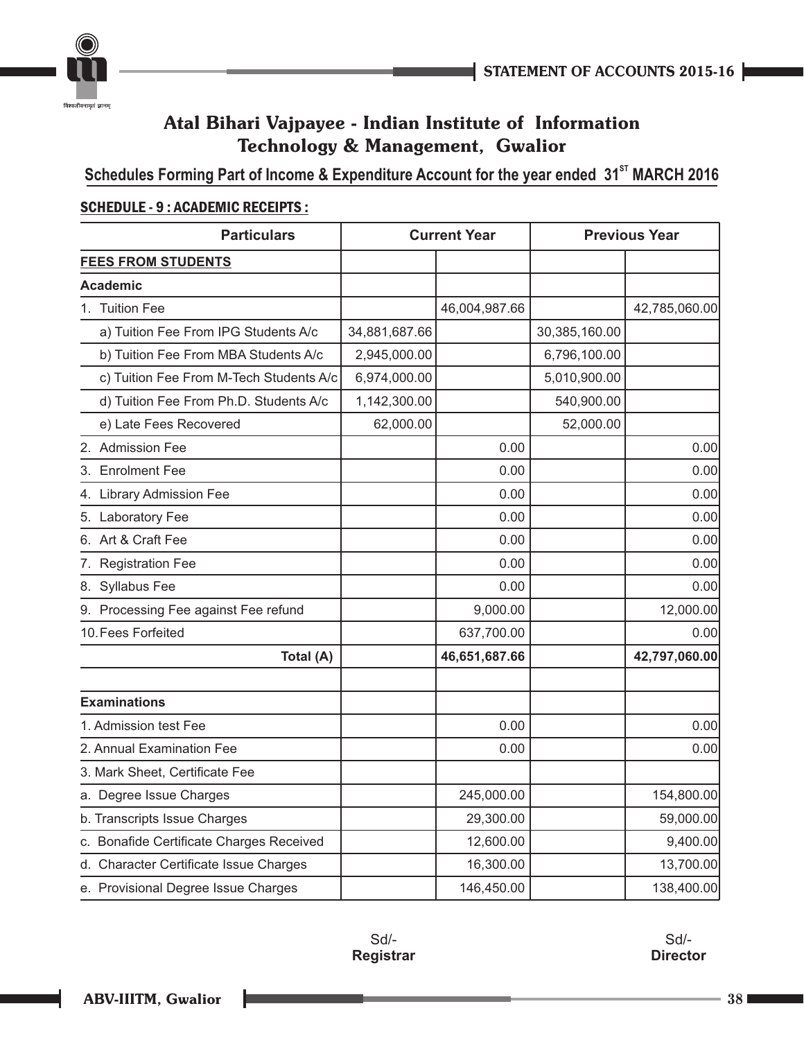# Atal Bihari Vajpayee - Indian Institute of Information Technology & Management, Gwalior

## Schedules Forming Part of Income & Expenditure Account for the year ended 31[ST] MARCH 2016

### SCHEDULE - 9 : ACADEMIC RECEIPTS :

| Particulars | Current Year | | Previous Year | |
|---|---|---|---|---|
| **FEES FROM STUDENTS** | | | | |
| **Academic** | | | | |
| 1. Tuition Fee | | 46,004,987.66 | | 42,785,060.00 |
| a) Tuition Fee From IPG Students A/c | 34,881,687.66 | | 30,385,160.00 | |
| b) Tuition Fee From MBA Students A/c | 2,945,000.00 | | 6,796,100.00 | |
| c) Tuition Fee From M-Tech Students A/c | 6,974,000.00 | | 5,010,900.00 | |
| d) Tuition Fee From Ph.D. Students A/c | 1,142,300.00 | | 540,900.00 | |
| e) Late Fees Recovered | 62,000.00 | | 52,000.00 | |
| 2. Admission Fee | | 0.00 | | 0.00 |
| 3. Enrolment Fee | | 0.00 | | 0.00 |
| 4. Library Admission Fee | | 0.00 | | 0.00 |
| 5. Laboratory Fee | | 0.00 | | 0.00 |
| 6. Art & Craft Fee | | 0.00 | | 0.00 |
| 7. Registration Fee | | 0.00 | | 0.00 |
| 8. Syllabus Fee | | 0.00 | | 0.00 |
| 9. Processing Fee against Fee refund | | 9,000.00 | | 12,000.00 |
| 10. Fees Forfeited | | 637,700.00 | | 0.00 |
| **Total (A)** | | **46,651,687.66** | | **42,797,060.00** |
| | | | | |
| **Examinations** | | | | |
| 1. Admission test Fee | | 0.00 | | 0.00 |
| 2. Annual Examination Fee | | 0.00 | | 0.00 |
| 3. Mark Sheet, Certificate Fee | | | | |
| a. Degree Issue Charges | | 245,000.00 | | 154,800.00 |
| b. Transcripts Issue Charges | | 29,300.00 | | 59,000.00 |
| c. Bonafide Certificate Charges Received | | 12,600.00 | | 9,400.00 |
| d. Character Certificate Issue Charges | | 16,300.00 | | 13,700.00 |
| e. Provisional Degree Issue Charges | | 146,450.00 | | 138,400.00 |

Sd/-
**Registrar**

Sd/-
**Director**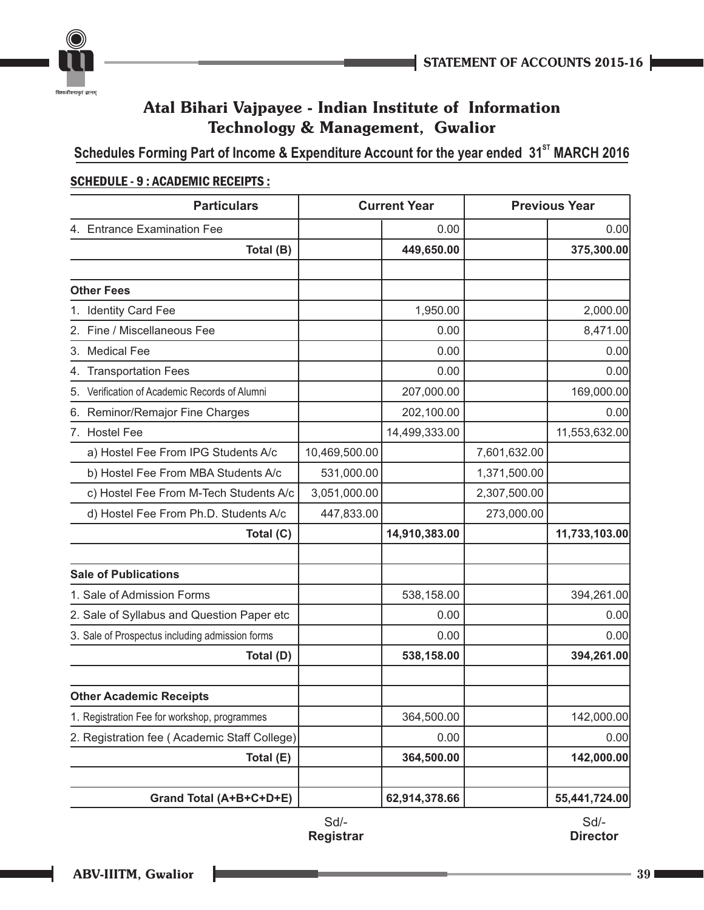# Atal Bihari Vajpayee - Indian Institute of Information Technology & Management, Gwalior

## Schedules Forming Part of Income & Expenditure Account for the year ended 31ST MARCH 2016

### SCHEDULE - 9 : ACADEMIC RECEIPTS :

| Particulars | Current Year | | Previous Year | |
|---|---|---|---|---|
| 4. Entrance Examination Fee | | 0.00 | | 0.00 |
| **Total (B)** | | **449,650.00** | | **375,300.00** |
| | | | | |
| **Other Fees** | | | | |
| 1. Identity Card Fee | | 1,950.00 | | 2,000.00 |
| 2. Fine / Miscellaneous Fee | | 0.00 | | 8,471.00 |
| 3. Medical Fee | | 0.00 | | 0.00 |
| 4. Transportation Fees | | 0.00 | | 0.00 |
| 5. Verification of Academic Records of Alumni | | 207,000.00 | | 169,000.00 |
| 6. Reminor/Remajor Fine Charges | | 202,100.00 | | 0.00 |
| 7. Hostel Fee | | 14,499,333.00 | | 11,553,632.00 |
| a) Hostel Fee From IPG Students A/c | 10,469,500.00 | | 7,601,632.00 | |
| b) Hostel Fee From MBA Students A/c | 531,000.00 | | 1,371,500.00 | |
| c) Hostel Fee From M-Tech Students A/c | 3,051,000.00 | | 2,307,500.00 | |
| d) Hostel Fee From Ph.D. Students A/c | 447,833.00 | | 273,000.00 | |
| **Total (C)** | | **14,910,383.00** | | **11,733,103.00** |
| | | | | |
| **Sale of Publications** | | | | |
| 1. Sale of Admission Forms | | 538,158.00 | | 394,261.00 |
| 2. Sale of Syllabus and Question Paper etc | | 0.00 | | 0.00 |
| 3. Sale of Prospectus including admission forms | | 0.00 | | 0.00 |
| **Total (D)** | | **538,158.00** | | **394,261.00** |
| | | | | |
| **Other Academic Receipts** | | | | |
| 1. Registration Fee for workshop, programmes | | 364,500.00 | | 142,000.00 |
| 2. Registration fee ( Academic Staff College) | | 0.00 | | 0.00 |
| **Total (E)** | | **364,500.00** | | **142,000.00** |
| | | | | |
| **Grand Total (A+B+C+D+E)** | | **62,914,378.66** | | **55,441,724.00** |

Sd/-
**Registrar**

Sd/-
**Director**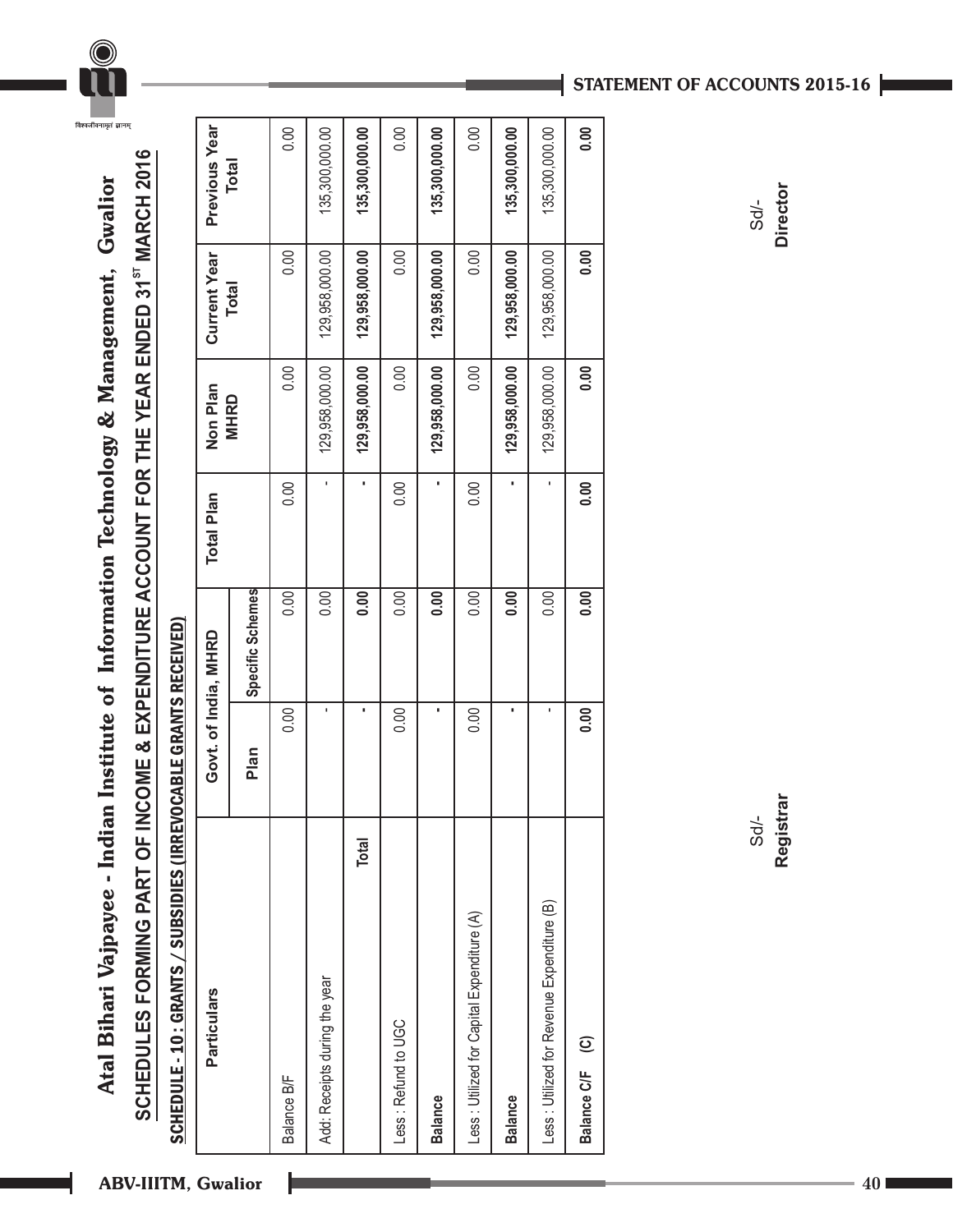# Atal Bihari Vajpayee - Indian Institute of Information Technology & Management, Gwalior

## SCHEDULES FORMING PART OF INCOME & EXPENDITURE ACCOUNT FOR THE YEAR ENDED 31[ST] MARCH 2016

### SCHEDULE - 10 : GRANTS / SUBSIDIES (IRREVOCABLE GRANTS RECEIVED)

| Particulars | Govt. of India, MHRD | | Total Plan | Non Plan MHRD | Current Year Total | Previous Year Total |
|---|---|---|---|---|---|---|
| | Plan | Specific Schemes | | | | |
| Balance B/F | 0.00 | 0.00 | 0.00 | 0.00 | 0.00 | 0.00 |
| Add: Receipts during the year | - | 0.00 | - | 129,958,000.00 | 129,958,000.00 | 135,300,000.00 |
| **Total** | **-** | **0.00** | **-** | **129,958,000.00** | **129,958,000.00** | **135,300,000.00** |
| Less : Refund to UGC | 0.00 | 0.00 | 0.00 | 0.00 | 0.00 | 0.00 |
| **Balance** | **-** | **0.00** | **-** | **129,958,000.00** | **129,958,000.00** | **135,300,000.00** |
| Less : Utilized for Capital Expenditure (A) | 0.00 | 0.00 | 0.00 | 0.00 | 0.00 | 0.00 |
| **Balance** | **-** | **0.00** | **-** | **129,958,000.00** | **129,958,000.00** | **135,300,000.00** |
| Less : Utilized for Revenue Expenditure (B) | - | 0.00 | - | 129,958,000.00 | 129,958,000.00 | 135,300,000.00 |
| **Balance C/F (C)** | **0.00** | **0.00** | **0.00** | **0.00** | **0.00** | **0.00** |

Sd/-
**Registrar**

Sd/-
**Director**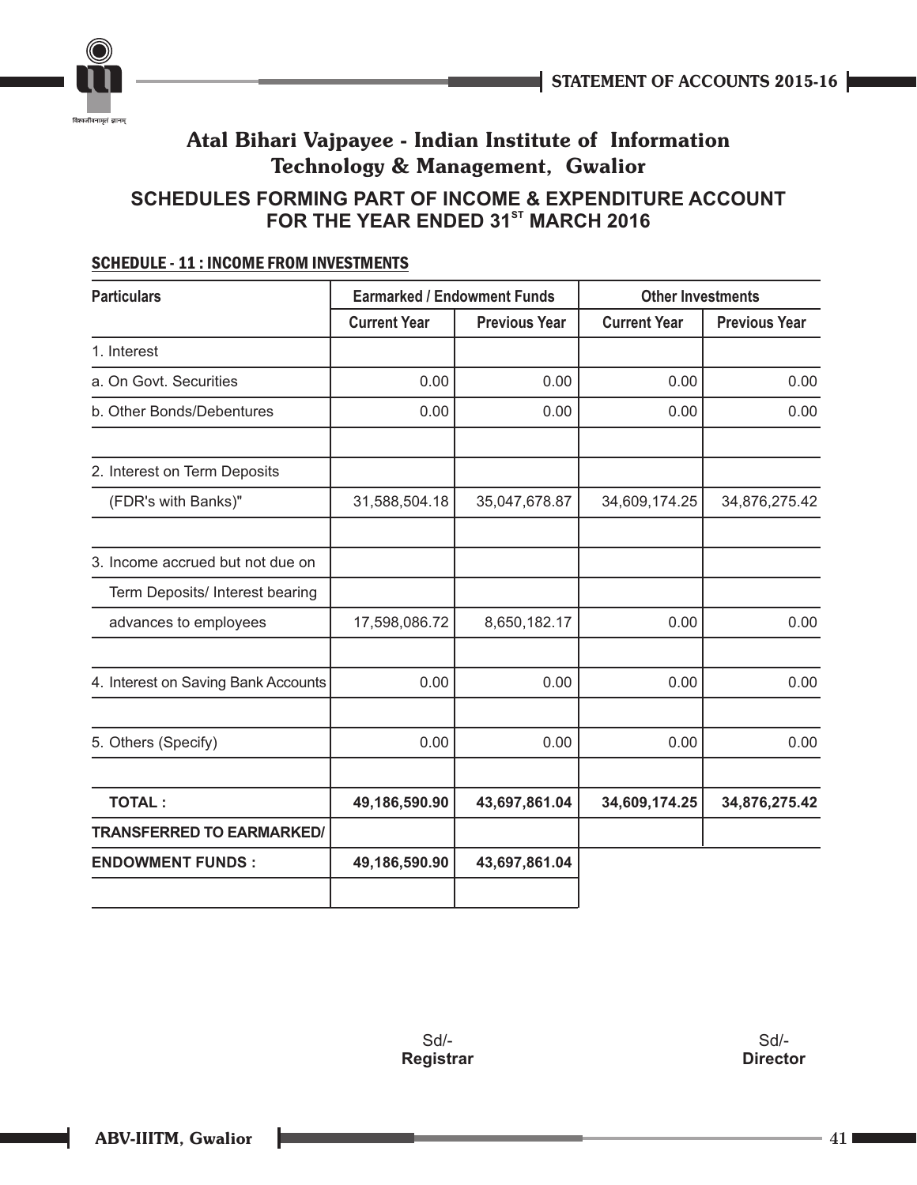# Atal Bihari Vajpayee - Indian Institute of Information Technology & Management, Gwalior

## SCHEDULES FORMING PART OF INCOME & EXPENDITURE ACCOUNT FOR THE YEAR ENDED 31ST MARCH 2016

### SCHEDULE - 11 : INCOME FROM INVESTMENTS

| Particulars | Earmarked / Endowment Funds | | Other Investments | |
|---|---|---|---|---|
| | Current Year | Previous Year | Current Year | Previous Year |
| 1. Interest | | | | |
| a. On Govt. Securities | 0.00 | 0.00 | 0.00 | 0.00 |
| b. Other Bonds/Debentures | 0.00 | 0.00 | 0.00 | 0.00 |
| | | | | |
| 2. Interest on Term Deposits | | | | |
| (FDR's with Banks)" | 31,588,504.18 | 35,047,678.87 | 34,609,174.25 | 34,876,275.42 |
| | | | | |
| 3. Income accrued but not due on | | | | |
| Term Deposits/ Interest bearing | | | | |
| advances to employees | 17,598,086.72 | 8,650,182.17 | 0.00 | 0.00 |
| | | | | |
| 4. Interest on Saving Bank Accounts | 0.00 | 0.00 | 0.00 | 0.00 |
| | | | | |
| 5. Others (Specify) | 0.00 | 0.00 | 0.00 | 0.00 |
| | | | | |
| **TOTAL :** | **49,186,590.90** | **43,697,861.04** | **34,609,174.25** | **34,876,275.42** |
| **TRANSFERRED TO EARMARKED/** | | | | |
| **ENDOWMENT FUNDS :** | **49,186,590.90** | **43,697,861.04** | | |

Sd/-
**Registrar**

Sd/-
**Director**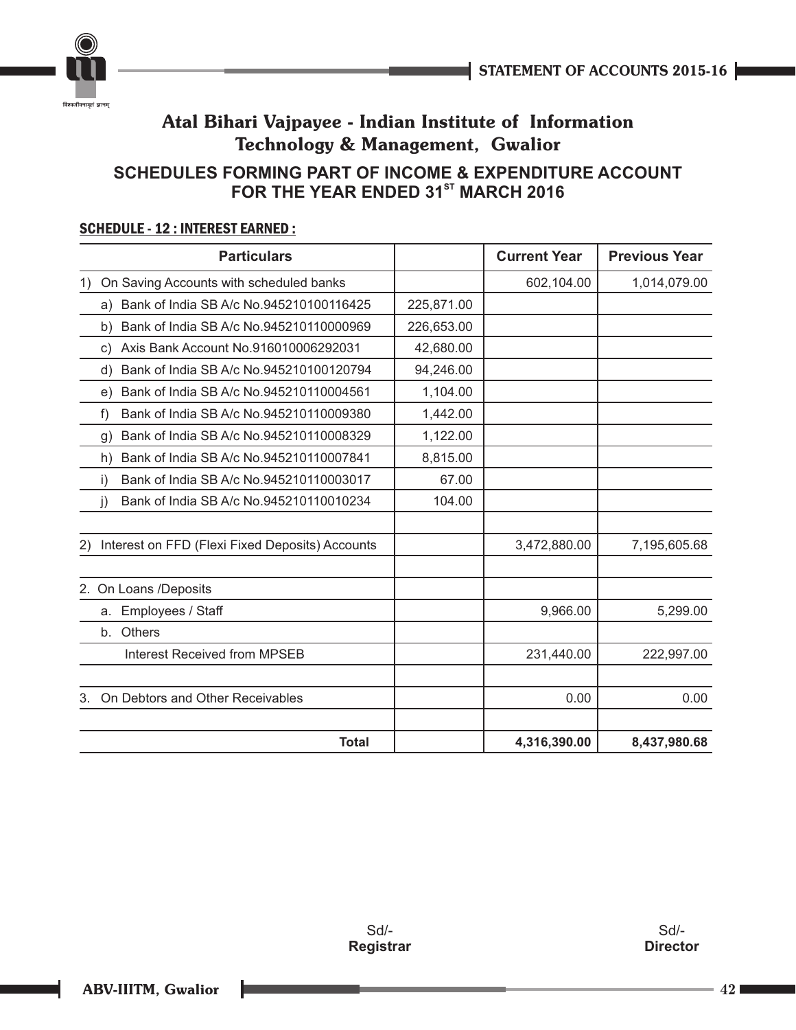## Atal Bihari Vajpayee - Indian Institute of Information Technology & Management, Gwalior

### SCHEDULES FORMING PART OF INCOME & EXPENDITURE ACCOUNT FOR THE YEAR ENDED 31ST MARCH 2016

**SCHEDULE - 12 : INTEREST EARNED :**

| Particulars | | Current Year | Previous Year |
|---|---|---|---|
| 1) On Saving Accounts with scheduled banks | | 602,104.00 | 1,014,079.00 |
| a) Bank of India SB A/c No.945210100116425 | 225,871.00 | | |
| b) Bank of India SB A/c No.945210110000969 | 226,653.00 | | |
| c) Axis Bank Account No.916010006292031 | 42,680.00 | | |
| d) Bank of India SB A/c No.945210100120794 | 94,246.00 | | |
| e) Bank of India SB A/c No.945210110004561 | 1,104.00 | | |
| f) Bank of India SB A/c No.945210110009380 | 1,442.00 | | |
| g) Bank of India SB A/c No.945210110008329 | 1,122.00 | | |
| h) Bank of India SB A/c No.945210110007841 | 8,815.00 | | |
| i) Bank of India SB A/c No.945210110003017 | 67.00 | | |
| j) Bank of India SB A/c No.945210110010234 | 104.00 | | |
| | | | |
| 2) Interest on FFD (Flexi Fixed Deposits) Accounts | | 3,472,880.00 | 7,195,605.68 |
| | | | |
| 2. On Loans /Deposits | | | |
| a. Employees / Staff | | 9,966.00 | 5,299.00 |
| b. Others | | | |
| Interest Received from MPSEB | | 231,440.00 | 222,997.00 |
| | | | |
| 3. On Debtors and Other Receivables | | 0.00 | 0.00 |
| | | | |
| **Total** | | **4,316,390.00** | **8,437,980.68** |

Sd/-
**Registrar**

Sd/-
**Director**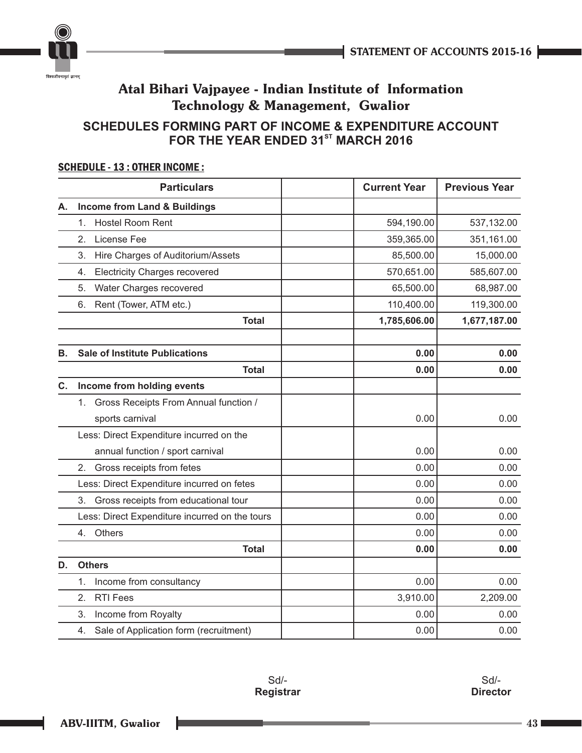## Atal Bihari Vajpayee - Indian Institute of Information Technology & Management, Gwalior

### SCHEDULES FORMING PART OF INCOME & EXPENDITURE ACCOUNT FOR THE YEAR ENDED 31ST MARCH 2016

**SCHEDULE - 13 : OTHER INCOME :**

| Particulars | | Current Year | Previous Year |
|---|---|---|---|
| **A. Income from Land & Buildings** | | | |
| 1. Hostel Room Rent | | 594,190.00 | 537,132.00 |
| 2. License Fee | | 359,365.00 | 351,161.00 |
| 3. Hire Charges of Auditorium/Assets | | 85,500.00 | 15,000.00 |
| 4. Electricity Charges recovered | | 570,651.00 | 585,607.00 |
| 5. Water Charges recovered | | 65,500.00 | 68,987.00 |
| 6. Rent (Tower, ATM etc.) | | 110,400.00 | 119,300.00 |
| **Total** | | **1,785,606.00** | **1,677,187.00** |
| | | | |
| **B. Sale of Institute Publications** | | **0.00** | **0.00** |
| **Total** | | **0.00** | **0.00** |
| **C. Income from holding events** | | | |
| 1. Gross Receipts From Annual function / sports carnival | | 0.00 | 0.00 |
| Less: Direct Expenditure incurred on the annual function / sport carnival | | 0.00 | 0.00 |
| 2. Gross receipts from fetes | | 0.00 | 0.00 |
| Less: Direct Expenditure incurred on fetes | | 0.00 | 0.00 |
| 3. Gross receipts from educational tour | | 0.00 | 0.00 |
| Less: Direct Expenditure incurred on the tours | | 0.00 | 0.00 |
| 4. Others | | 0.00 | 0.00 |
| **Total** | | **0.00** | **0.00** |
| **D. Others** | | | |
| 1. Income from consultancy | | 0.00 | 0.00 |
| 2. RTI Fees | | 3,910.00 | 2,209.00 |
| 3. Income from Royalty | | 0.00 | 0.00 |
| 4. Sale of Application form (recruitment) | | 0.00 | 0.00 |

Sd/-
**Registrar**

Sd/-
**Director**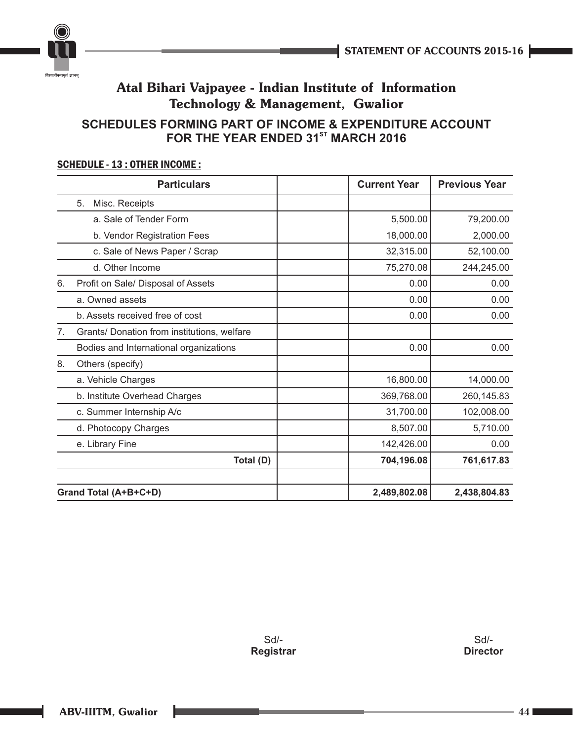# Atal Bihari Vajpayee - Indian Institute of Information Technology & Management, Gwalior

## SCHEDULES FORMING PART OF INCOME & EXPENDITURE ACCOUNT FOR THE YEAR ENDED 31ST MARCH 2016

### SCHEDULE - 13 : OTHER INCOME :

| Particulars | | Current Year | Previous Year |
|---|---|---|---|
| 5. Misc. Receipts | | | |
| a. Sale of Tender Form | | 5,500.00 | 79,200.00 |
| b. Vendor Registration Fees | | 18,000.00 | 2,000.00 |
| c. Sale of News Paper / Scrap | | 32,315.00 | 52,100.00 |
| d. Other Income | | 75,270.08 | 244,245.00 |
| 6. Profit on Sale/ Disposal of Assets | | 0.00 | 0.00 |
| a. Owned assets | | 0.00 | 0.00 |
| b. Assets received free of cost | | 0.00 | 0.00 |
| 7. Grants/ Donation from institutions, welfare | | | |
| Bodies and International organizations | | 0.00 | 0.00 |
| 8. Others (specify) | | | |
| a. Vehicle Charges | | 16,800.00 | 14,000.00 |
| b. Institute Overhead Charges | | 369,768.00 | 260,145.83 |
| c. Summer Internship A/c | | 31,700.00 | 102,008.00 |
| d. Photocopy Charges | | 8,507.00 | 5,710.00 |
| e. Library Fine | | 142,426.00 | 0.00 |
| **Total (D)** | | **704,196.08** | **761,617.83** |
| | | | |
| **Grand Total (A+B+C+D)** | | **2,489,802.08** | **2,438,804.83** |

Sd/-
**Registrar**

Sd/-
**Director**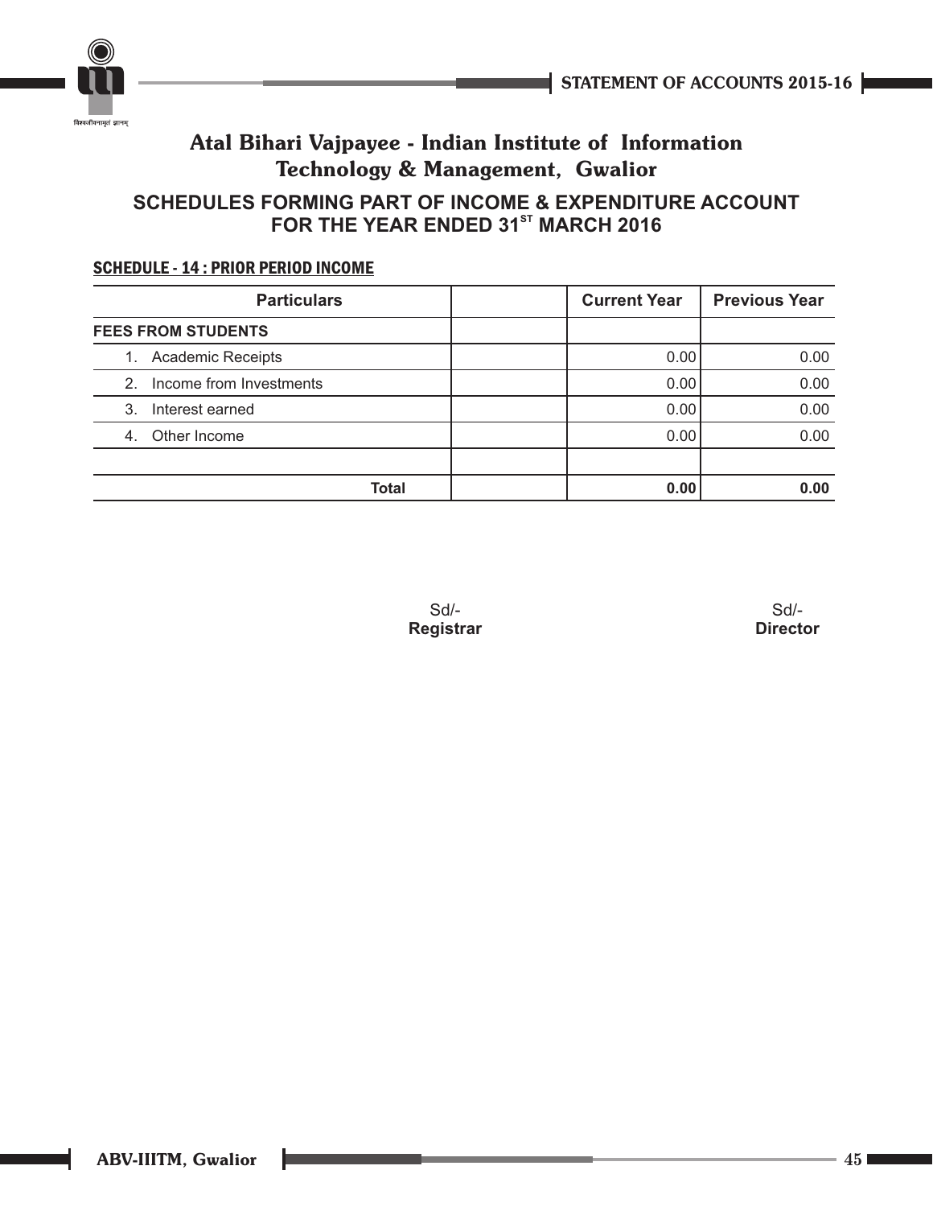# Atal Bihari Vajpayee - Indian Institute of Information Technology & Management, Gwalior

## SCHEDULES FORMING PART OF INCOME & EXPENDITURE ACCOUNT FOR THE YEAR ENDED 31ST MARCH 2016

### SCHEDULE - 14 : PRIOR PERIOD INCOME

| Particulars | | Current Year | Previous Year |
|---|---|---|---|
| **FEES FROM STUDENTS** | | | |
| 1. Academic Receipts | | 0.00 | 0.00 |
| 2. Income from Investments | | 0.00 | 0.00 |
| 3. Interest earned | | 0.00 | 0.00 |
| 4. Other Income | | 0.00 | 0.00 |
| | | | |
| **Total** | | **0.00** | **0.00** |

Sd/-
**Registrar**

Sd/-
**Director**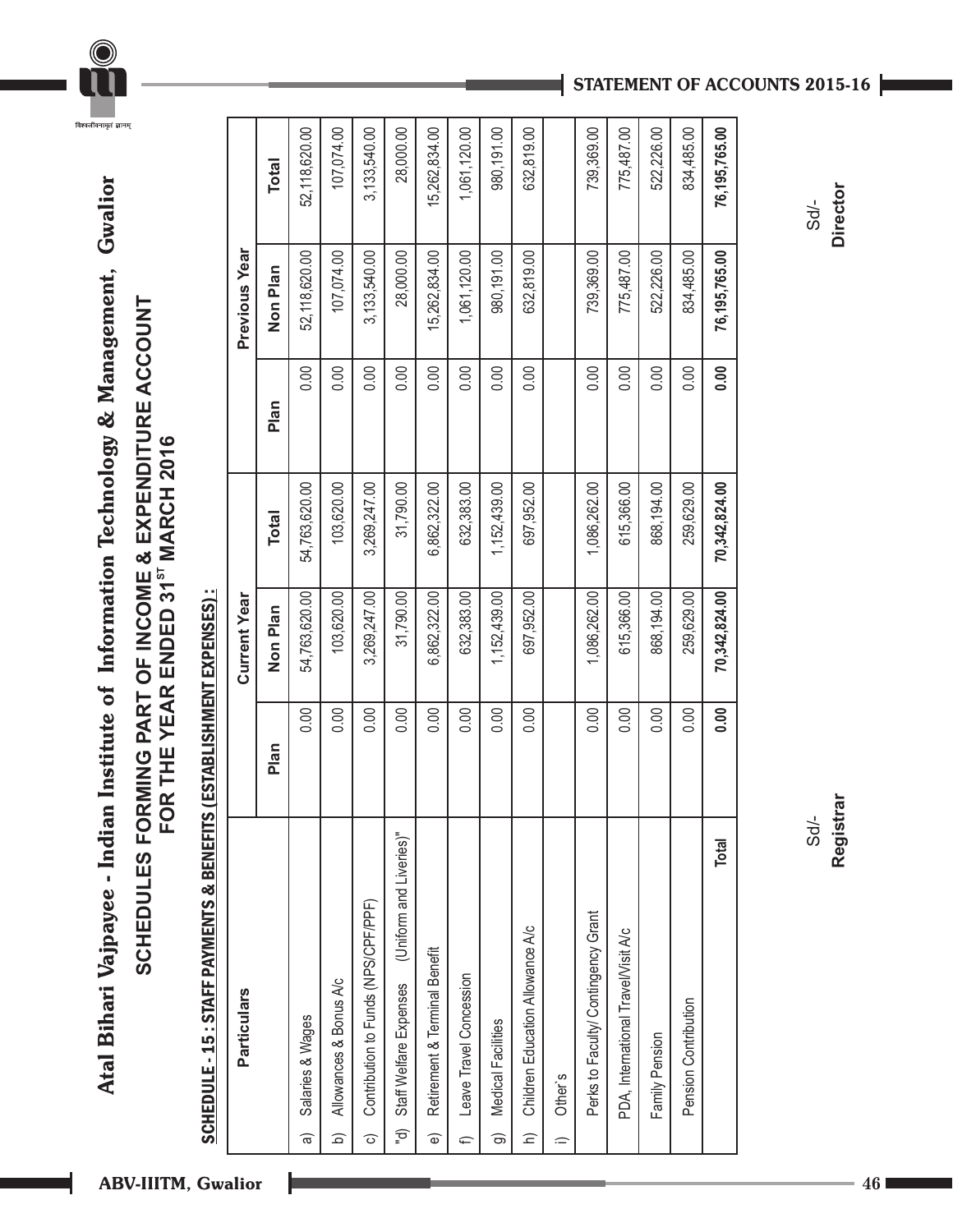# Atal Bihari Vajpayee - Indian Institute of Information Technology & Management, Gwalior

## SCHEDULES FORMING PART OF INCOME & EXPENDITURE ACCOUNT FOR THE YEAR ENDED 31ST MARCH 2016

### SCHEDULE - 15 : STAFF PAYMENTS & BENEFITS (ESTABLISHMENT EXPENSES) :

| Particulars | Current Year | | | Previous Year | | |
|---|---|---|---|---|---|---|
| | Plan | Non Plan | Total | Plan | Non Plan | Total |
| a) Salaries & Wages | 0.00 | 54,763,620.00 | 54,763,620.00 | 0.00 | 52,118,620.00 | 52,118,620.00 |
| b) Allowances & Bonus A/c | 0.00 | 103,620.00 | 103,620.00 | 0.00 | 107,074.00 | 107,074.00 |
| c) Contribution to Funds (NPS/CPF/PPF) | 0.00 | 3,269,247.00 | 3,269,247.00 | 0.00 | 3,133,540.00 | 3,133,540.00 |
| "d) Staff Welfare Expenses (Uniform and Liveries)" | 0.00 | 31,790.00 | 31,790.00 | 0.00 | 28,000.00 | 28,000.00 |
| e) Retirement & Terminal Benefit | 0.00 | 6,862,322.00 | 6,862,322.00 | 0.00 | 15,262,834.00 | 15,262,834.00 |
| f) Leave Travel Concession | 0.00 | 632,383.00 | 632,383.00 | 0.00 | 1,061,120.00 | 1,061,120.00 |
| g) Medical Facilities | 0.00 | 1,152,439.00 | 1,152,439.00 | 0.00 | 980,191.00 | 980,191.00 |
| h) Children Education Allowance A/c | 0.00 | 697,952.00 | 697,952.00 | 0.00 | 632,819.00 | 632,819.00 |
| i) Other`s | | | | | | |
| Perks to Faculty/ Contingency Grant | 0.00 | 1,086,262.00 | 1,086,262.00 | 0.00 | 739,369.00 | 739,369.00 |
| PDA, International Travel/Visit A/c | 0.00 | 615,366.00 | 615,366.00 | 0.00 | 775,487.00 | 775,487.00 |
| Family Pension | 0.00 | 868,194.00 | 868,194.00 | 0.00 | 522,226.00 | 522,226.00 |
| Pension Contribution | 0.00 | 259,629.00 | 259,629.00 | 0.00 | 834,485.00 | 834,485.00 |
| **Total** | **0.00** | **70,342,824.00** | **70,342,824.00** | **0.00** | **76,195,765.00** | **76,195,765.00** |

Sd/-
**Registrar**

Sd/-
**Director**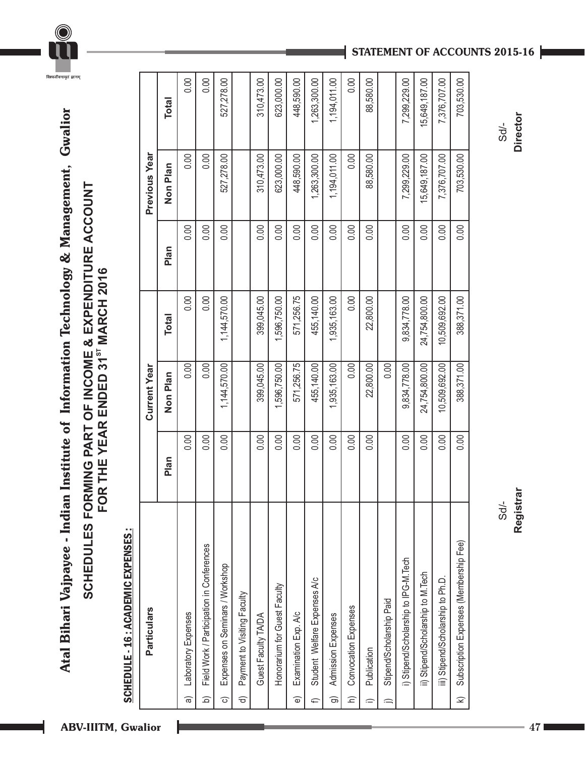# Atal Bihari Vajpayee - Indian Institute of Information Technology & Management, Gwalior

## SCHEDULES FORMING PART OF INCOME & EXPENDITURE ACCOUNT FOR THE YEAR ENDED 31ST MARCH 2016

### SCHEDULE - 16 : ACADEMIC EXPENSES :

| Particulars | Current Year | | | Previous Year | | |
|---|---|---|---|---|---|---|
| | Plan | Non Plan | Total | Plan | Non Plan | Total |
| a) Laboratory Expenses | 0.00 | 0.00 | 0.00 | 0.00 | 0.00 | 0.00 |
| b) Field Work / Participation in Conferences | 0.00 | 0.00 | 0.00 | 0.00 | 0.00 | 0.00 |
| c) Expenses on Seminars / Workshop | 0.00 | 1,144,570.00 | 1,144,570.00 | 0.00 | 527,278.00 | 527,278.00 |
| d) Payment to Visiting Faculty | | | | | | |
| Guest Faculty TA/DA | 0.00 | 399,045.00 | 399,045.00 | 0.00 | 310,473.00 | 310,473.00 |
| Honorarium for Guest Faculty | 0.00 | 1,596,750.00 | 1,596,750.00 | 0.00 | 623,000.00 | 623,000.00 |
| e) Examination Exp. A/c | 0.00 | 571,256.75 | 571,256.75 | 0.00 | 448,590.00 | 448,590.00 |
| f) Student Welfare Expenses A/c | 0.00 | 455,140.00 | 455,140.00 | 0.00 | 1,263,300.00 | 1,263,300.00 |
| g) Admission Expenses | 0.00 | 1,935,163.00 | 1,935,163.00 | 0.00 | 1,194,011.00 | 1,194,011.00 |
| h) Convocation Expenses | 0.00 | 0.00 | 0.00 | 0.00 | 0.00 | 0.00 |
| i) Publication | 0.00 | 22,800.00 | 22,800.00 | 0.00 | 88,580.00 | 88,580.00 |
| j) Stipend/Scholarship Paid | | 0.00 | | | | |
| i) Stipend/Scholarship to IPG-M.Tech | 0.00 | 9,834,778.00 | 9,834,778.00 | 0.00 | 7,299,229.00 | 7,299,229.00 |
| ii) Stipend/Scholarship to M.Tech | 0.00 | 24,754,800.00 | 24,754,800.00 | 0.00 | 15,649,187.00 | 15,649,187.00 |
| iii) Stipend/Scholarship to Ph.D. | 0.00 | 10,509,692.00 | 10,509,692.00 | 0.00 | 7,376,707.00 | 7,376,707.00 |
| k) Subscription Expenses (Membership Fee) | 0.00 | 388,371.00 | 388,371.00 | 0.00 | 703,530.00 | 703,530.00 |

Sd/-
**Registrar**

Sd/-
**Director**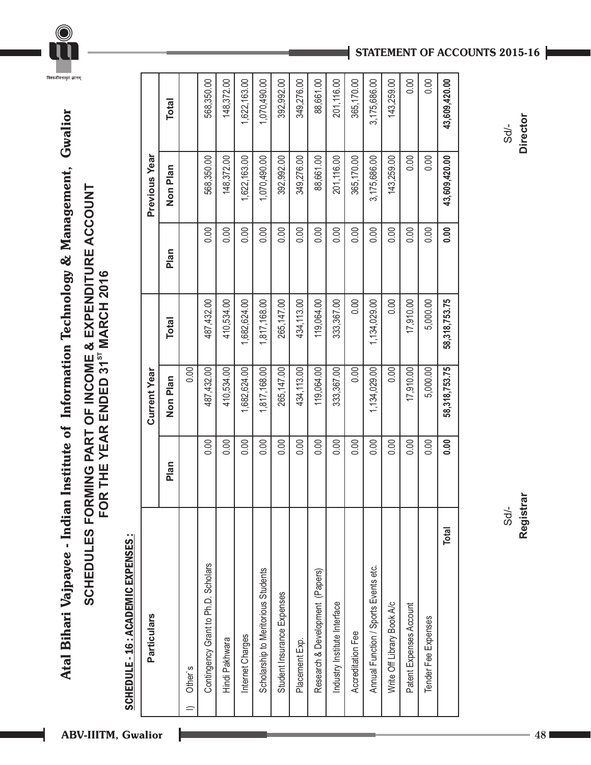# Atal Bihari Vajpayee - Indian Institute of Information Technology & Management, Gwalior

## SCHEDULES FORMING PART OF INCOME & EXPENDITURE ACCOUNT FOR THE YEAR ENDED 31ST MARCH 2016

### SCHEDULE - 16 : ACADEMIC EXPENSES :

| Particulars | Current Year | | | Previous Year | | |
|---|---|---|---|---|---|---|
| | Plan | Non Plan | Total | Plan | Non Plan | Total |
| l) Other`s | | 0.00 | | | | |
| Contingency Grant to Ph.D. Scholars | 0.00 | 487,432.00 | 487,432.00 | 0.00 | 568,350.00 | 568,350.00 |
| Hindi Pakhwara | 0.00 | 410,534.00 | 410,534.00 | 0.00 | 148,372.00 | 148,372.00 |
| Internet Charges | 0.00 | 1,682,624.00 | 1,682,624.00 | 0.00 | 1,622,163.00 | 1,622,163.00 |
| Scholarship to Meritorious Students | 0.00 | 1,817,168.00 | 1,817,168.00 | 0.00 | 1,070,490.00 | 1,070,490.00 |
| Student Insurance Expenses | 0.00 | 265,147.00 | 265,147.00 | 0.00 | 392,992.00 | 392,992.00 |
| Placement Exp. | 0.00 | 434,113.00 | 434,113.00 | 0.00 | 349,276.00 | 349,276.00 |
| Research & Development (Papers) | 0.00 | 119,064.00 | 119,064.00 | 0.00 | 88,661.00 | 88,661.00 |
| Industry Institute Interface | 0.00 | 333,367.00 | 333,367.00 | 0.00 | 201,116.00 | 201,116.00 |
| Accreditation Fee | 0.00 | 0.00 | 0.00 | 0.00 | 365,170.00 | 365,170.00 |
| Annual Function / Sports Events etc. | 0.00 | 1,134,029.00 | 1,134,029.00 | 0.00 | 3,175,686.00 | 3,175,686.00 |
| Write Off Library Book A/c | 0.00 | 0.00 | 0.00 | 0.00 | 143,259.00 | 143,259.00 |
| Patent Expenses Account | 0.00 | 17,910.00 | 17,910.00 | 0.00 | 0.00 | 0.00 |
| Tender Fee Expenses | 0.00 | 5,000.00 | 5,000.00 | 0.00 | 0.00 | 0.00 |
| **Total** | **0.00** | **58,318,753.75** | **58,318,753.75** | **0.00** | **43,609,420.00** | **43,609,420.00** |

Sd/-
**Registrar**

Sd/-
**Director**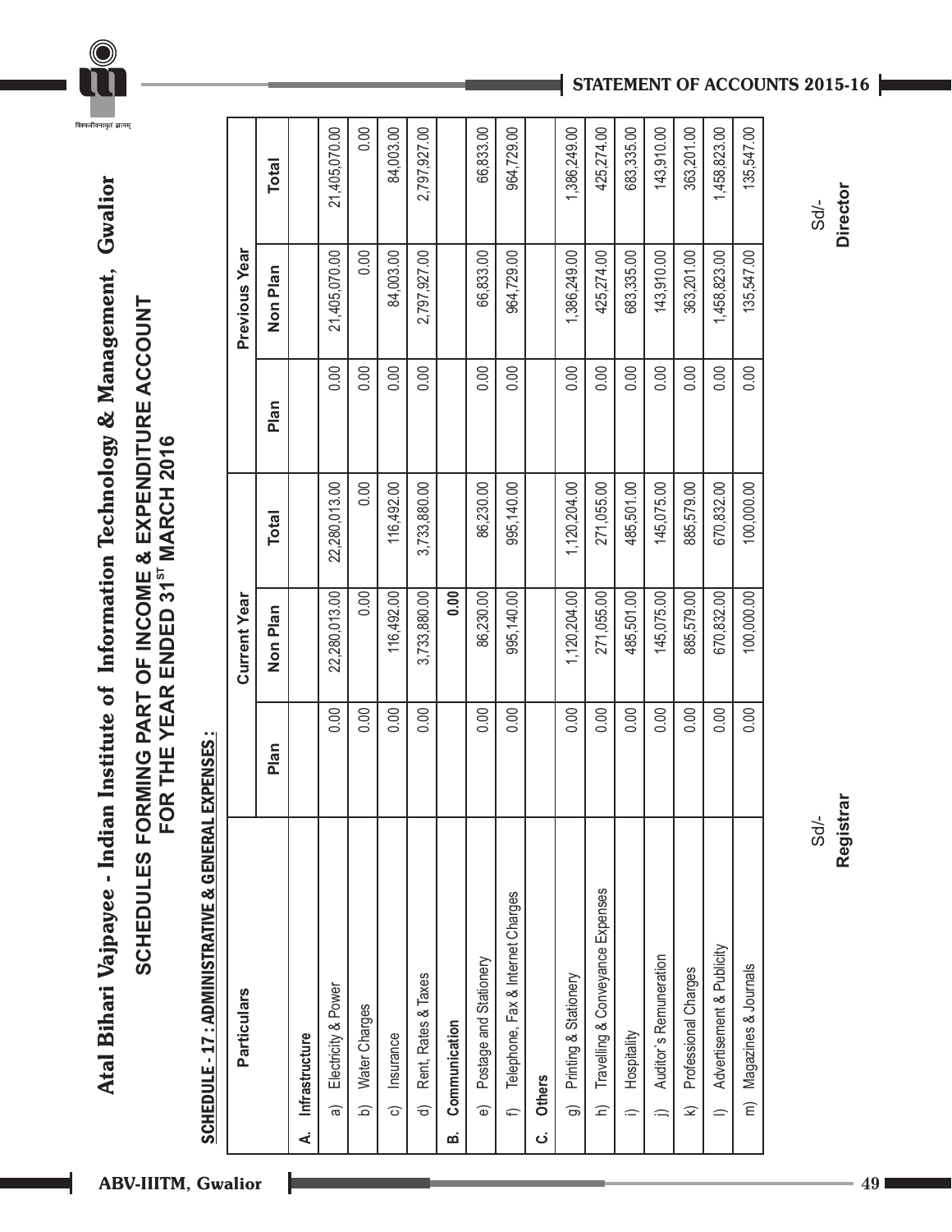# Atal Bihari Vajpayee - Indian Institute of Information Technology & Management, Gwalior

## SCHEDULES FORMING PART OF INCOME & EXPENDITURE ACCOUNT FOR THE YEAR ENDED 31ST MARCH 2016

### SCHEDULE - 17 : ADMINISTRATIVE & GENERAL EXPENSES :

| Particulars | Current Year | | | Previous Year | | |
|---|---|---|---|---|---|---|
| | Plan | Non Plan | Total | Plan | Non Plan | Total |
| **A. Infrastructure** | | | | | | |
| a) Electricity & Power | 0.00 | 22,280,013.00 | 22,280,013.00 | 0.00 | 21,405,070.00 | 21,405,070.00 |
| b) Water Charges | 0.00 | 0.00 | 0.00 | 0.00 | 0.00 | 0.00 |
| c) Insurance | 0.00 | 116,492.00 | 116,492.00 | 0.00 | 84,003.00 | 84,003.00 |
| d) Rent, Rates & Taxes | 0.00 | 3,733,880.00 | 3,733,880.00 | 0.00 | 2,797,927.00 | 2,797,927.00 |
| **B. Communication** | | **0.00** | | | | |
| e) Postage and Stationery | 0.00 | 86,230.00 | 86,230.00 | 0.00 | 66,833.00 | 66,833.00 |
| f) Telephone, Fax & Internet Charges | 0.00 | 995,140.00 | 995,140.00 | 0.00 | 964,729.00 | 964,729.00 |
| **C. Others** | | | | | | |
| g) Printing & Stationery | 0.00 | 1,120,204.00 | 1,120,204.00 | 0.00 | 1,386,249.00 | 1,386,249.00 |
| h) Travelling & Conveyance Expenses | 0.00 | 271,055.00 | 271,055.00 | 0.00 | 425,274.00 | 425,274.00 |
| i) Hospitality | 0.00 | 485,501.00 | 485,501.00 | 0.00 | 683,335.00 | 683,335.00 |
| j) Auditor's Remuneration | 0.00 | 145,075.00 | 145,075.00 | 0.00 | 143,910.00 | 143,910.00 |
| k) Professional Charges | 0.00 | 885,579.00 | 885,579.00 | 0.00 | 363,201.00 | 363,201.00 |
| l) Advertisement & Publicity | 0.00 | 670,832.00 | 670,832.00 | 0.00 | 1,458,823.00 | 1,458,823.00 |
| m) Magazines & Journals | 0.00 | 100,000.00 | 100,000.00 | 0.00 | 135,547.00 | 135,547.00 |

Sd/-
**Registrar**

Sd/-
**Director**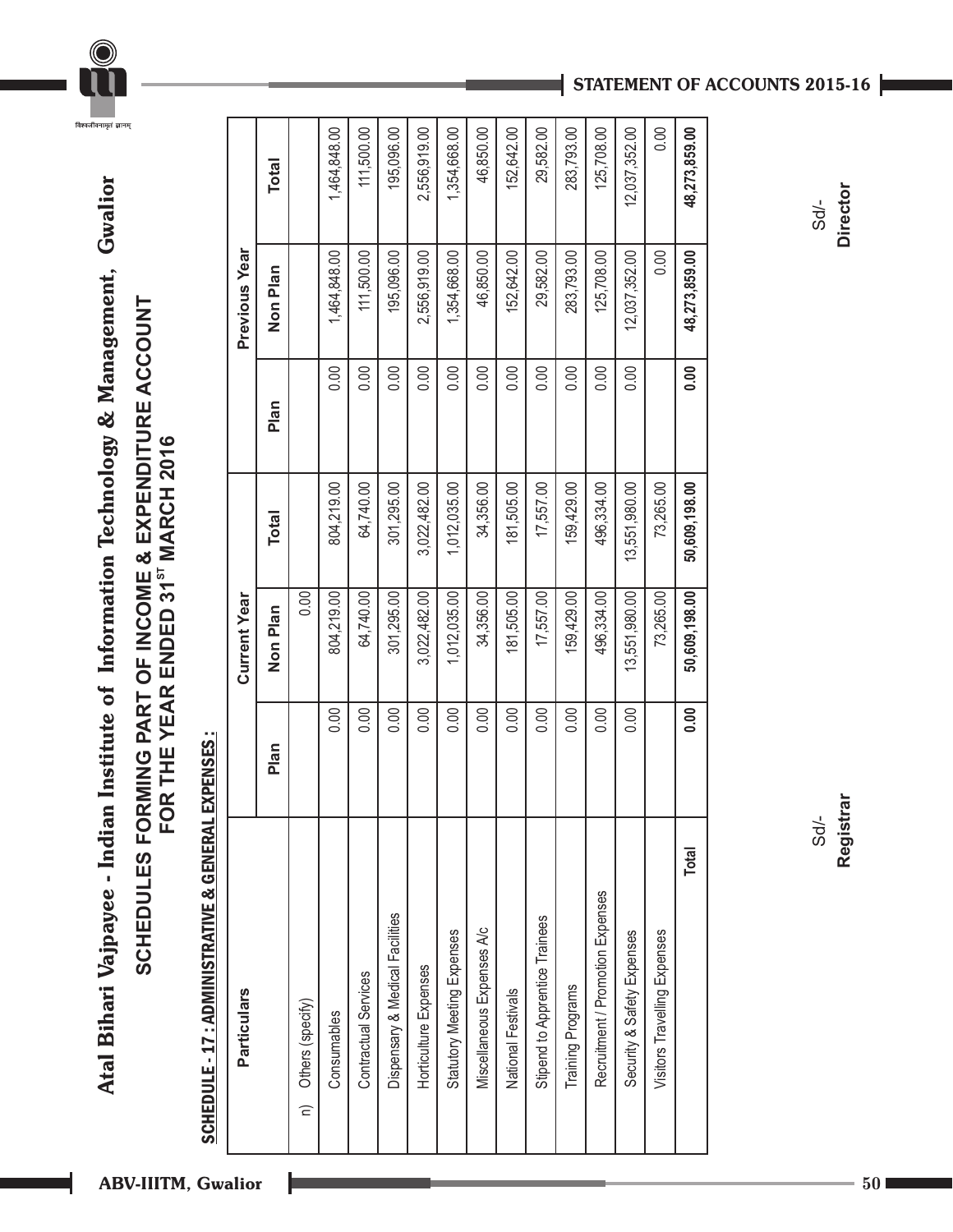# Atal Bihari Vajpayee - Indian Institute of Information Technology & Management, Gwalior

## SCHEDULES FORMING PART OF INCOME & EXPENDITURE ACCOUNT FOR THE YEAR ENDED 31ST MARCH 2016

### SCHEDULE - 17 : ADMINISTRATIVE & GENERAL EXPENSES :

| Particulars | Current Year | | | Previous Year | | |
|---|---|---|---|---|---|---|
| | Plan | Non Plan | Total | Plan | Non Plan | Total |
| n) Others (specify) | | 0.00 | | | | |
| Consumables | 0.00 | 804,219.00 | 804,219.00 | 0.00 | 1,464,848.00 | 1,464,848.00 |
| Contractual Services | 0.00 | 64,740.00 | 64,740.00 | 0.00 | 111,500.00 | 111,500.00 |
| Dispensary & Medical Facilities | 0.00 | 301,295.00 | 301,295.00 | 0.00 | 195,096.00 | 195,096.00 |
| Horticulture Expenses | 0.00 | 3,022,482.00 | 3,022,482.00 | 0.00 | 2,556,919.00 | 2,556,919.00 |
| Statutory Meeting Expenses | 0.00 | 1,012,035.00 | 1,012,035.00 | 0.00 | 1,354,668.00 | 1,354,668.00 |
| Miscellaneous Expenses A/c | 0.00 | 34,356.00 | 34,356.00 | 0.00 | 46,850.00 | 46,850.00 |
| National Festivals | 0.00 | 181,505.00 | 181,505.00 | 0.00 | 152,642.00 | 152,642.00 |
| Stipend to Apprentice Trainees | 0.00 | 17,557.00 | 17,557.00 | 0.00 | 29,582.00 | 29,582.00 |
| Training Programs | 0.00 | 159,429.00 | 159,429.00 | 0.00 | 283,793.00 | 283,793.00 |
| Recruitment / Promotion Expenses | 0.00 | 496,334.00 | 496,334.00 | 0.00 | 125,708.00 | 125,708.00 |
| Security & Safety Expenses | 0.00 | 13,551,980.00 | 13,551,980.00 | 0.00 | 12,037,352.00 | 12,037,352.00 |
| Visitors Travelling Expenses | | 73,265.00 | 73,265.00 | | 0.00 | 0.00 |
| **Total** | **0.00** | **50,609,198.00** | **50,609,198.00** | **0.00** | **48,273,859.00** | **48,273,859.00** |

Sd/-
**Registrar**

Sd/-
**Director**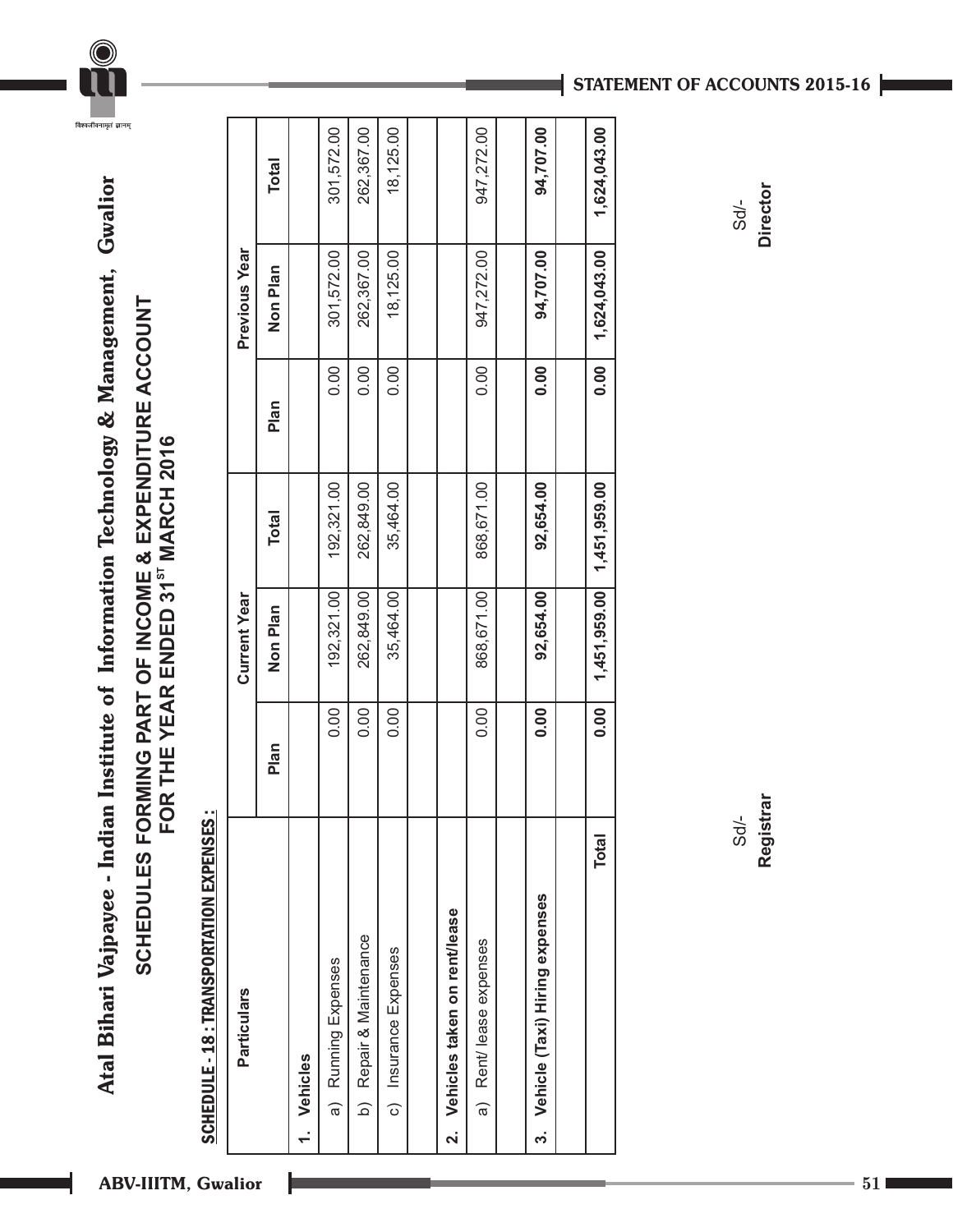# Atal Bihari Vajpayee - Indian Institute of Information Technology & Management, Gwalior

## SCHEDULES FORMING PART OF INCOME & EXPENDITURE ACCOUNT
## FOR THE YEAR ENDED 31ST MARCH 2016

**SCHEDULE - 18 : TRANSPORTATION EXPENSES :**

| Particulars | Current Year | | | Previous Year | | |
|---|---|---|---|---|---|---|
| | Plan | Non Plan | Total | Plan | Non Plan | Total |
| **1. Vehicles** | | | | | | |
| a) Running Expenses | 0.00 | 192,321.00 | 192,321.00 | 0.00 | 301,572.00 | 301,572.00 |
| b) Repair & Maintenance | 0.00 | 262,849.00 | 262,849.00 | 0.00 | 262,367.00 | 262,367.00 |
| c) Insurance Expenses | 0.00 | 35,464.00 | 35,464.00 | 0.00 | 18,125.00 | 18,125.00 |
| | | | | | | |
| **2. Vehicles taken on rent/lease** | | | | | | |
| a) Rent/ lease expenses | 0.00 | 868,671.00 | 868,671.00 | 0.00 | 947,272.00 | 947,272.00 |
| | | | | | | |
| **3. Vehicle (Taxi) Hiring expenses** | **0.00** | **92,654.00** | **92,654.00** | **0.00** | **94,707.00** | **94,707.00** |
| | | | | | | |
| **Total** | **0.00** | **1,451,959.00** | **1,451,959.00** | **0.00** | **1,624,043.00** | **1,624,043.00** |

Sd/-
**Registrar**

Sd/-
**Director**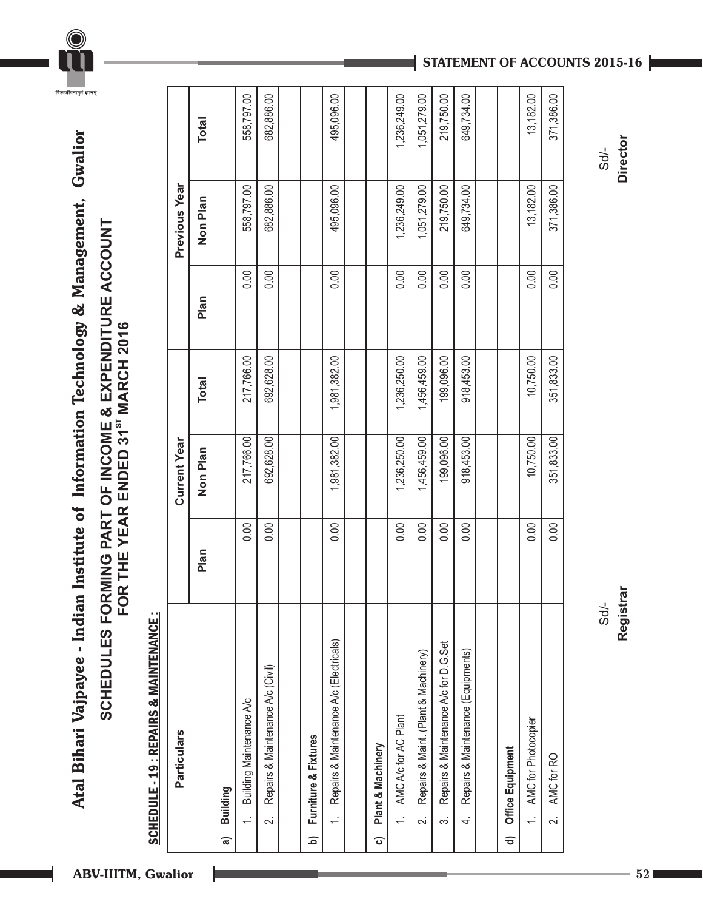# Atal Bihari Vajpayee - Indian Institute of Information Technology & Management, Gwalior

## SCHEDULES FORMING PART OF INCOME & EXPENDITURE ACCOUNT FOR THE YEAR ENDED 31ST MARCH 2016

**SCHEDULE - 19 : REPAIRS & MAINTENANCE :**

| Particulars | Current Year | | | Previous Year | | |
|---|---|---|---|---|---|---|
| | Plan | Non Plan | Total | Plan | Non Plan | Total |
| **a) Building** | | | | | | |
| 1. Building Maintenance A/c | 0.00 | 217,766.00 | 217,766.00 | 0.00 | 558,797.00 | 558,797.00 |
| 2. Repairs & Maintenance A/c (Civil) | 0.00 | 692,628.00 | 692,628.00 | 0.00 | 682,886.00 | 682,886.00 |
| | | | | | | |
| **b) Furniture & Fixtures** | | | | | | |
| 1. Repairs & Maintenance A/c (Electricals) | 0.00 | 1,981,382.00 | 1,981,382.00 | 0.00 | 495,096.00 | 495,096.00 |
| | | | | | | |
| **c) Plant & Machinery** | | | | | | |
| 1. AMC A/c for AC Plant | 0.00 | 1,236,250.00 | 1,236,250.00 | 0.00 | 1,236,249.00 | 1,236,249.00 |
| 2. Repairs & Maint. (Plant & Machinery) | 0.00 | 1,456,459.00 | 1,456,459.00 | 0.00 | 1,051,279.00 | 1,051,279.00 |
| 3. Repairs & Maintenance A/c for D.G.Set | 0.00 | 199,096.00 | 199,096.00 | 0.00 | 219,750.00 | 219,750.00 |
| 4. Repairs & Maintenance (Equipments) | 0.00 | 918,453.00 | 918,453.00 | 0.00 | 649,734.00 | 649,734.00 |
| | | | | | | |
| **d) Office Equipment** | | | | | | |
| 1. AMC for Photocopier | 0.00 | 10,750.00 | 10,750.00 | 0.00 | 13,182.00 | 13,182.00 |
| 2. AMC for RO | 0.00 | 351,833.00 | 351,833.00 | 0.00 | 371,386.00 | 371,386.00 |

Sd/-
**Registrar**

Sd/-
**Director**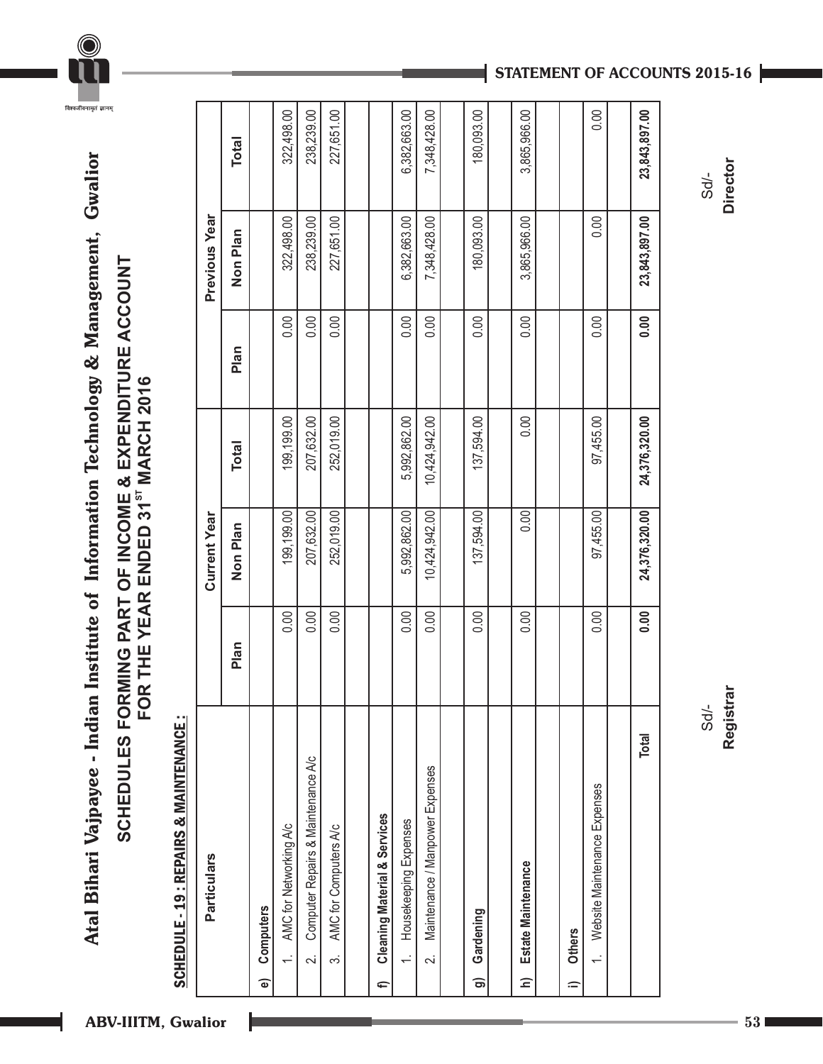# Atal Bihari Vajpayee - Indian Institute of Information Technology & Management, Gwalior

## SCHEDULES FORMING PART OF INCOME & EXPENDITURE ACCOUNT FOR THE YEAR ENDED 31ST MARCH 2016

### SCHEDULE - 19 : REPAIRS & MAINTENANCE :

| Particulars | Current Year | | | Previous Year | | |
|---|---|---|---|---|---|---|
| | Plan | Non Plan | Total | Plan | Non Plan | Total |
| **e) Computers** | | | | | | |
| 1. AMC for Networking A/c | 0.00 | 199,199.00 | 199,199.00 | 0.00 | 322,498.00 | 322,498.00 |
| 2. Computer Repairs & Maintenance A/c | 0.00 | 207,632.00 | 207,632.00 | 0.00 | 238,239.00 | 238,239.00 |
| 3. AMC for Computers A/c | 0.00 | 252,019.00 | 252,019.00 | 0.00 | 227,651.00 | 227,651.00 |
| | | | | | | |
| **f) Cleaning Material & Services** | | | | | | |
| 1. Housekeeping Expenses | 0.00 | 5,992,862.00 | 5,992,862.00 | 0.00 | 6,382,663.00 | 6,382,663.00 |
| 2. Maintenance / Manpower Expenses | 0.00 | 10,424,942.00 | 10,424,942.00 | 0.00 | 7,348,428.00 | 7,348,428.00 |
| | | | | | | |
| **g) Gardening** | 0.00 | 137,594.00 | 137,594.00 | 0.00 | 180,093.00 | 180,093.00 |
| | | | | | | |
| **h) Estate Maintenance** | 0.00 | 0.00 | 0.00 | 0.00 | 3,865,966.00 | 3,865,966.00 |
| | | | | | | |
| **i) Others** | | | | | | |
| 1. Website Maintenance Expenses | 0.00 | 97,455.00 | 97,455.00 | 0.00 | 0.00 | 0.00 |
| | | | | | | |
| **Total** | **0.00** | **24,376,320.00** | **24,376,320.00** | **0.00** | **23,843,897.00** | **23,843,897.00** |

Sd/-
**Registrar**

Sd/-
**Director**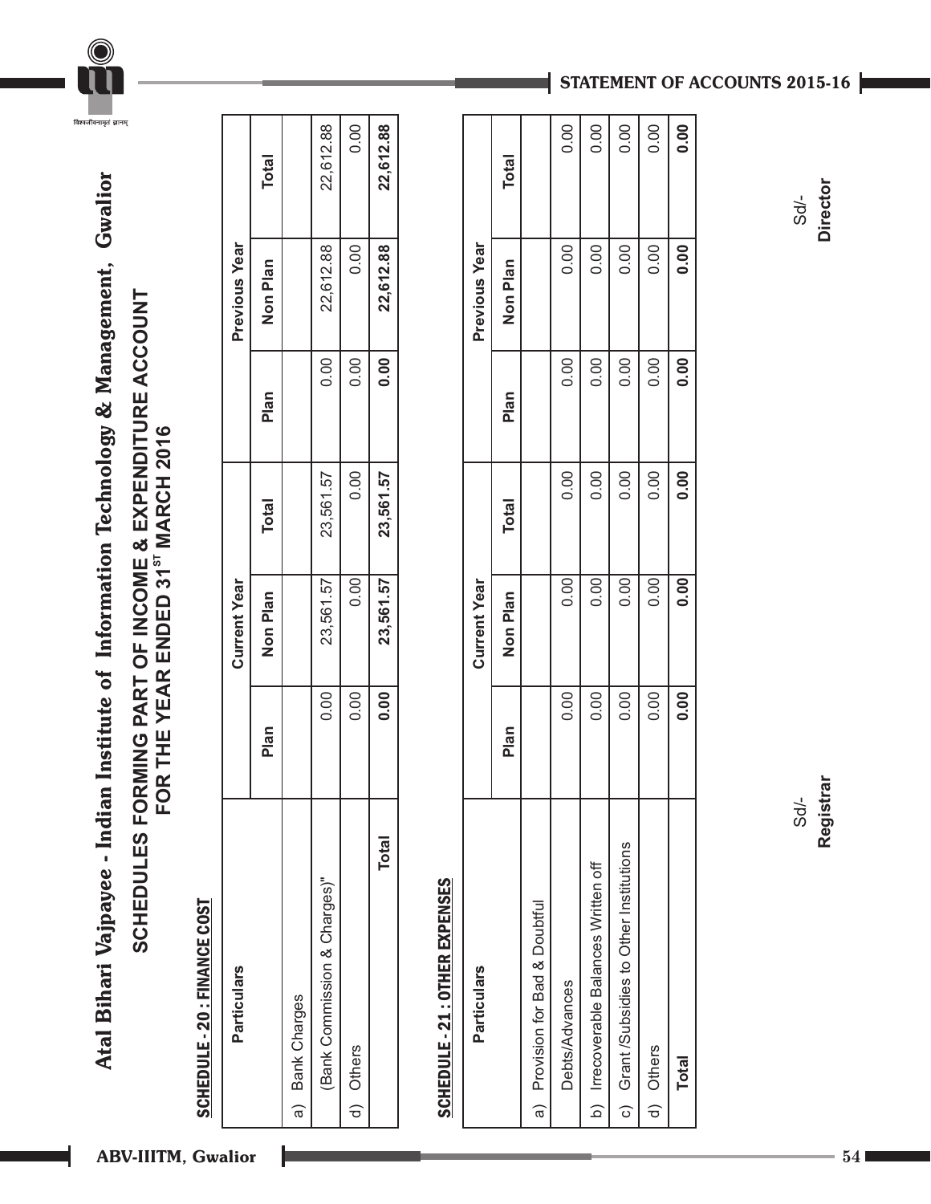# Atal Bihari Vajpayee - Indian Institute of Information Technology & Management, Gwalior

## SCHEDULES FORMING PART OF INCOME & EXPENDITURE ACCOUNT FOR THE YEAR ENDED 31[ST] MARCH 2016

### SCHEDULE - 20 : FINANCE COST

| Particulars | Current Year | | | Previous Year | | |
|---|---|---|---|---|---|---|
| | Plan | Non Plan | Total | Plan | Non Plan | Total |
| a) Bank Charges | | | | | | |
| (Bank Commission & Charges)" | 0.00 | 23,561.57 | 23,561.57 | 0.00 | 22,612.88 | 22,612.88 |
| d) Others | 0.00 | 0.00 | 0.00 | 0.00 | 0.00 | 0.00 |
| **Total** | **0.00** | **23,561.57** | **23,561.57** | **0.00** | **22,612.88** | **22,612.88** |

### SCHEDULE - 21 : OTHER EXPENSES

| Particulars | Current Year | | | Previous Year | | |
|---|---|---|---|---|---|---|
| | Plan | Non Plan | Total | Plan | Non Plan | Total |
| a) Provision for Bad & Doubtful | | | | | | |
| Debts/Advances | 0.00 | 0.00 | 0.00 | 0.00 | 0.00 | 0.00 |
| b) Irrecoverable Balances Written off | 0.00 | 0.00 | 0.00 | 0.00 | 0.00 | 0.00 |
| c) Grant /Subsidies to Other Institutions | 0.00 | 0.00 | 0.00 | 0.00 | 0.00 | 0.00 |
| d) Others | 0.00 | 0.00 | 0.00 | 0.00 | 0.00 | 0.00 |
| **Total** | **0.00** | **0.00** | **0.00** | **0.00** | **0.00** | **0.00** |

Sd/-
**Registrar**

Sd/-
**Director**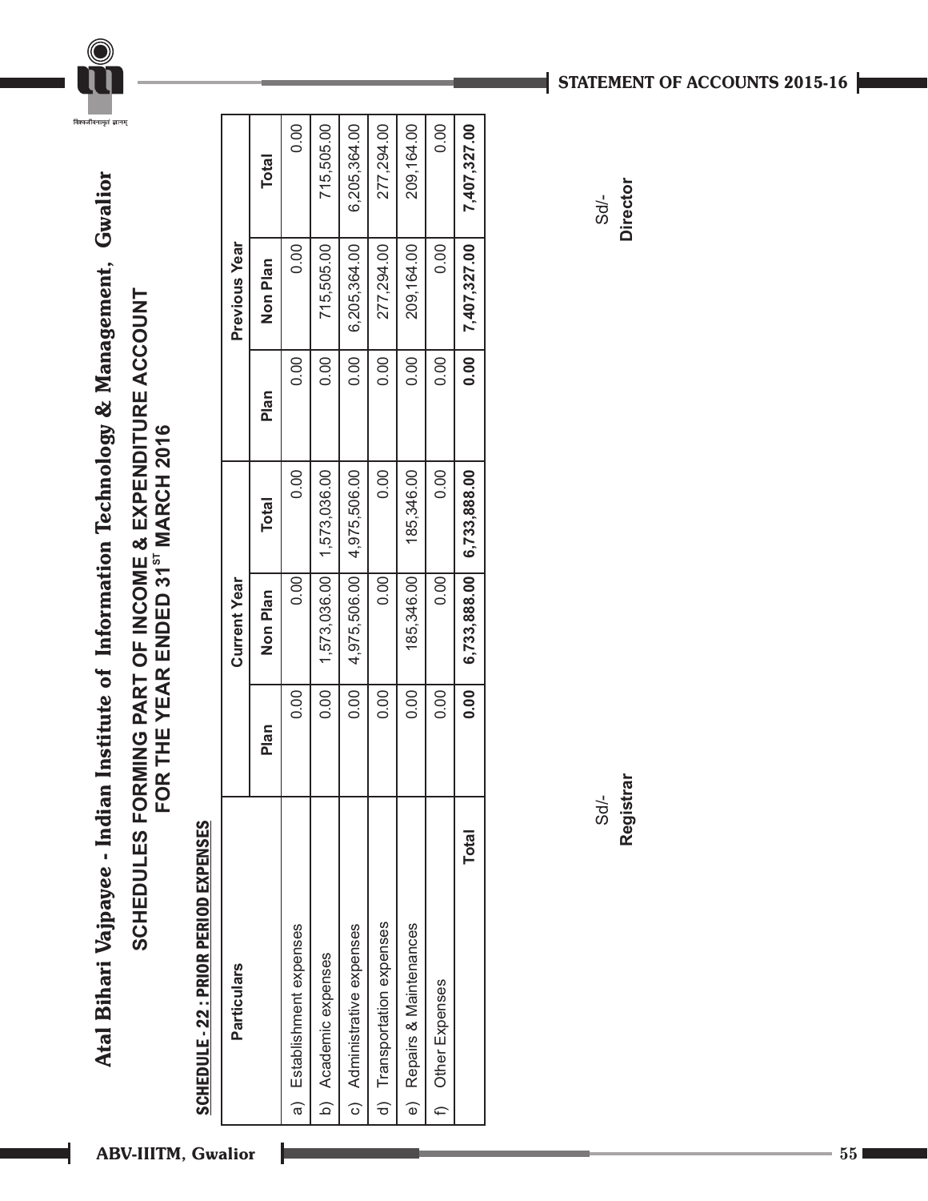# Atal Bihari Vajpayee - Indian Institute of Information Technology & Management, Gwalior

## SCHEDULES FORMING PART OF INCOME & EXPENDITURE ACCOUNT FOR THE YEAR ENDED 31ST MARCH 2016

### SCHEDULE - 22 : PRIOR PERIOD EXPENSES

| Particulars | Current Year | | | Previous Year | | |
|---|---|---|---|---|---|---|
| | Plan | Non Plan | Total | Plan | Non Plan | Total |
| a) Establishment expenses | 0.00 | 0.00 | 0.00 | 0.00 | 0.00 | 0.00 |
| b) Academic expenses | 0.00 | 1,573,036.00 | 1,573,036.00 | 0.00 | 715,505.00 | 715,505.00 |
| c) Administrative expenses | 0.00 | 4,975,506.00 | 4,975,506.00 | 0.00 | 6,205,364.00 | 6,205,364.00 |
| d) Transportation expenses | 0.00 | 0.00 | 0.00 | 0.00 | 277,294.00 | 277,294.00 |
| e) Repairs & Maintenances | 0.00 | 185,346.00 | 185,346.00 | 0.00 | 209,164.00 | 209,164.00 |
| f) Other Expenses | 0.00 | 0.00 | 0.00 | 0.00 | 0.00 | 0.00 |
| **Total** | **0.00** | **6,733,888.00** | **6,733,888.00** | **0.00** | **7,407,327.00** | **7,407,327.00** |

Sd/-
**Registrar**

Sd/-
**Director**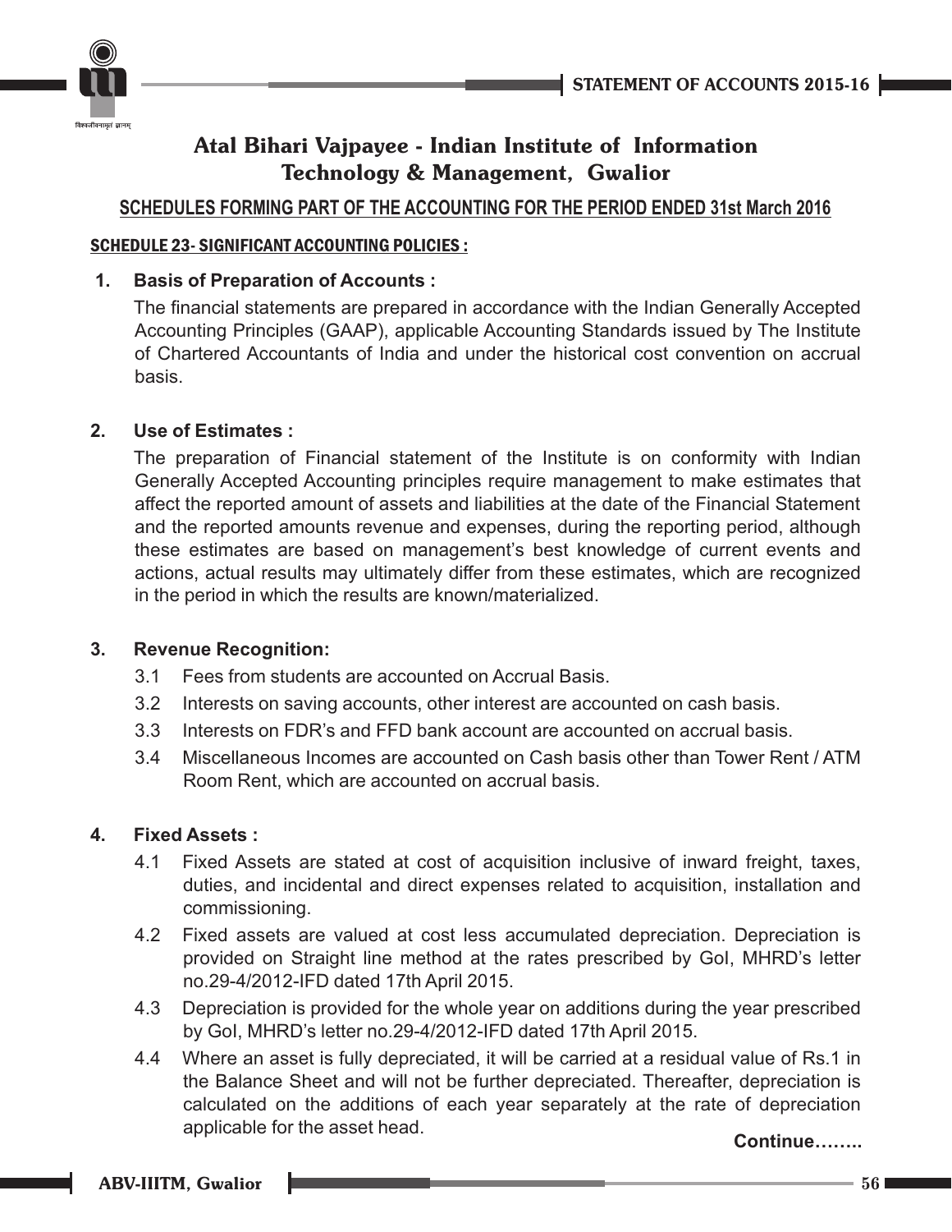# Atal Bihari Vajpayee - Indian Institute of Information Technology & Management, Gwalior

## SCHEDULES FORMING PART OF THE ACCOUNTING FOR THE PERIOD ENDED 31st March 2016

### SCHEDULE 23- SIGNIFICANT ACCOUNTING POLICIES :

**1. Basis of Preparation of Accounts :**

The financial statements are prepared in accordance with the Indian Generally Accepted Accounting Principles (GAAP), applicable Accounting Standards issued by The Institute of Chartered Accountants of India and under the historical cost convention on accrual basis.

**2. Use of Estimates :**

The preparation of Financial statement of the Institute is on conformity with Indian Generally Accepted Accounting principles require management to make estimates that affect the reported amount of assets and liabilities at the date of the Financial Statement and the reported amounts revenue and expenses, during the reporting period, although these estimates are based on management's best knowledge of current events and actions, actual results may ultimately differ from these estimates, which are recognized in the period in which the results are known/materialized.

**3. Revenue Recognition:**

3.1 Fees from students are accounted on Accrual Basis.

3.2 Interests on saving accounts, other interest are accounted on cash basis.

3.3 Interests on FDR's and FFD bank account are accounted on accrual basis.

3.4 Miscellaneous Incomes are accounted on Cash basis other than Tower Rent / ATM Room Rent, which are accounted on accrual basis.

**4. Fixed Assets :**

4.1 Fixed Assets are stated at cost of acquisition inclusive of inward freight, taxes, duties, and incidental and direct expenses related to acquisition, installation and commissioning.

4.2 Fixed assets are valued at cost less accumulated depreciation. Depreciation is provided on Straight line method at the rates prescribed by GoI, MHRD's letter no.29-4/2012-IFD dated 17th April 2015.

4.3 Depreciation is provided for the whole year on additions during the year prescribed by GoI, MHRD's letter no.29-4/2012-IFD dated 17th April 2015.

4.4 Where an asset is fully depreciated, it will be carried at a residual value of Rs.1 in the Balance Sheet and will not be further depreciated. Thereafter, depreciation is calculated on the additions of each year separately at the rate of depreciation applicable for the asset head.

**Continue……..**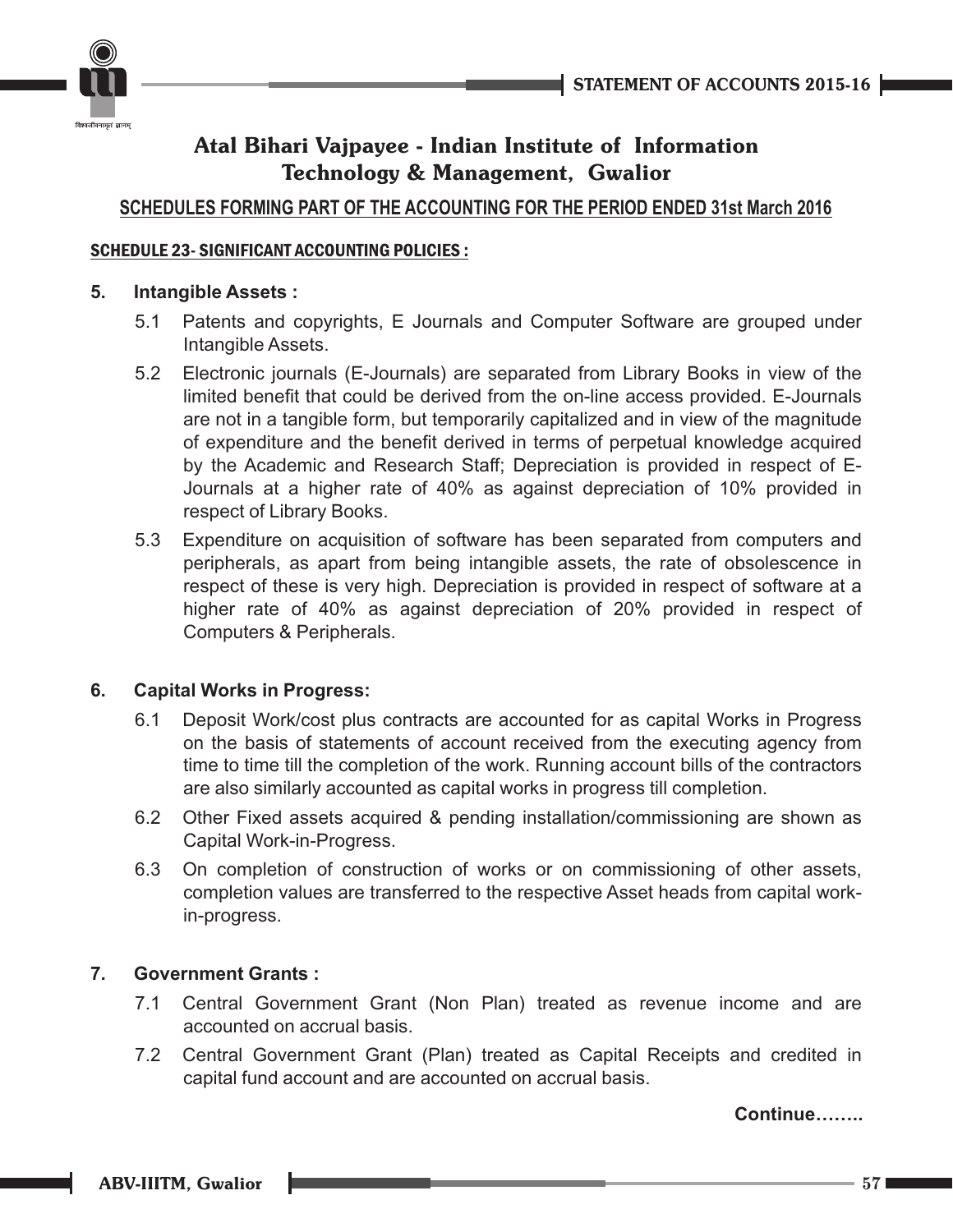## Atal Bihari Vajpayee - Indian Institute of Information Technology & Management, Gwalior

**SCHEDULES FORMING PART OF THE ACCOUNTING FOR THE PERIOD ENDED 31st March 2016**

**SCHEDULE 23- SIGNIFICANT ACCOUNTING POLICIES :**

**5. Intangible Assets :**

5.1 Patents and copyrights, E Journals and Computer Software are grouped under Intangible Assets.

5.2 Electronic journals (E-Journals) are separated from Library Books in view of the limited benefit that could be derived from the on-line access provided. E-Journals are not in a tangible form, but temporarily capitalized and in view of the magnitude of expenditure and the benefit derived in terms of perpetual knowledge acquired by the Academic and Research Staff; Depreciation is provided in respect of E-Journals at a higher rate of 40% as against depreciation of 10% provided in respect of Library Books.

5.3 Expenditure on acquisition of software has been separated from computers and peripherals, as apart from being intangible assets, the rate of obsolescence in respect of these is very high. Depreciation is provided in respect of software at a higher rate of 40% as against depreciation of 20% provided in respect of Computers & Peripherals.

**6. Capital Works in Progress:**

6.1 Deposit Work/cost plus contracts are accounted for as capital Works in Progress on the basis of statements of account received from the executing agency from time to time till the completion of the work. Running account bills of the contractors are also similarly accounted as capital works in progress till completion.

6.2 Other Fixed assets acquired & pending installation/commissioning are shown as Capital Work-in-Progress.

6.3 On completion of construction of works or on commissioning of other assets, completion values are transferred to the respective Asset heads from capital work-in-progress.

**7. Government Grants :**

7.1 Central Government Grant (Non Plan) treated as revenue income and are accounted on accrual basis.

7.2 Central Government Grant (Plan) treated as Capital Receipts and credited in capital fund account and are accounted on accrual basis.

**Continue……..**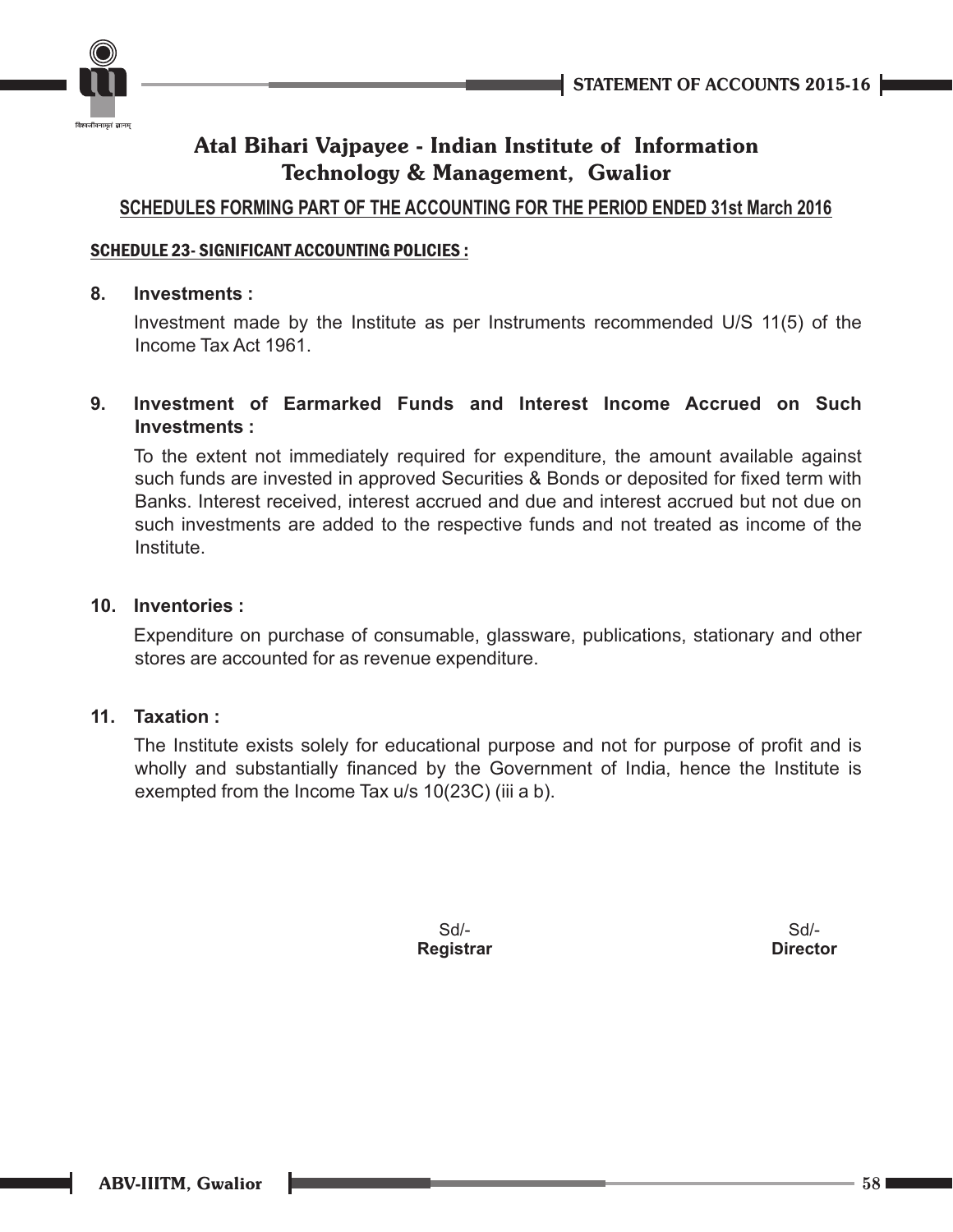## Atal Bihari Vajpayee - Indian Institute of Information Technology & Management, Gwalior

**SCHEDULES FORMING PART OF THE ACCOUNTING FOR THE PERIOD ENDED 31st March 2016**

**SCHEDULE 23- SIGNIFICANT ACCOUNTING POLICIES :**

**8. Investments :**

Investment made by the Institute as per Instruments recommended U/S 11(5) of the Income Tax Act 1961.

**9. Investment of Earmarked Funds and Interest Income Accrued on Such Investments :**

To the extent not immediately required for expenditure, the amount available against such funds are invested in approved Securities & Bonds or deposited for fixed term with Banks. Interest received, interest accrued and due and interest accrued but not due on such investments are added to the respective funds and not treated as income of the Institute.

**10. Inventories :**

Expenditure on purchase of consumable, glassware, publications, stationary and other stores are accounted for as revenue expenditure.

**11. Taxation :**

The Institute exists solely for educational purpose and not for purpose of profit and is wholly and substantially financed by the Government of India, hence the Institute is exempted from the Income Tax u/s 10(23C) (iii a b).

Sd/-
**Registrar**

Sd/-
**Director**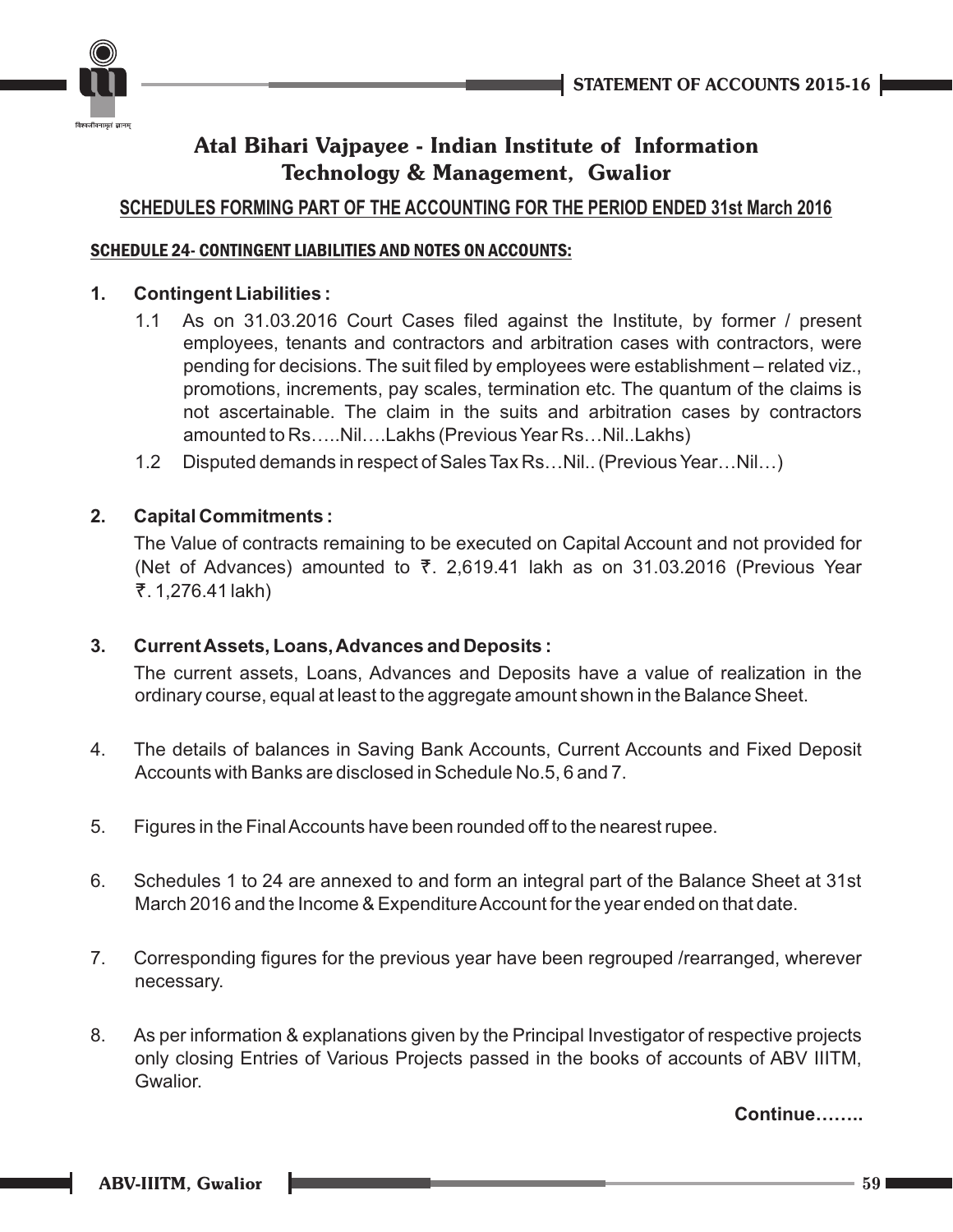# Atal Bihari Vajpayee - Indian Institute of Information Technology & Management, Gwalior

**SCHEDULES FORMING PART OF THE ACCOUNTING FOR THE PERIOD ENDED 31st March 2016**

**SCHEDULE 24- CONTINGENT LIABILITIES AND NOTES ON ACCOUNTS:**

1. **Contingent Liabilities :**

   1.1 As on 31.03.2016 Court Cases filed against the Institute, by former / present employees, tenants and contractors and arbitration cases with contractors, were pending for decisions. The suit filed by employees were establishment – related viz., promotions, increments, pay scales, termination etc. The quantum of the claims is not ascertainable. The claim in the suits and arbitration cases by contractors amounted to Rs…..Nil….Lakhs (Previous Year Rs…Nil..Lakhs)

   1.2 Disputed demands in respect of Sales Tax Rs…Nil.. (Previous Year…Nil…)

2. **Capital Commitments :**

   The Value of contracts remaining to be executed on Capital Account and not provided for (Net of Advances) amounted to ₹. 2,619.41 lakh as on 31.03.2016 (Previous Year ₹. 1,276.41 lakh)

3. **Current Assets, Loans, Advances and Deposits :**

   The current assets, Loans, Advances and Deposits have a value of realization in the ordinary course, equal at least to the aggregate amount shown in the Balance Sheet.

4. The details of balances in Saving Bank Accounts, Current Accounts and Fixed Deposit Accounts with Banks are disclosed in Schedule No.5, 6 and 7.

5. Figures in the Final Accounts have been rounded off to the nearest rupee.

6. Schedules 1 to 24 are annexed to and form an integral part of the Balance Sheet at 31st March 2016 and the Income & Expenditure Account for the year ended on that date.

7. Corresponding figures for the previous year have been regrouped /rearranged, wherever necessary.

8. As per information & explanations given by the Principal Investigator of respective projects only closing Entries of Various Projects passed in the books of accounts of ABV IIITM, Gwalior.

**Continue……..**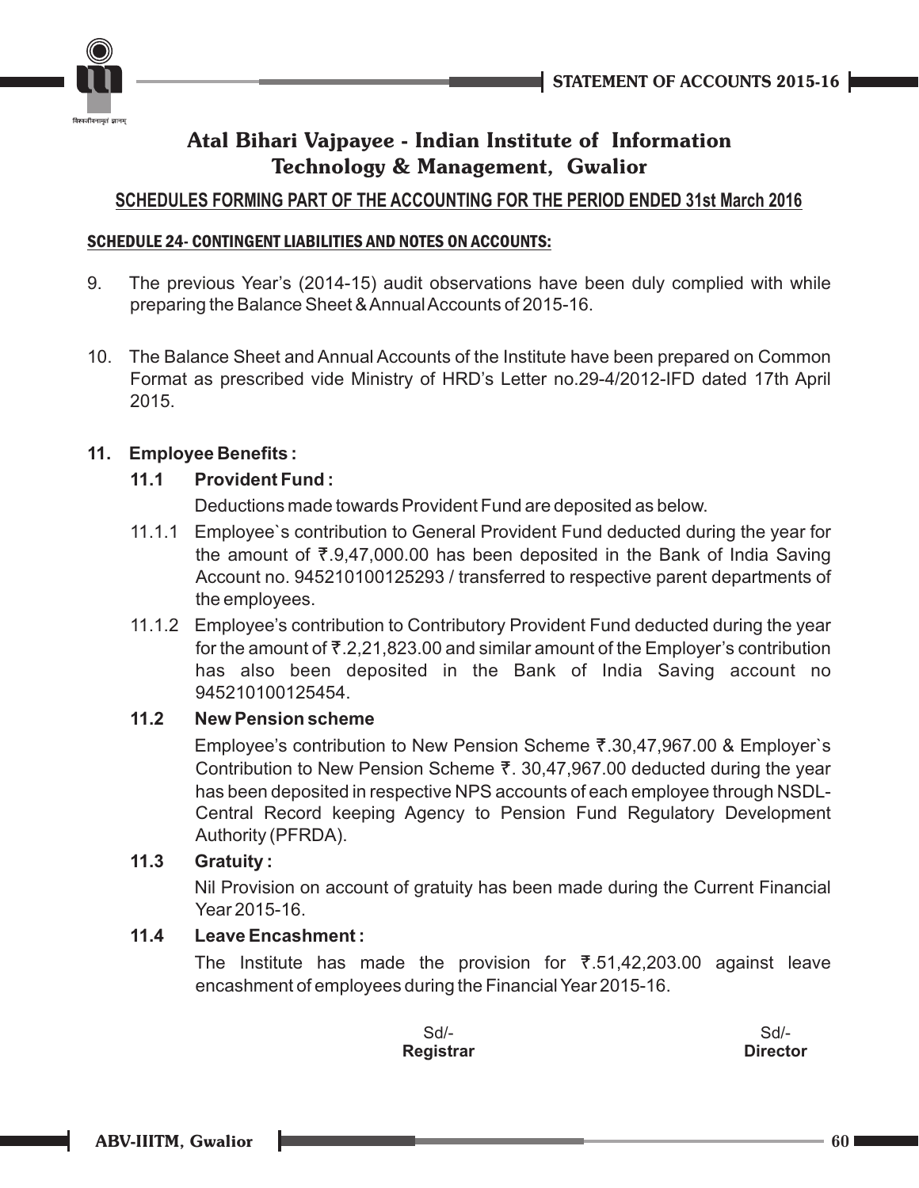# Atal Bihari Vajpayee - Indian Institute of Information Technology & Management, Gwalior

## SCHEDULES FORMING PART OF THE ACCOUNTING FOR THE PERIOD ENDED 31st March 2016

### SCHEDULE 24- CONTINGENT LIABILITIES AND NOTES ON ACCOUNTS:

9. The previous Year's (2014-15) audit observations have been duly complied with while preparing the Balance Sheet & Annual Accounts of 2015-16.

10. The Balance Sheet and Annual Accounts of the Institute have been prepared on Common Format as prescribed vide Ministry of HRD's Letter no.29-4/2012-IFD dated 17th April 2015.

**11. Employee Benefits :**

**11.1 Provident Fund :**

Deductions made towards Provident Fund are deposited as below.

11.1.1 Employee`s contribution to General Provident Fund deducted during the year for the amount of ₹.9,47,000.00 has been deposited in the Bank of India Saving Account no. 945210100125293 / transferred to respective parent departments of the employees.

11.1.2 Employee's contribution to Contributory Provident Fund deducted during the year for the amount of ₹.2,21,823.00 and similar amount of the Employer's contribution has also been deposited in the Bank of India Saving account no 945210100125454.

**11.2 New Pension scheme**

Employee's contribution to New Pension Scheme ₹.30,47,967.00 & Employer`s Contribution to New Pension Scheme ₹. 30,47,967.00 deducted during the year has been deposited in respective NPS accounts of each employee through NSDL-Central Record keeping Agency to Pension Fund Regulatory Development Authority (PFRDA).

**11.3 Gratuity :**

Nil Provision on account of gratuity has been made during the Current Financial Year 2015-16.

**11.4 Leave Encashment :**

The Institute has made the provision for ₹.51,42,203.00 against leave encashment of employees during the Financial Year 2015-16.

Sd/-
**Registrar**

Sd/-
**Director**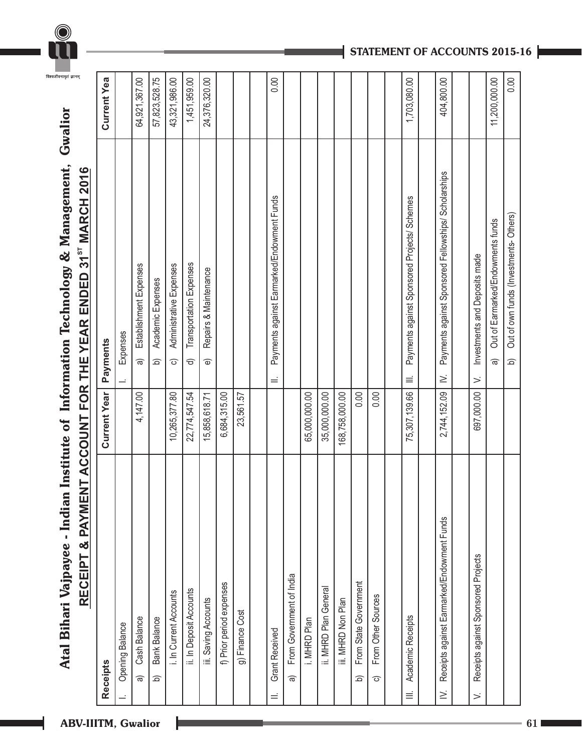# Atal Bihari Vajpayee - Indian Institute of Information Technology & Management, Gwalior

## RECEIPT & PAYMENT ACCOUNT FOR THE YEAR ENDED 31[ST] MARCH 2016

| Receipts | Current Year | Payments | Current Yea |
|---|---|---|---|
| I. Opening Balance | | I. Expenses | |
| a) Cash Balance | 4,147.00 | a) Establishment Expenses | 64,921,367.00 |
| b) Bank Balance | | b) Academic Expenses | 57,823,528.75 |
| i. In Current Accounts | 10,265,377.80 | c) Administrative Expenses | 43,321,986.00 |
| ii. In Deposit Accounts | 22,774,547.54 | d) Transportation Expenses | 1,451,959.00 |
| iii. Saving Accounts | 15,858,618.71 | e) Repairs & Maintenance | 24,376,320.00 |
| f) Prior period expenses | 6,684,315.00 | | |
| g) Finance Cost | 23,561.57 | | |
| | | | |
| II. Grant Received | | II. Payments against Earmarked/Endowment Funds | 0.00 |
| a) From Government of India | | | |
| i. MHRD Plan | 65,000,000.00 | | |
| ii. MHRD Plan General | 35,000,000.00 | | |
| iii. MHRD Non Plan | 168,758,000.00 | | |
| b) From State Government | 0.00 | | |
| c) From Other Sources | 0.00 | | |
| | | | |
| III. Academic Receipts | 75,307,139.66 | III. Payments against Sponsored Projects/ Schemes | 1,703,080.00 |
| | | | |
| IV. Receipts against Earmarked/Endowment Funds | 2,744,152.09 | IV. Payments against Sponsored Fellowships/ Scholarships | 404,800.00 |
| | | | |
| V. Receipts against Sponsored Projects | 697,000.00 | V. Investments and Deposits made | |
| | | a) Out of Earmarked/Endowments funds | 11,200,000.00 |
| | | b) Out of own funds (Investments- Others) | 0.00 |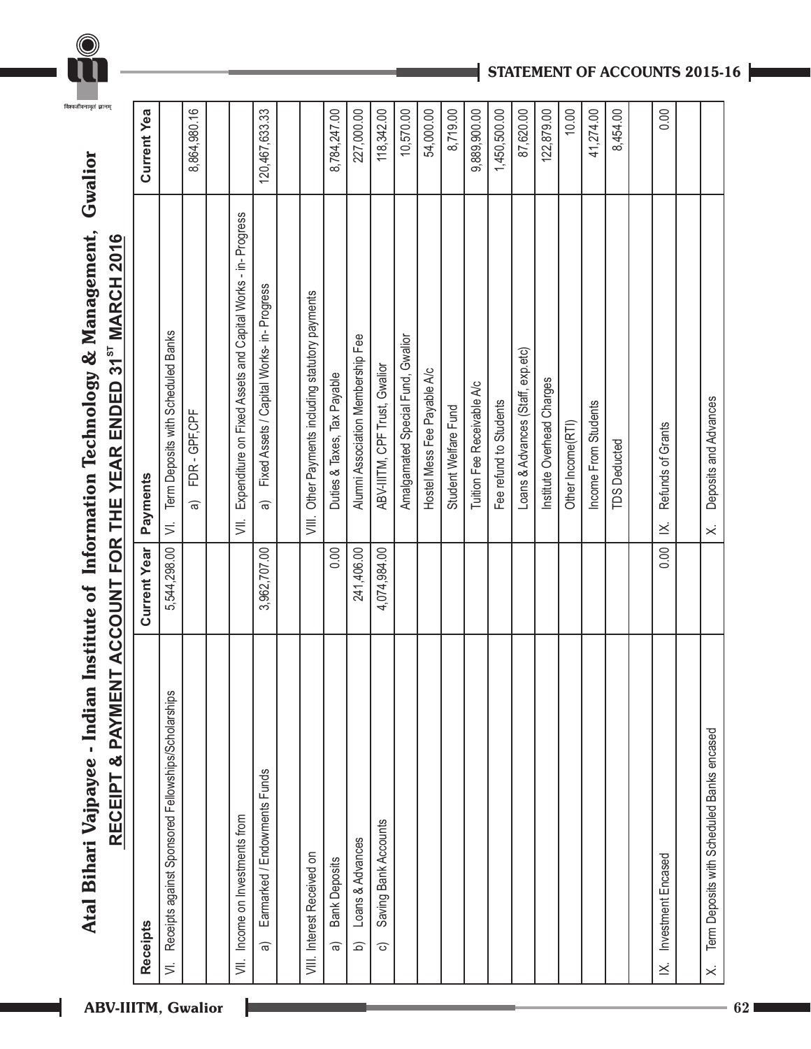# Atal Bihari Vajpayee - Indian Institute of Information Technology & Management, Gwalior

## RECEIPT & PAYMENT ACCOUNT FOR THE YEAR ENDED 31ST MARCH 2016

| Receipts | Current Year | Payments | Current Yea |
|---|---|---|---|
| VI. Receipts against Sponsored Fellowships/Scholarships | 5,544,298.00 | VI. Term Deposits with Scheduled Banks | |
| | | a) FDR - GPF,CPF | 8,864,980.16 |
| | | | |
| VII. Income on Investments from | | VII. Expenditure on Fixed Assets and Capital Works - in- Progress | |
| a) Earmarked / Endowments Funds | 3,962,707.00 | a) Fixed Assets / Capital Works- in- Progress | 120,467,633.33 |
| | | | |
| VIII. Interest Received on | | VIII. Other Payments including statutory payments | |
| a) Bank Deposits | 0.00 | Duties & Taxes, Tax Payable | 8,784,247.00 |
| b) Loans & Advances | 241,406.00 | Alumni Association Membership Fee | 227,000.00 |
| c) Saving Bank Accounts | 4,074,984.00 | ABV-IIITM, CPF Trust, Gwalior | 118,342.00 |
| | | Amalgamated Special Fund, Gwalior | 10,570.00 |
| | | Hostel Mess Fee Payable A/c | 54,000.00 |
| | | Student Welfare Fund | 8,719.00 |
| | | Tuition Fee Receivable A/c | 9,889,900.00 |
| | | Fee refund to Students | 1,450,500.00 |
| | | Loans & Advances (Staff, exp.etc) | 87,620.00 |
| | | Institute Overhead Charges | 122,879.00 |
| | | Other Income(RTI) | 10.00 |
| | | Income From Students | 41,274.00 |
| | | TDS Deducted | 8,454.00 |
| | | | |
| IX. Investment Encased | 0.00 | IX. Refunds of Grants | 0.00 |
| | | | |
| X. Term Deposits with Scheduled Banks encased | | X. Deposits and Advances | |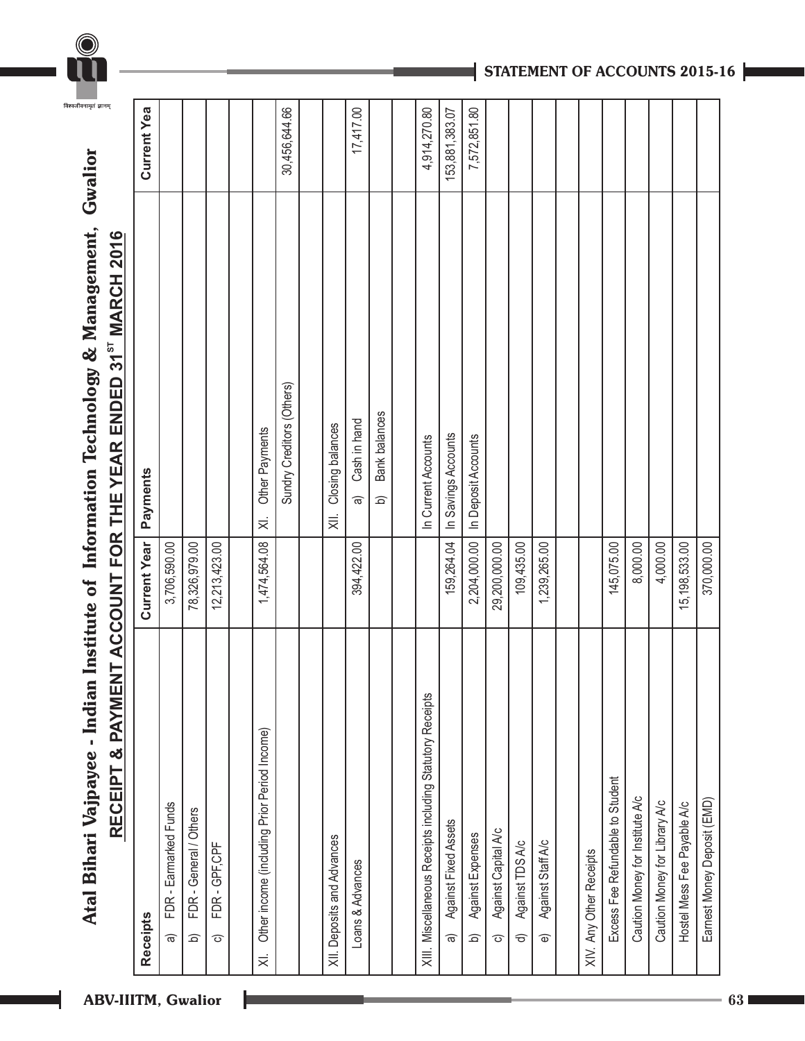# Atal Bihari Vajpayee - Indian Institute of Information Technology & Management, Gwalior

## RECEIPT & PAYMENT ACCOUNT FOR THE YEAR ENDED 31[ST] MARCH 2016

| Receipts | Current Year | Payments | Current Yea |
|---|---|---|---|
| a) FDR - Earmarked Funds | 3,706,590.00 | | |
| b) FDR - General / Others | 78,326,979.00 | | |
| c) FDR - GPF,CPF | 12,213,423.00 | | |
| | | | |
| XI. Other income (including Prior Period Income) | 1,474,564.08 | XI. Other Payments | |
| | | Sundry Creditors (Others) | 30,456,644.66 |
| | | | |
| XII. Deposits and Advances | | XII. Closing balances | |
| Loans & Advances | 394,422.00 | a) Cash in hand | 17,417.00 |
| | | b) Bank balances | |
| | | | |
| XIII. Miscellaneous Receipts including Statutory Receipts | | In Current Accounts | 4,914,270.80 |
| a) Against Fixed Assets | 159,264.04 | In Savings Accounts | 153,881,383.07 |
| b) Against Expenses | 2,204,000.00 | In Deposit Accounts | 7,572,851.80 |
| c) Against Capital A/c | 29,200,000.00 | | |
| d) Against TDS A/c | 109,435.00 | | |
| e) Against Staff A/c | 1,239,265.00 | | |
| | | | |
| XIV. Any Other Receipts | | | |
| Excess Fee Refundable to Student | 145,075.00 | | |
| Caution Money for Institute A/c | 8,000.00 | | |
| Caution Money for Library A/c | 4,000.00 | | |
| Hostel Mess Fee Payable A/c | 15,198,533.00 | | |
| Earnest Money Deposit (EMD) | 370,000.00 | | |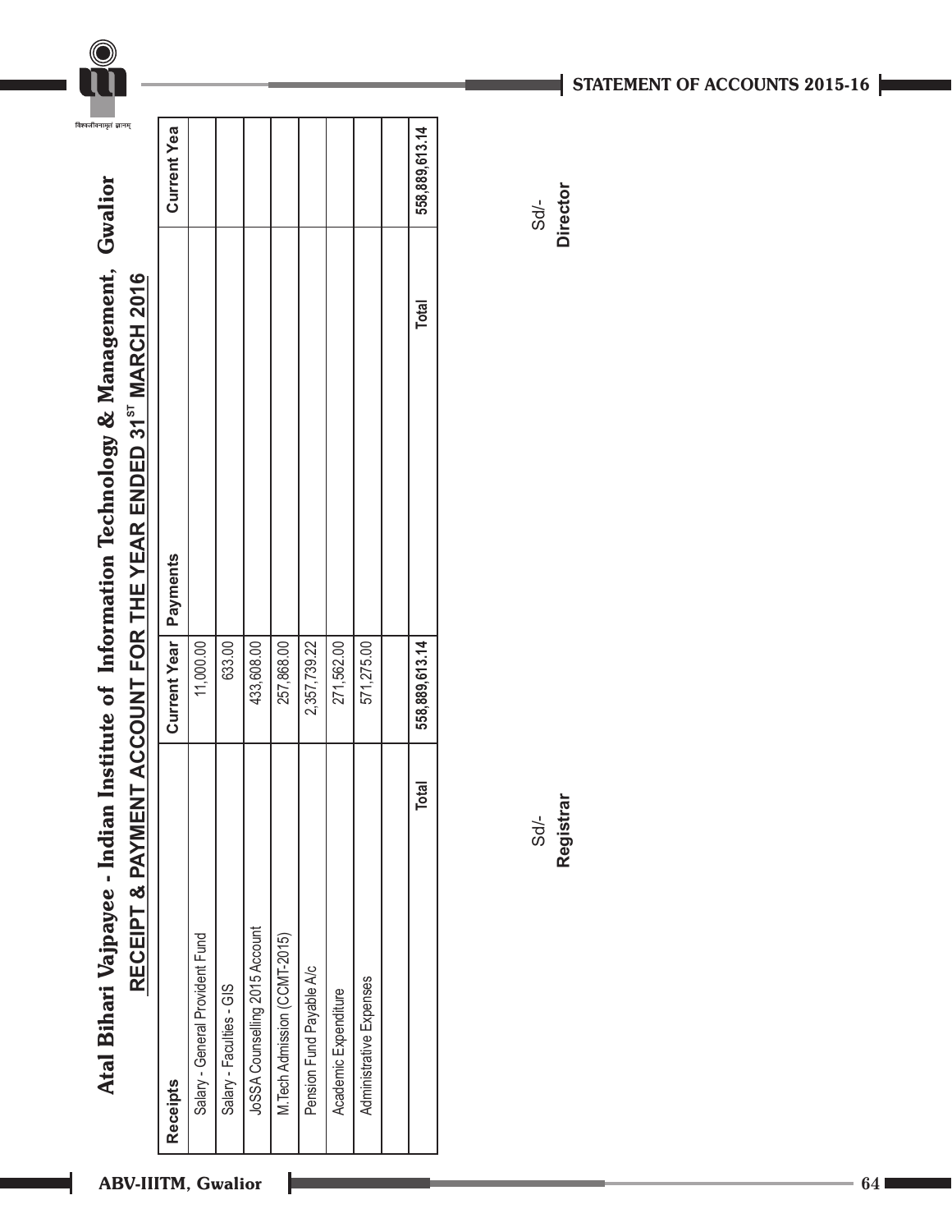# Atal Bihari Vajpayee - Indian Institute of Information Technology & Management, Gwalior

## RECEIPT & PAYMENT ACCOUNT FOR THE YEAR ENDED 31ST MARCH 2016

| Receipts | Current Year | Payments | Current Yea |
|---|---|---|---|
| Salary - General Provident Fund | 11,000.00 | | |
| Salary - Faculties - GIS | 633.00 | | |
| JoSSA Counselling 2015 Account | 433,608.00 | | |
| M.Tech Admission (CCMT-2015) | 257,868.00 | | |
| Pension Fund Payable A/c | 2,357,739.22 | | |
| Academic Expenditure | 271,562.00 | | |
| Administrative Expenses | 571,275.00 | | |
| | | | |
| Total | 558,889,613.14 | Total | 558,889,613.14 |

Sd/-
**Registrar**

Sd/-
**Director**